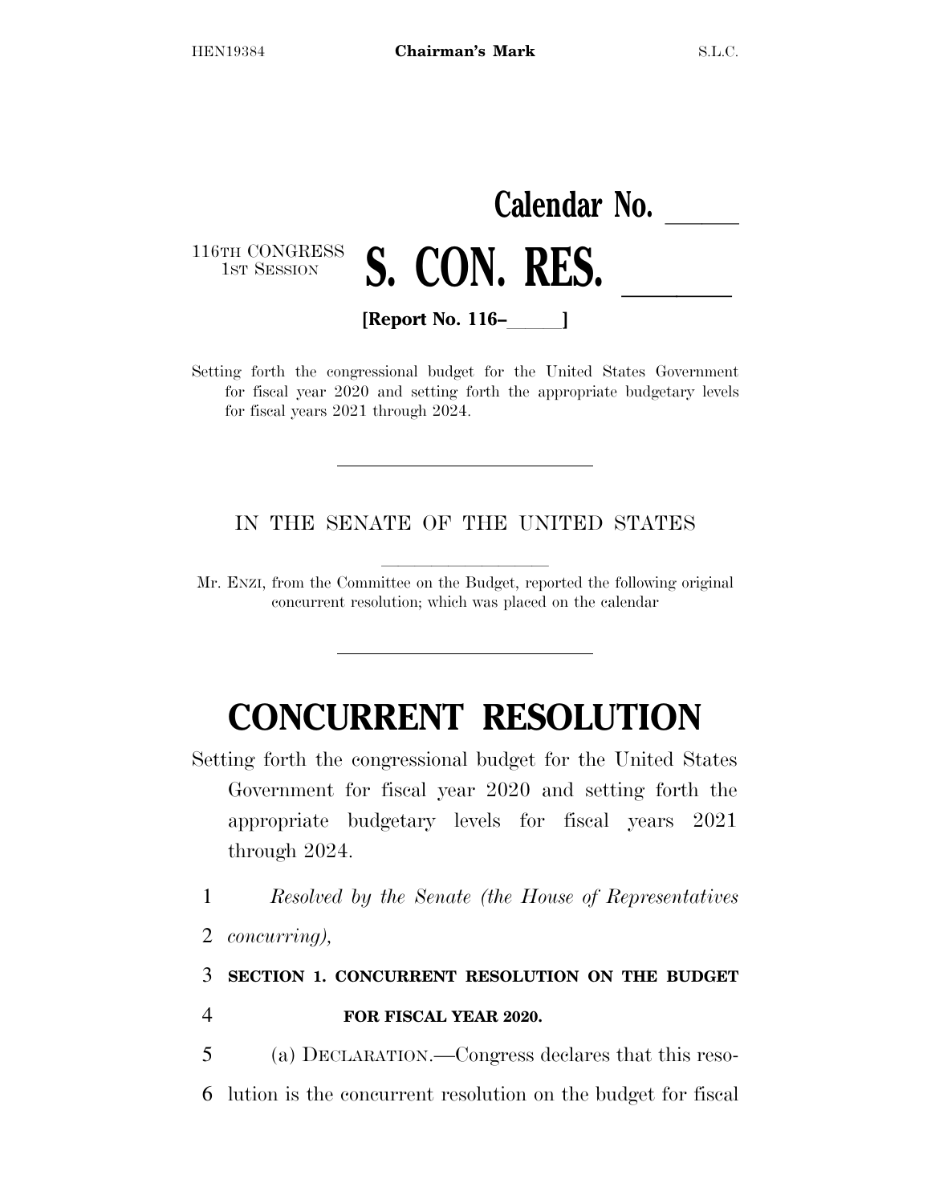Calendar No. \_\_\_\_\_

116TH CONGRESS
1ST SESSION

# S. CON. RES. \_\_\_\_\_\_

**[Report No. 116–\_\_\_\_\_]**

Setting forth the congressional budget for the United States Government for fiscal year 2020 and setting forth the appropriate budgetary levels for fiscal years 2021 through 2024.

---

IN THE SENATE OF THE UNITED STATES

Mr. ENZI, from the Committee on the Budget, reported the following original concurrent resolution; which was placed on the calendar

---

# CONCURRENT RESOLUTION

Setting forth the congressional budget for the United States Government for fiscal year 2020 and setting forth the appropriate budgetary levels for fiscal years 2021 through 2024.

1 *Resolved by the Senate (the House of Representatives*
2 *concurring),*

3 **SECTION 1. CONCURRENT RESOLUTION ON THE BUDGET**
4 **FOR FISCAL YEAR 2020.**

5 (a) DECLARATION.—Congress declares that this reso-
6 lution is the concurrent resolution on the budget for fiscal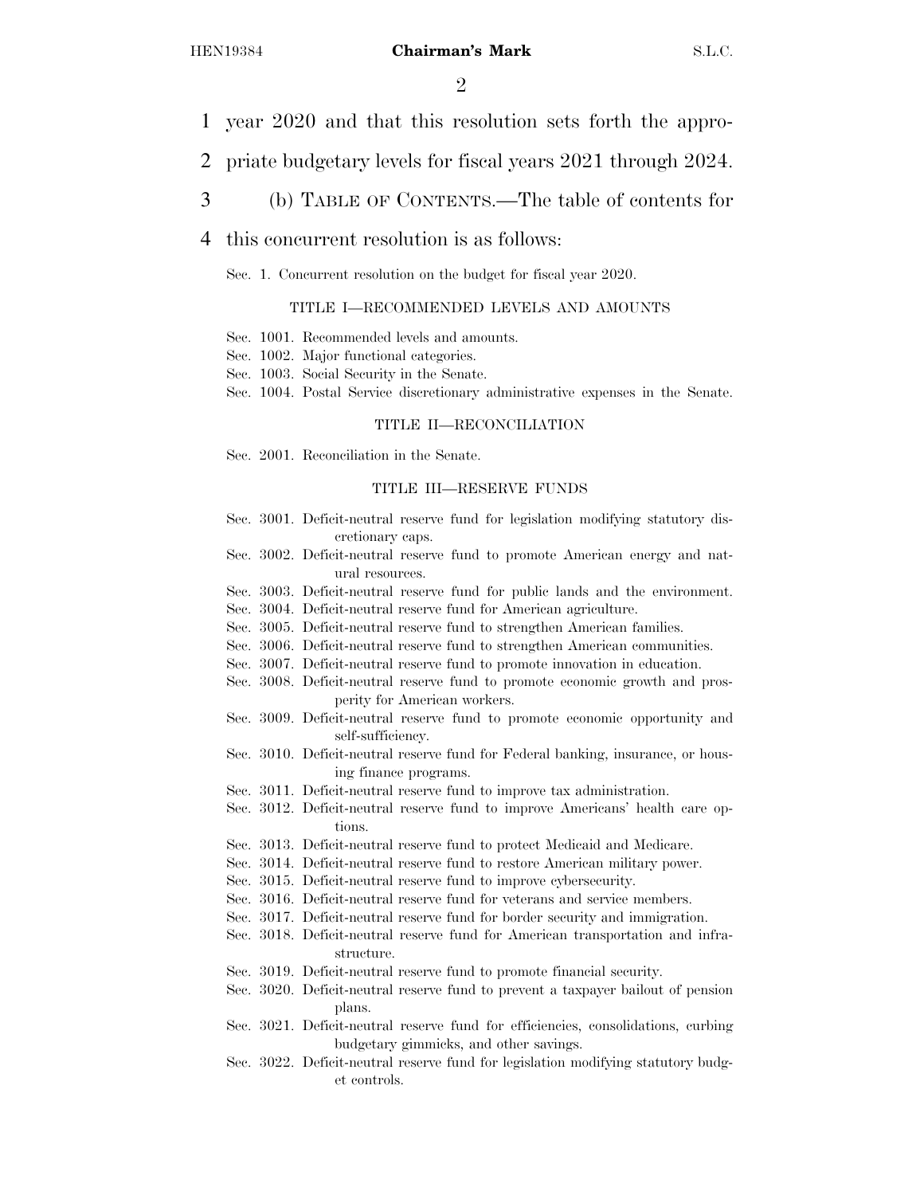year 2020 and that this resolution sets forth the appropriate budgetary levels for fiscal years 2021 through 2024.

(b) TABLE OF CONTENTS.—The table of contents for this concurrent resolution is as follows:

Sec. 1. Concurrent resolution on the budget for fiscal year 2020.

TITLE I—RECOMMENDED LEVELS AND AMOUNTS

Sec. 1001. Recommended levels and amounts.
Sec. 1002. Major functional categories.
Sec. 1003. Social Security in the Senate.
Sec. 1004. Postal Service discretionary administrative expenses in the Senate.

TITLE II—RECONCILIATION

Sec. 2001. Reconciliation in the Senate.

TITLE III—RESERVE FUNDS

Sec. 3001. Deficit-neutral reserve fund for legislation modifying statutory discretionary caps.
Sec. 3002. Deficit-neutral reserve fund to promote American energy and natural resources.
Sec. 3003. Deficit-neutral reserve fund for public lands and the environment.
Sec. 3004. Deficit-neutral reserve fund for American agriculture.
Sec. 3005. Deficit-neutral reserve fund to strengthen American families.
Sec. 3006. Deficit-neutral reserve fund to strengthen American communities.
Sec. 3007. Deficit-neutral reserve fund to promote innovation in education.
Sec. 3008. Deficit-neutral reserve fund to promote economic growth and prosperity for American workers.
Sec. 3009. Deficit-neutral reserve fund to promote economic opportunity and self-sufficiency.
Sec. 3010. Deficit-neutral reserve fund for Federal banking, insurance, or housing finance programs.
Sec. 3011. Deficit-neutral reserve fund to improve tax administration.
Sec. 3012. Deficit-neutral reserve fund to improve Americans' health care options.
Sec. 3013. Deficit-neutral reserve fund to protect Medicaid and Medicare.
Sec. 3014. Deficit-neutral reserve fund to restore American military power.
Sec. 3015. Deficit-neutral reserve fund to improve cybersecurity.
Sec. 3016. Deficit-neutral reserve fund for veterans and service members.
Sec. 3017. Deficit-neutral reserve fund for border security and immigration.
Sec. 3018. Deficit-neutral reserve fund for American transportation and infrastructure.
Sec. 3019. Deficit-neutral reserve fund to promote financial security.
Sec. 3020. Deficit-neutral reserve fund to prevent a taxpayer bailout of pension plans.
Sec. 3021. Deficit-neutral reserve fund for efficiencies, consolidations, curbing budgetary gimmicks, and other savings.
Sec. 3022. Deficit-neutral reserve fund for legislation modifying statutory budget controls.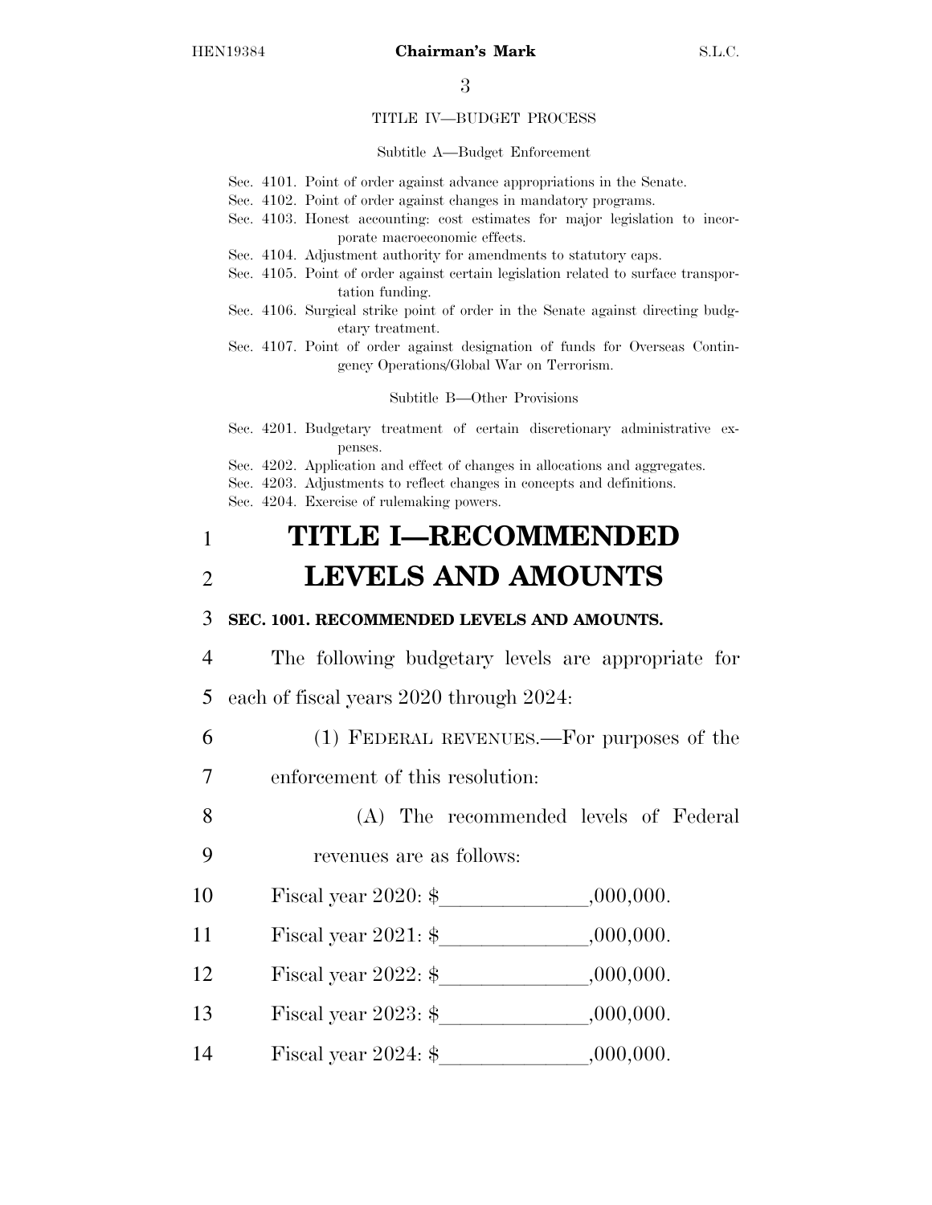TITLE IV—BUDGET PROCESS

Subtitle A—Budget Enforcement

Sec. 4101. Point of order against advance appropriations in the Senate.
Sec. 4102. Point of order against changes in mandatory programs.
Sec. 4103. Honest accounting: cost estimates for major legislation to incorporate macroeconomic effects.
Sec. 4104. Adjustment authority for amendments to statutory caps.
Sec. 4105. Point of order against certain legislation related to surface transportation funding.
Sec. 4106. Surgical strike point of order in the Senate against directing budgetary treatment.
Sec. 4107. Point of order against designation of funds for Overseas Contingency Operations/Global War on Terrorism.

Subtitle B—Other Provisions

Sec. 4201. Budgetary treatment of certain discretionary administrative expenses.
Sec. 4202. Application and effect of changes in allocations and aggregates.
Sec. 4203. Adjustments to reflect changes in concepts and definitions.
Sec. 4204. Exercise of rulemaking powers.

# TITLE I—RECOMMENDED LEVELS AND AMOUNTS

**SEC. 1001. RECOMMENDED LEVELS AND AMOUNTS.**

The following budgetary levels are appropriate for each of fiscal years 2020 through 2024:

(1) FEDERAL REVENUES.—For purposes of the enforcement of this resolution:

(A) The recommended levels of Federal revenues are as follows:

Fiscal year 2020: $______________,000,000.

Fiscal year 2021: $______________,000,000.

Fiscal year 2022: $______________,000,000.

Fiscal year 2023: $______________,000,000.

Fiscal year 2024: $______________,000,000.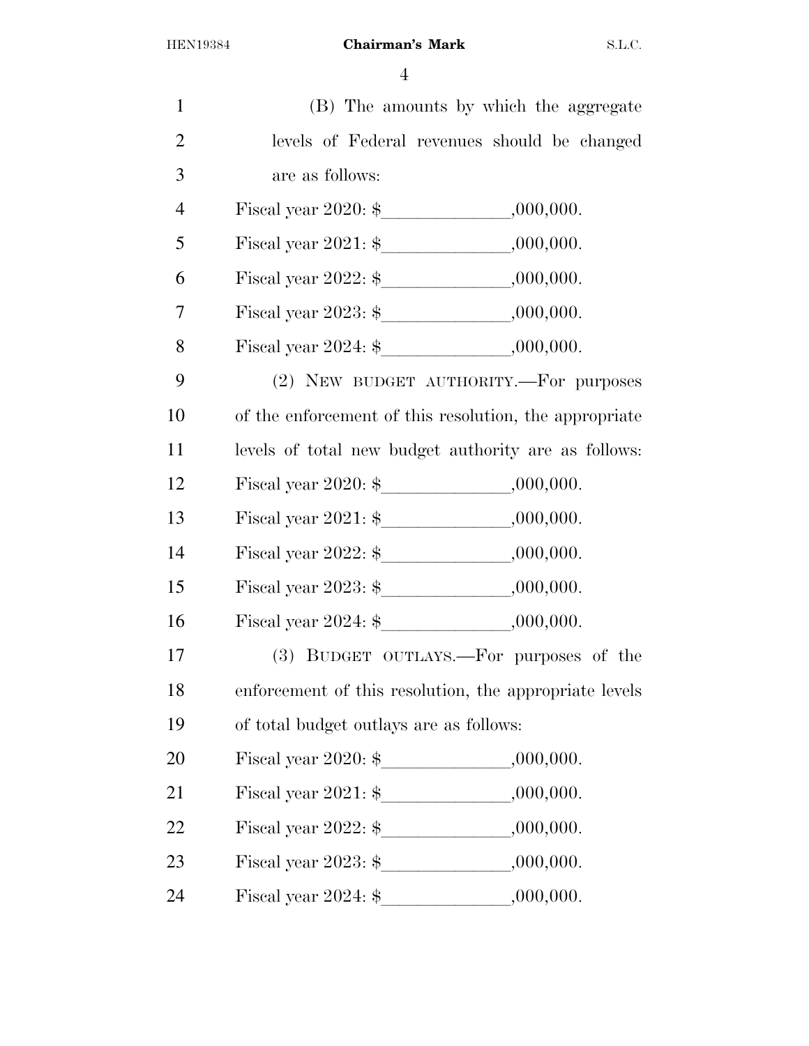(B) The amounts by which the aggregate levels of Federal revenues should be changed are as follows:

Fiscal year 2020: $______________,000,000.

Fiscal year 2021: $______________,000,000.

Fiscal year 2022: $______________,000,000.

Fiscal year 2023: $______________,000,000.

Fiscal year 2024: $______________,000,000.

(2) NEW BUDGET AUTHORITY.—For purposes of the enforcement of this resolution, the appropriate levels of total new budget authority are as follows:

Fiscal year 2020: $______________,000,000.

Fiscal year 2021: $______________,000,000.

Fiscal year 2022: $______________,000,000.

Fiscal year 2023: $______________,000,000.

Fiscal year 2024: $______________,000,000.

(3) BUDGET OUTLAYS.—For purposes of the enforcement of this resolution, the appropriate levels of total budget outlays are as follows:

Fiscal year 2020: $______________,000,000.

Fiscal year 2021: $______________,000,000.

Fiscal year 2022: $______________,000,000.

Fiscal year 2023: $______________,000,000.

Fiscal year 2024: $______________,000,000.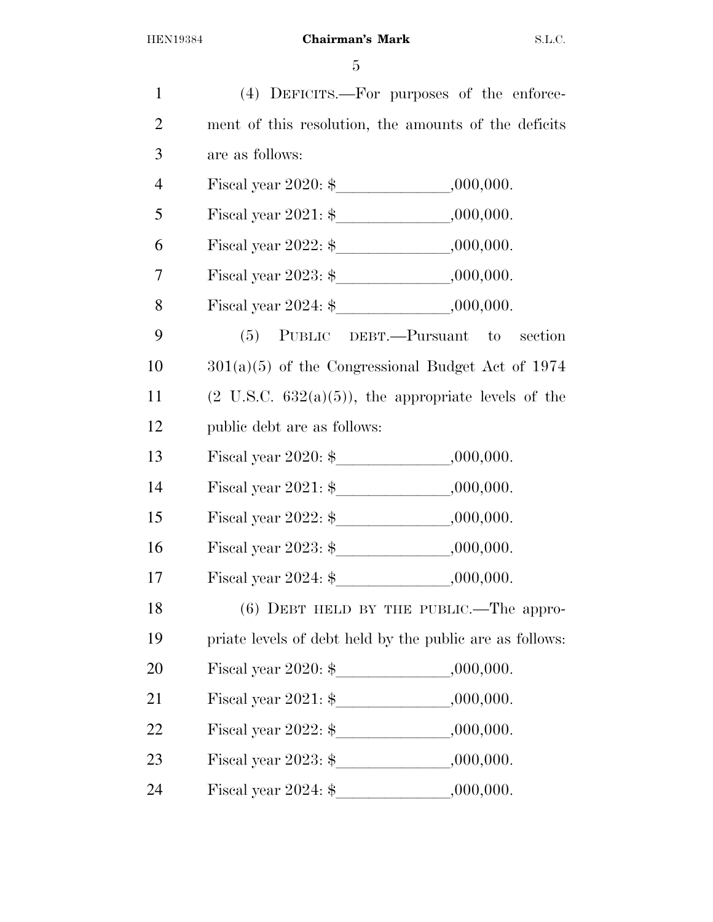(4) DEFICITS.—For purposes of the enforcement of this resolution, the amounts of the deficits are as follows:

Fiscal year 2020: $______________,000,000.

Fiscal year 2021: $______________,000,000.

Fiscal year 2022: $______________,000,000.

Fiscal year 2023: $______________,000,000.

Fiscal year 2024: $______________,000,000.

(5) PUBLIC DEBT.—Pursuant to section 301(a)(5) of the Congressional Budget Act of 1974 (2 U.S.C. 632(a)(5)), the appropriate levels of the public debt are as follows:

Fiscal year 2020: $______________,000,000.

Fiscal year 2021: $______________,000,000.

Fiscal year 2022: $______________,000,000.

Fiscal year 2023: $______________,000,000.

Fiscal year 2024: $______________,000,000.

(6) DEBT HELD BY THE PUBLIC.—The appropriate levels of debt held by the public are as follows:

Fiscal year 2020: $______________,000,000.

Fiscal year 2021: $______________,000,000.

Fiscal year 2022: $______________,000,000.

Fiscal year 2023: $______________,000,000.

Fiscal year 2024: $______________,000,000.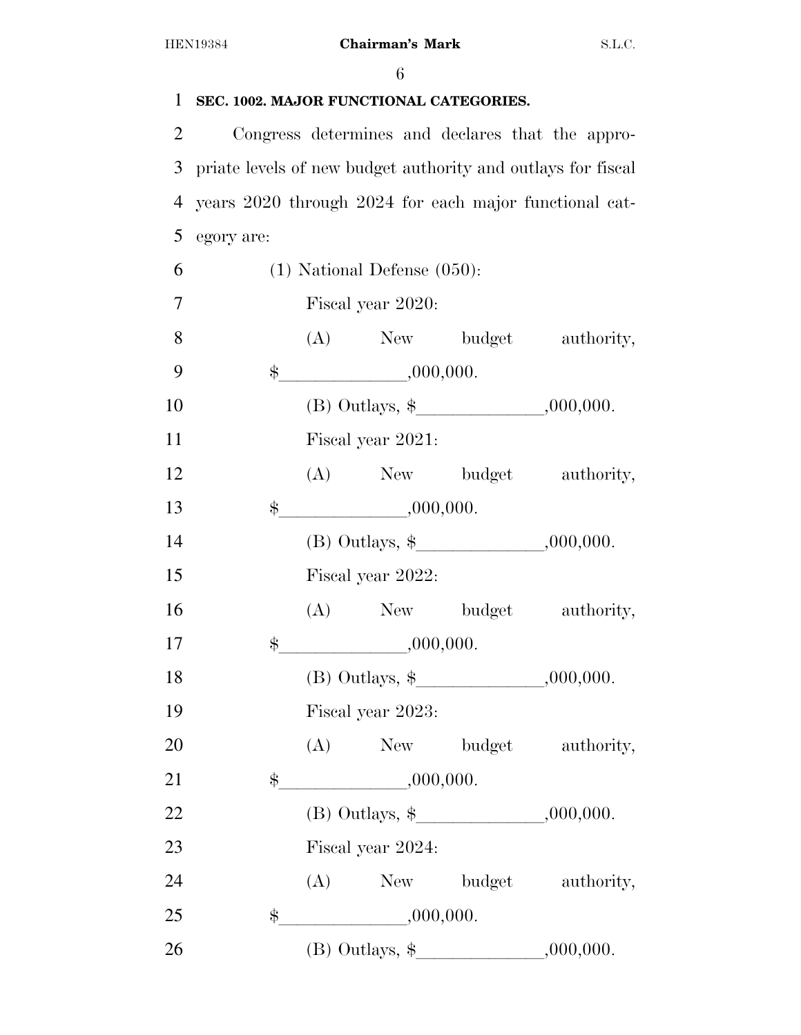**SEC. 1002. MAJOR FUNCTIONAL CATEGORIES.**

Congress determines and declares that the appropriate levels of new budget authority and outlays for fiscal years 2020 through 2024 for each major functional category are:

(1) National Defense (050):

Fiscal year 2020:

(A) New budget authority, $______________,000,000.

(B) Outlays, $______________,000,000.

Fiscal year 2021:

(A) New budget authority, $______________,000,000.

(B) Outlays, $______________,000,000.

Fiscal year 2022:

(A) New budget authority, $______________,000,000.

(B) Outlays, $______________,000,000.

Fiscal year 2023:

(A) New budget authority, $______________,000,000.

(B) Outlays, $______________,000,000.

Fiscal year 2024:

(A) New budget authority, $______________,000,000.

(B) Outlays, $______________,000,000.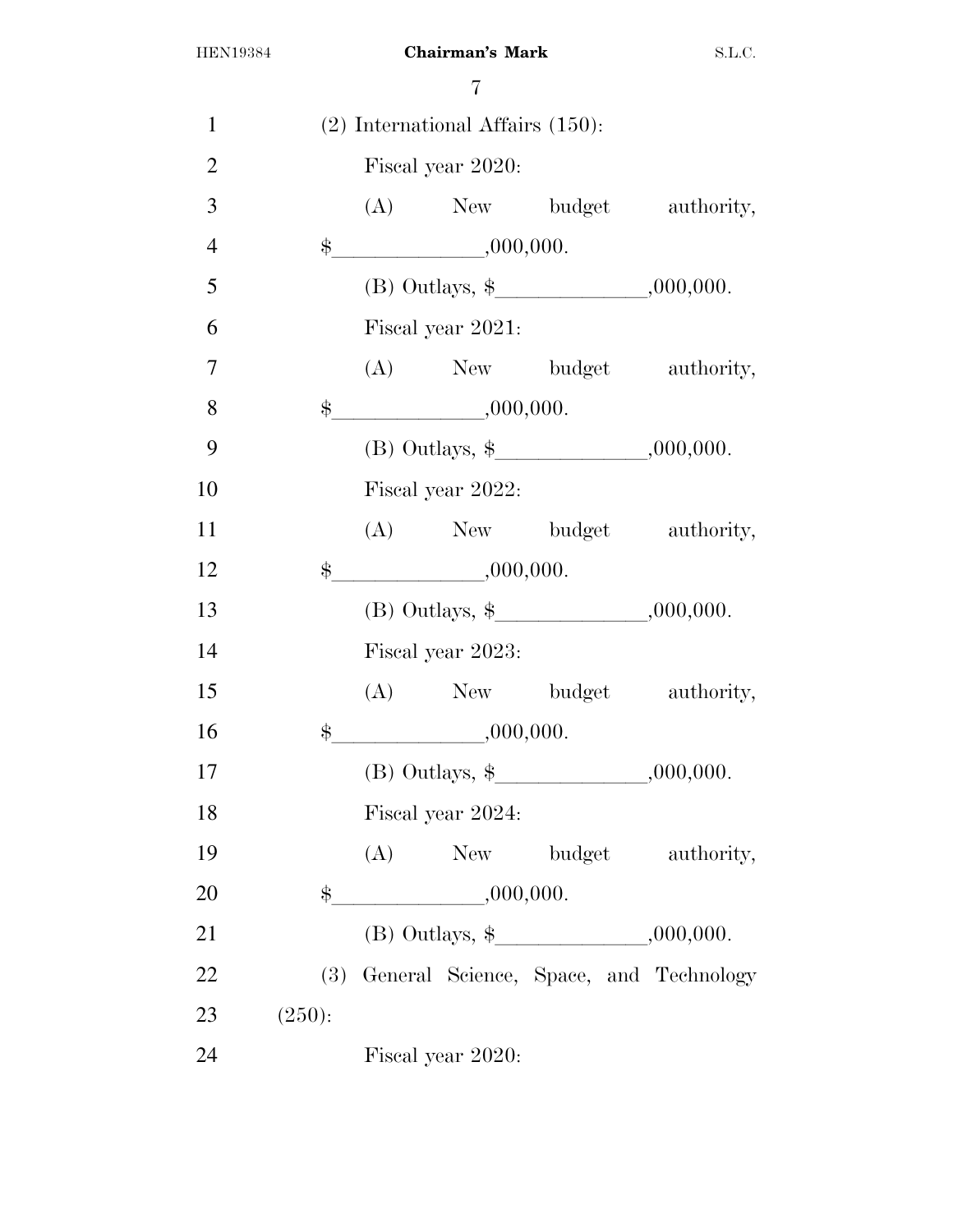(2) International Affairs (150):

Fiscal year 2020:

(A) New budget authority, $______________,000,000.

(B) Outlays, $______________,000,000.

Fiscal year 2021:

(A) New budget authority, $______________,000,000.

(B) Outlays, $______________,000,000.

Fiscal year 2022:

(A) New budget authority, $______________,000,000.

(B) Outlays, $______________,000,000.

Fiscal year 2023:

(A) New budget authority, $______________,000,000.

(B) Outlays, $______________,000,000.

Fiscal year 2024:

(A) New budget authority, $______________,000,000.

(B) Outlays, $______________,000,000.

(3) General Science, Space, and Technology (250):

Fiscal year 2020: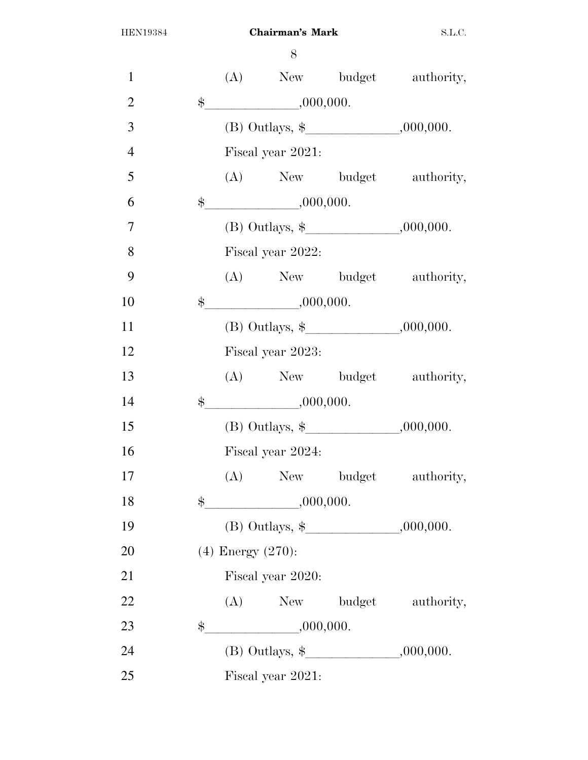(A) New budget authority, $\_\_\_\_\_\_\_\_\_\_\_\_\_\_,000,000.

(B) Outlays, $\_\_\_\_\_\_\_\_\_\_\_\_\_\_,000,000.

Fiscal year 2021:

(A) New budget authority, $\_\_\_\_\_\_\_\_\_\_\_\_\_\_,000,000.

(B) Outlays, $\_\_\_\_\_\_\_\_\_\_\_\_\_\_,000,000.

Fiscal year 2022:

(A) New budget authority, $\_\_\_\_\_\_\_\_\_\_\_\_\_\_,000,000.

(B) Outlays, $\_\_\_\_\_\_\_\_\_\_\_\_\_\_,000,000.

Fiscal year 2023:

(A) New budget authority, $\_\_\_\_\_\_\_\_\_\_\_\_\_\_,000,000.

(B) Outlays, $\_\_\_\_\_\_\_\_\_\_\_\_\_\_,000,000.

Fiscal year 2024:

(A) New budget authority, $\_\_\_\_\_\_\_\_\_\_\_\_\_\_,000,000.

(B) Outlays, $\_\_\_\_\_\_\_\_\_\_\_\_\_\_,000,000.

(4) Energy (270):

Fiscal year 2020:

(A) New budget authority, $\_\_\_\_\_\_\_\_\_\_\_\_\_\_,000,000.

(B) Outlays, $\_\_\_\_\_\_\_\_\_\_\_\_\_\_,000,000.

Fiscal year 2021: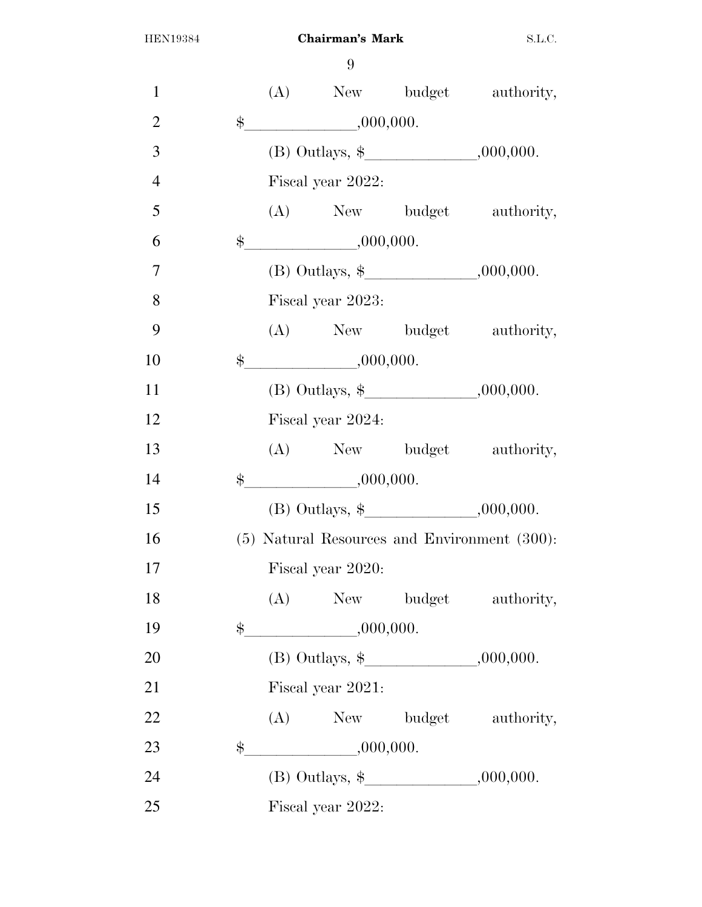(A) New budget authority, $\_\_\_\_\_\_\_\_\_\_\_\_\_\_,000,000.

(B) Outlays, $\_\_\_\_\_\_\_\_\_\_\_\_\_\_,000,000.

Fiscal year 2022:

(A) New budget authority, $\_\_\_\_\_\_\_\_\_\_\_\_\_\_,000,000.

(B) Outlays, $\_\_\_\_\_\_\_\_\_\_\_\_\_\_,000,000.

Fiscal year 2023:

(A) New budget authority, $\_\_\_\_\_\_\_\_\_\_\_\_\_\_,000,000.

(B) Outlays, $\_\_\_\_\_\_\_\_\_\_\_\_\_\_,000,000.

Fiscal year 2024:

(A) New budget authority, $\_\_\_\_\_\_\_\_\_\_\_\_\_\_,000,000.

(B) Outlays, $\_\_\_\_\_\_\_\_\_\_\_\_\_\_,000,000.

(5) Natural Resources and Environment (300):

Fiscal year 2020:

(A) New budget authority, $\_\_\_\_\_\_\_\_\_\_\_\_\_\_,000,000.

(B) Outlays, $\_\_\_\_\_\_\_\_\_\_\_\_\_\_,000,000.

Fiscal year 2021:

(A) New budget authority, $\_\_\_\_\_\_\_\_\_\_\_\_\_\_,000,000.

(B) Outlays, $\_\_\_\_\_\_\_\_\_\_\_\_\_\_,000,000.

Fiscal year 2022: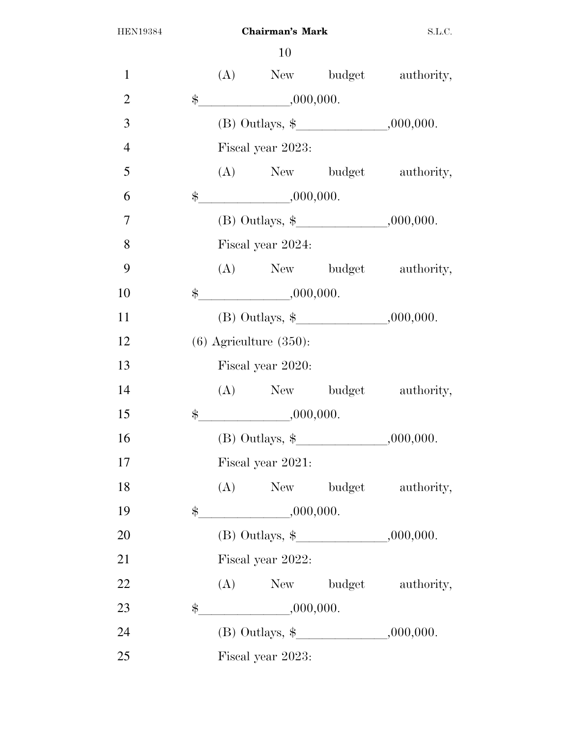(A) New budget authority, $______________,000,000.

(B) Outlays, $______________,000,000.

Fiscal year 2023:

(A) New budget authority, $______________,000,000.

(B) Outlays, $______________,000,000.

Fiscal year 2024:

(A) New budget authority, $______________,000,000.

(B) Outlays, $______________,000,000.

(6) Agriculture (350):

Fiscal year 2020:

(A) New budget authority, $______________,000,000.

(B) Outlays, $______________,000,000.

Fiscal year 2021:

(A) New budget authority, $______________,000,000.

(B) Outlays, $______________,000,000.

Fiscal year 2022:

(A) New budget authority, $______________,000,000.

(B) Outlays, $______________,000,000.

Fiscal year 2023: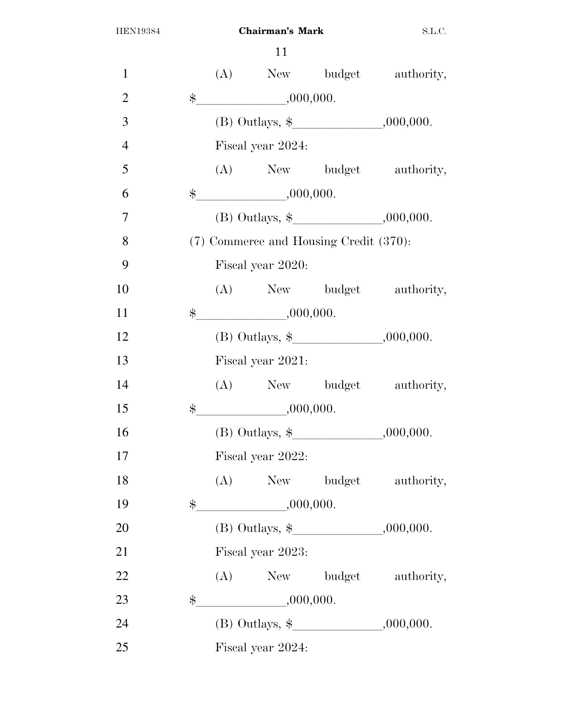(A) New budget authority, $______________,000,000.

(B) Outlays, $______________,000,000.

Fiscal year 2024:

(A) New budget authority, $______________,000,000.

(B) Outlays, $______________,000,000.

(7) Commerce and Housing Credit (370):

Fiscal year 2020:

(A) New budget authority, $______________,000,000.

(B) Outlays, $______________,000,000.

Fiscal year 2021:

(A) New budget authority, $______________,000,000.

(B) Outlays, $______________,000,000.

Fiscal year 2022:

(A) New budget authority, $______________,000,000.

(B) Outlays, $______________,000,000.

Fiscal year 2023:

(A) New budget authority, $______________,000,000.

(B) Outlays, $______________,000,000.

Fiscal year 2024: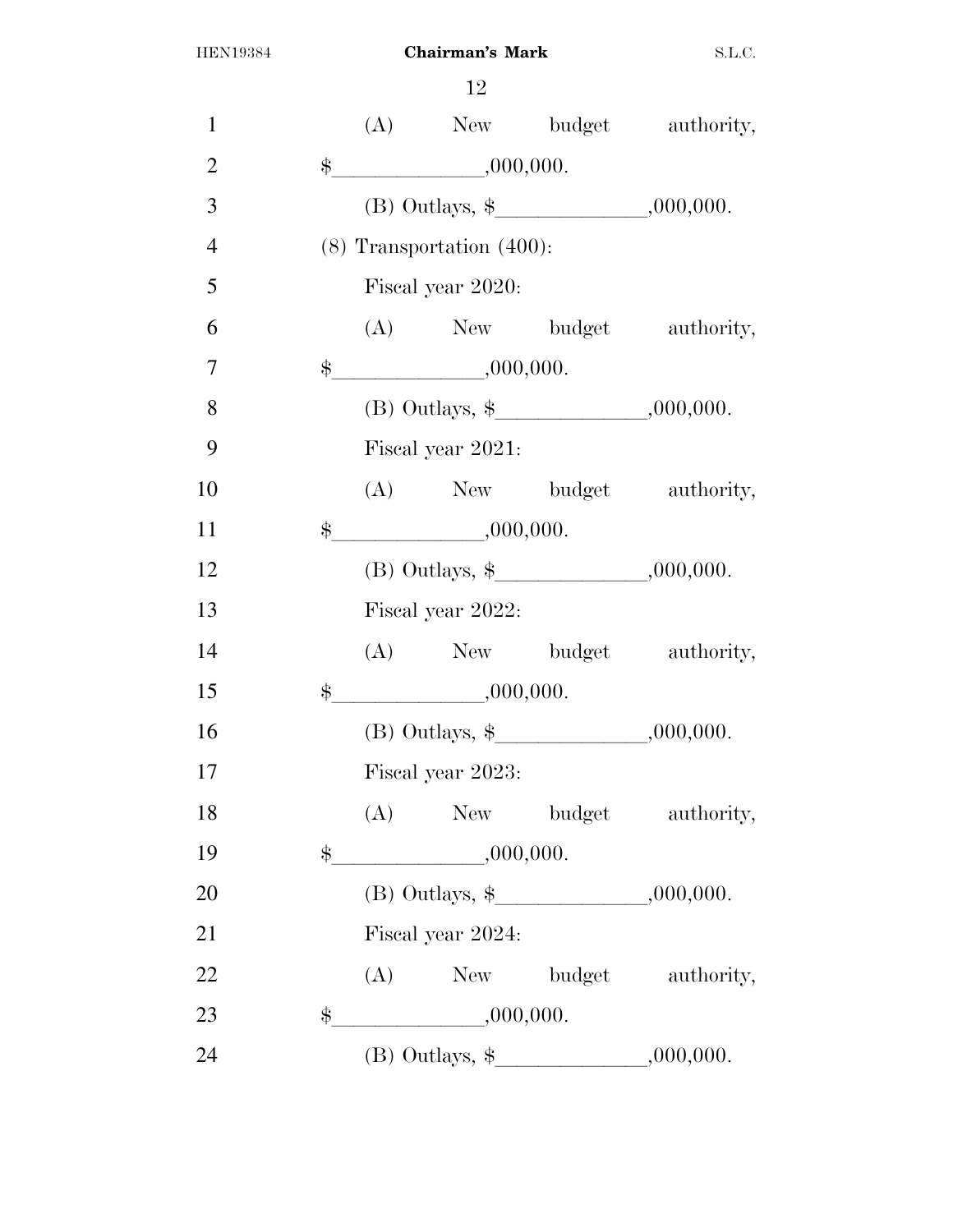(A) New budget authority, $______________,000,000.

(B) Outlays, $______________,000,000.

(8) Transportation (400):

Fiscal year 2020:

(A) New budget authority, $______________,000,000.

(B) Outlays, $______________,000,000.

Fiscal year 2021:

(A) New budget authority, $______________,000,000.

(B) Outlays, $______________,000,000.

Fiscal year 2022:

(A) New budget authority, $______________,000,000.

(B) Outlays, $______________,000,000.

Fiscal year 2023:

(A) New budget authority, $______________,000,000.

(B) Outlays, $______________,000,000.

Fiscal year 2024:

(A) New budget authority, $______________,000,000.

(B) Outlays, $______________,000,000.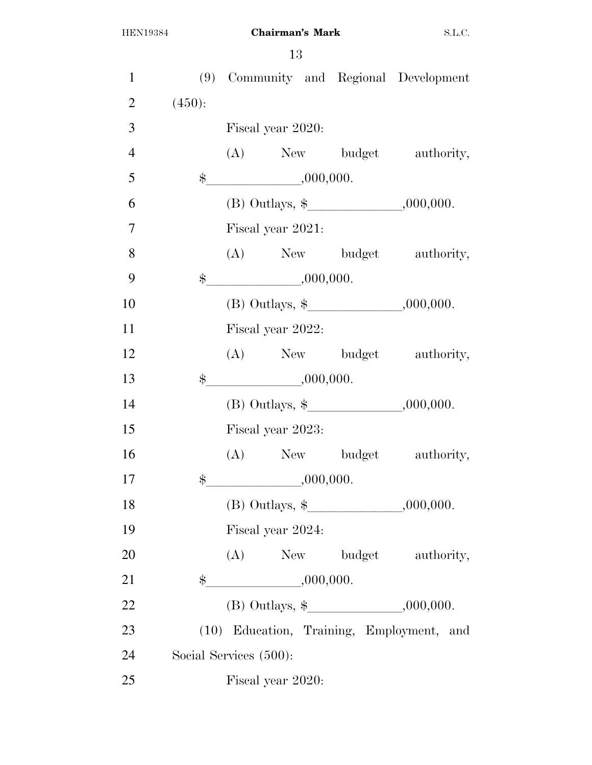(9) Community and Regional Development (450):

Fiscal year 2020:

(A) New budget authority, $_____________,000,000.

(B) Outlays, $_____________,000,000.

Fiscal year 2021:

(A) New budget authority, $_____________,000,000.

(B) Outlays, $_____________,000,000.

Fiscal year 2022:

(A) New budget authority, $_____________,000,000.

(B) Outlays, $_____________,000,000.

Fiscal year 2023:

(A) New budget authority, $_____________,000,000.

(B) Outlays, $_____________,000,000.

Fiscal year 2024:

(A) New budget authority, $_____________,000,000.

(B) Outlays, $_____________,000,000.

(10) Education, Training, Employment, and Social Services (500):

Fiscal year 2020: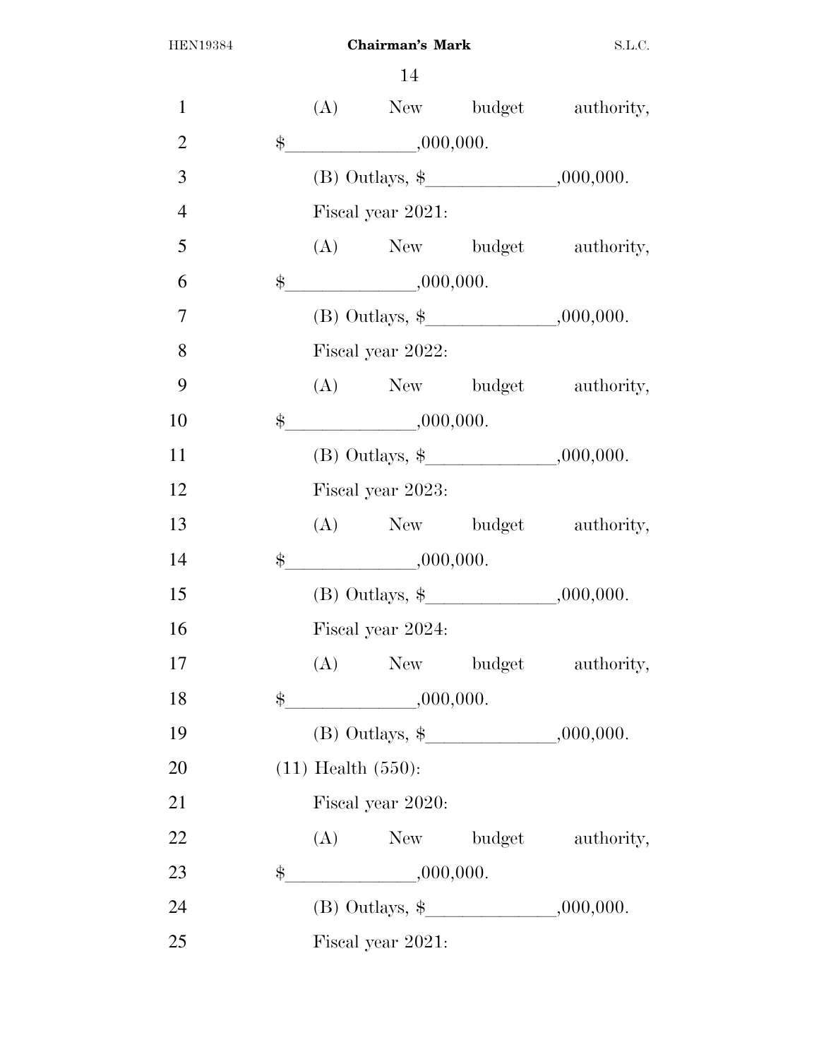(A) New budget authority, $______________,000,000.

(B) Outlays, $______________,000,000.

Fiscal year 2021:

(A) New budget authority, $______________,000,000.

(B) Outlays, $______________,000,000.

Fiscal year 2022:

(A) New budget authority, $______________,000,000.

(B) Outlays, $______________,000,000.

Fiscal year 2023:

(A) New budget authority, $______________,000,000.

(B) Outlays, $______________,000,000.

Fiscal year 2024:

(A) New budget authority, $______________,000,000.

(B) Outlays, $______________,000,000.

(11) Health (550):

Fiscal year 2020:

(A) New budget authority, $______________,000,000.

(B) Outlays, $______________,000,000.

Fiscal year 2021: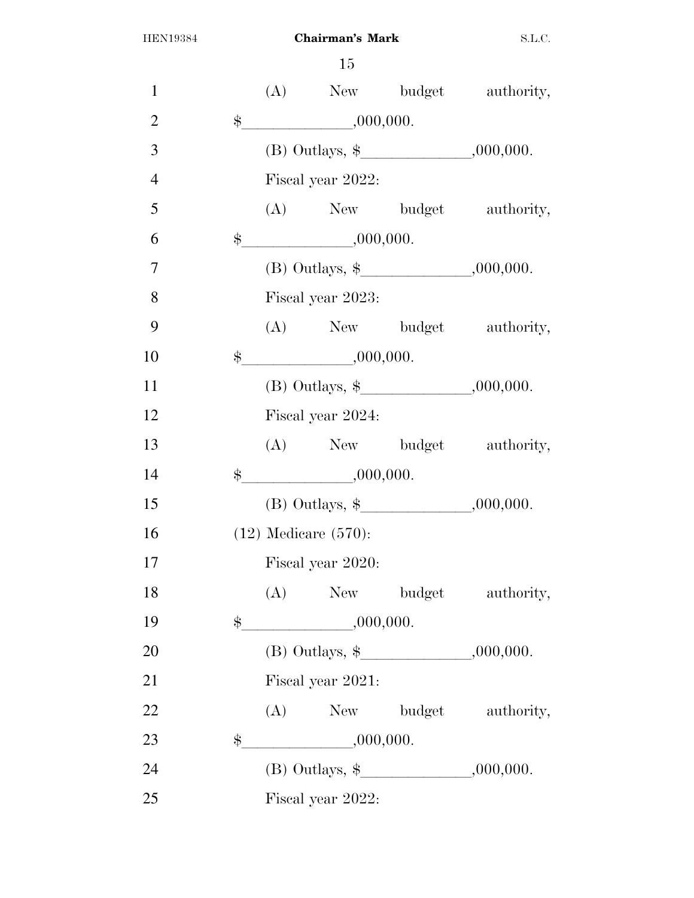(A) New budget authority, $______________,000,000.

(B) Outlays, $______________,000,000.

Fiscal year 2022:

(A) New budget authority, $______________,000,000.

(B) Outlays, $______________,000,000.

Fiscal year 2023:

(A) New budget authority, $______________,000,000.

(B) Outlays, $______________,000,000.

Fiscal year 2024:

(A) New budget authority, $______________,000,000.

(B) Outlays, $______________,000,000.

(12) Medicare (570):

Fiscal year 2020:

(A) New budget authority, $______________,000,000.

(B) Outlays, $______________,000,000.

Fiscal year 2021:

(A) New budget authority, $______________,000,000.

(B) Outlays, $______________,000,000.

Fiscal year 2022: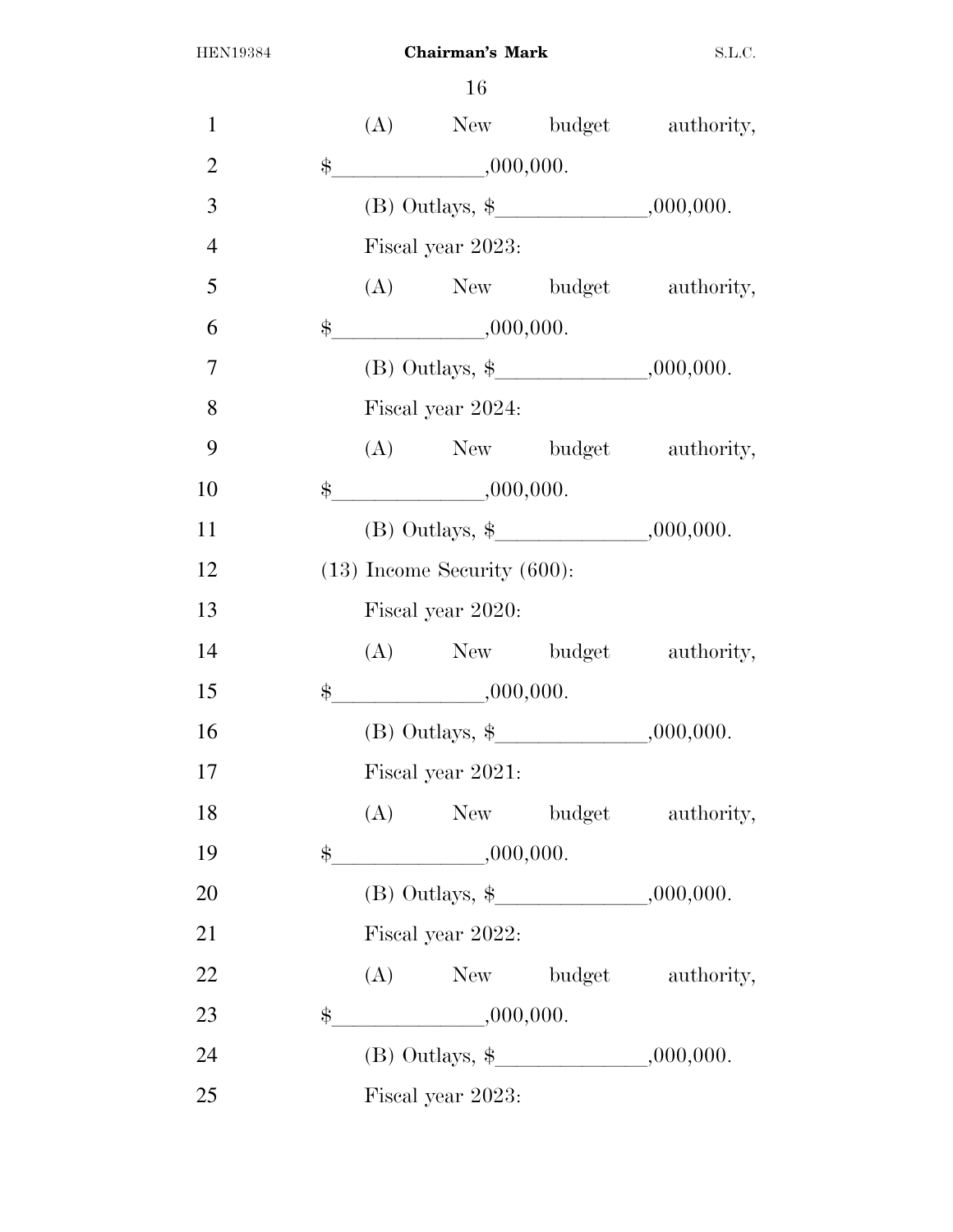(A) New budget authority, $______________,000,000.

(B) Outlays, $______________,000,000.

Fiscal year 2023:

(A) New budget authority, $______________,000,000.

(B) Outlays, $______________,000,000.

Fiscal year 2024:

(A) New budget authority, $______________,000,000.

(B) Outlays, $______________,000,000.

(13) Income Security (600):

Fiscal year 2020:

(A) New budget authority, $______________,000,000.

(B) Outlays, $______________,000,000.

Fiscal year 2021:

(A) New budget authority, $______________,000,000.

(B) Outlays, $______________,000,000.

Fiscal year 2022:

(A) New budget authority, $______________,000,000.

(B) Outlays, $______________,000,000.

Fiscal year 2023: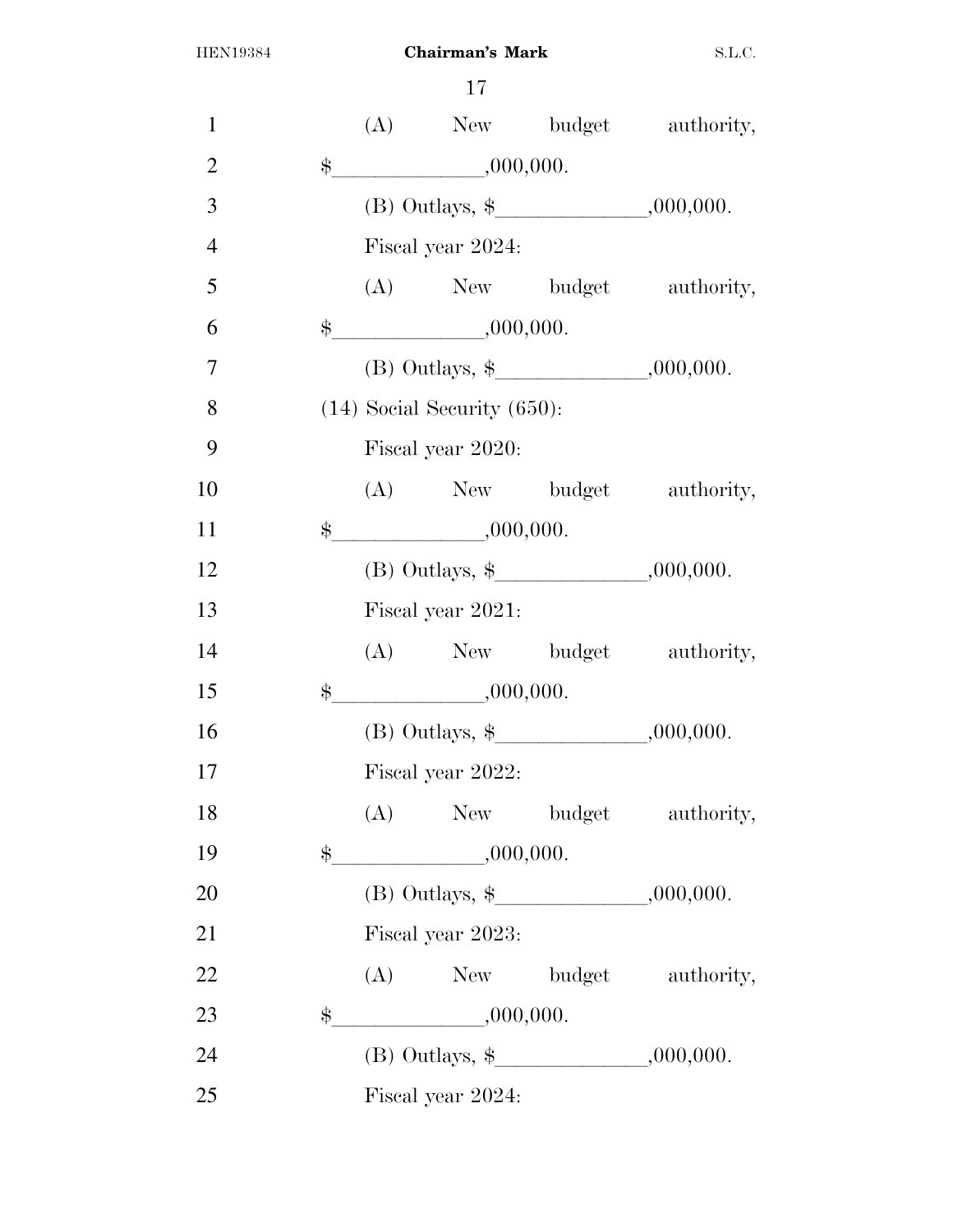(A) New budget authority, $______________,000,000.

(B) Outlays, $______________,000,000.

Fiscal year 2024:

(A) New budget authority, $______________,000,000.

(B) Outlays, $______________,000,000.

(14) Social Security (650):

Fiscal year 2020:

(A) New budget authority, $______________,000,000.

(B) Outlays, $______________,000,000.

Fiscal year 2021:

(A) New budget authority, $______________,000,000.

(B) Outlays, $______________,000,000.

Fiscal year 2022:

(A) New budget authority, $______________,000,000.

(B) Outlays, $______________,000,000.

Fiscal year 2023:

(A) New budget authority, $______________,000,000.

(B) Outlays, $______________,000,000.

Fiscal year 2024: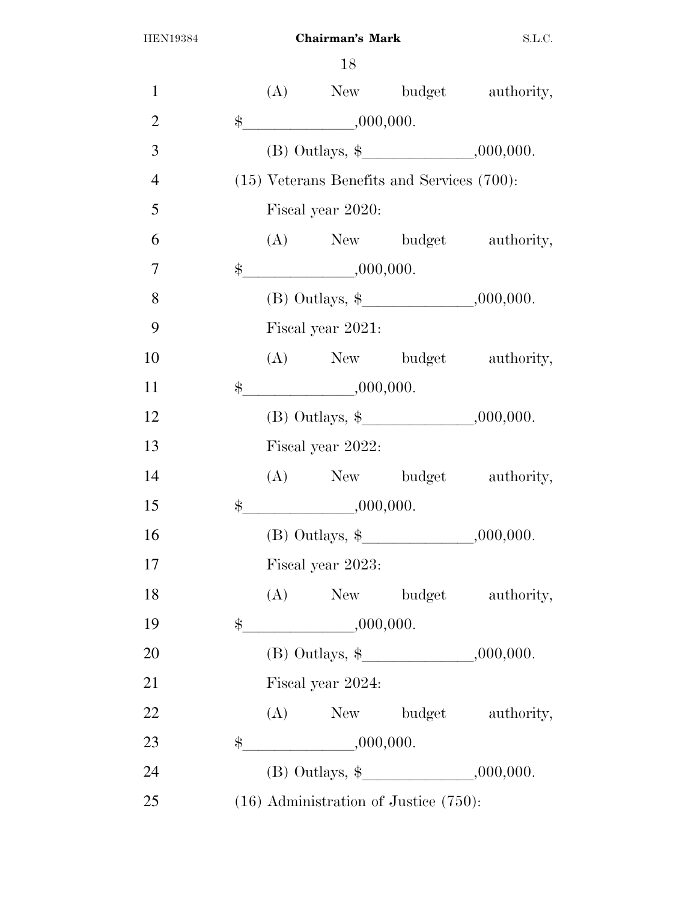(A) New budget authority, $_____________,000,000.

(B) Outlays, $_____________,000,000.

(15) Veterans Benefits and Services (700):

Fiscal year 2020:

(A) New budget authority, $_____________,000,000.

(B) Outlays, $_____________,000,000.

Fiscal year 2021:

(A) New budget authority, $_____________,000,000.

(B) Outlays, $_____________,000,000.

Fiscal year 2022:

(A) New budget authority, $_____________,000,000.

(B) Outlays, $_____________,000,000.

Fiscal year 2023:

(A) New budget authority, $_____________,000,000.

(B) Outlays, $_____________,000,000.

Fiscal year 2024:

(A) New budget authority, $_____________,000,000.

(B) Outlays, $_____________,000,000.

(16) Administration of Justice (750):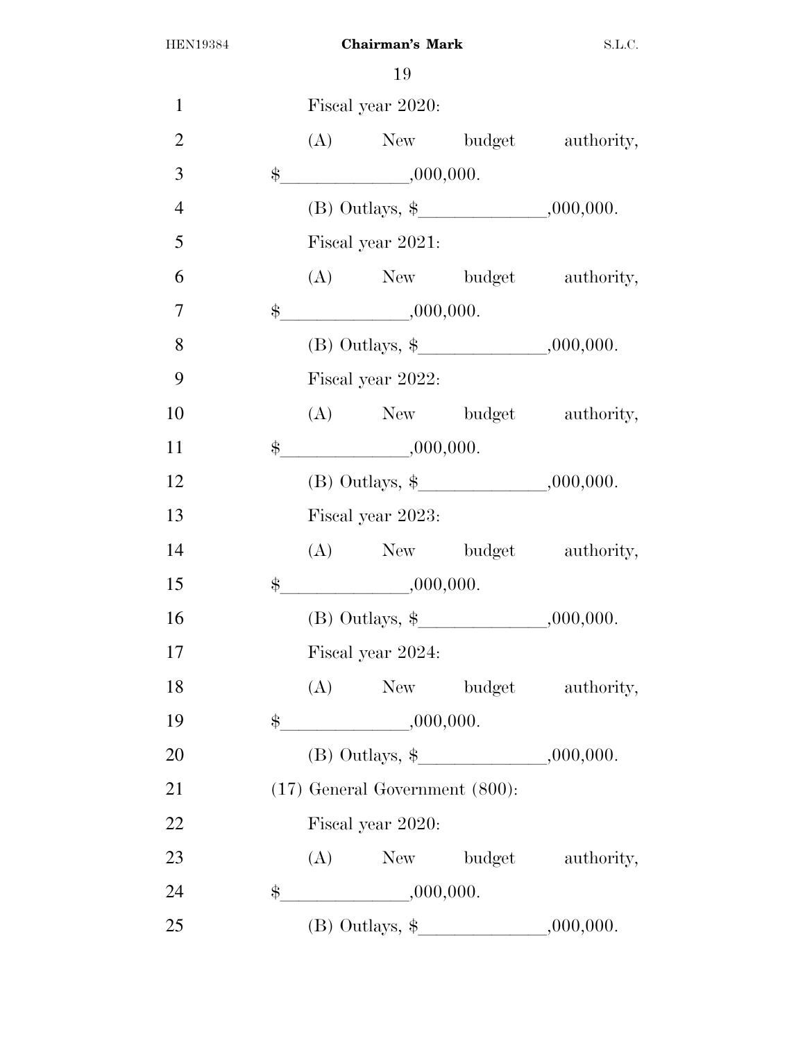Fiscal year 2020:

(A) New budget authority, $______________,000,000.

(B) Outlays, $______________,000,000.

Fiscal year 2021:

(A) New budget authority, $______________,000,000.

(B) Outlays, $______________,000,000.

Fiscal year 2022:

(A) New budget authority, $______________,000,000.

(B) Outlays, $______________,000,000.

Fiscal year 2023:

(A) New budget authority, $______________,000,000.

(B) Outlays, $______________,000,000.

Fiscal year 2024:

(A) New budget authority, $______________,000,000.

(B) Outlays, $______________,000,000.

(17) General Government (800):

Fiscal year 2020:

(A) New budget authority, $______________,000,000.

(B) Outlays, $______________,000,000.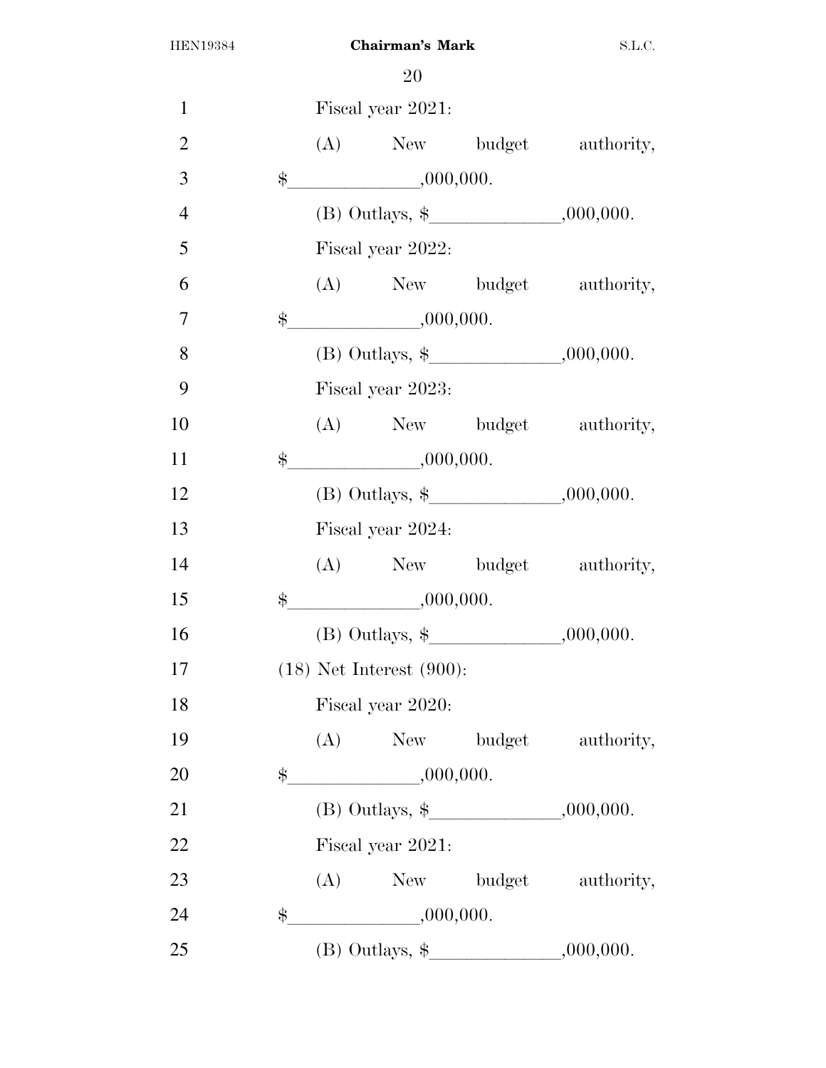Fiscal year 2021:

(A) New budget authority, $______________,000,000.

(B) Outlays, $______________,000,000.

Fiscal year 2022:

(A) New budget authority, $______________,000,000.

(B) Outlays, $______________,000,000.

Fiscal year 2023:

(A) New budget authority, $______________,000,000.

(B) Outlays, $______________,000,000.

Fiscal year 2024:

(A) New budget authority, $______________,000,000.

(B) Outlays, $______________,000,000.

(18) Net Interest (900):

Fiscal year 2020:

(A) New budget authority, $______________,000,000.

(B) Outlays, $______________,000,000.

Fiscal year 2021:

(A) New budget authority, $______________,000,000.

(B) Outlays, $______________,000,000.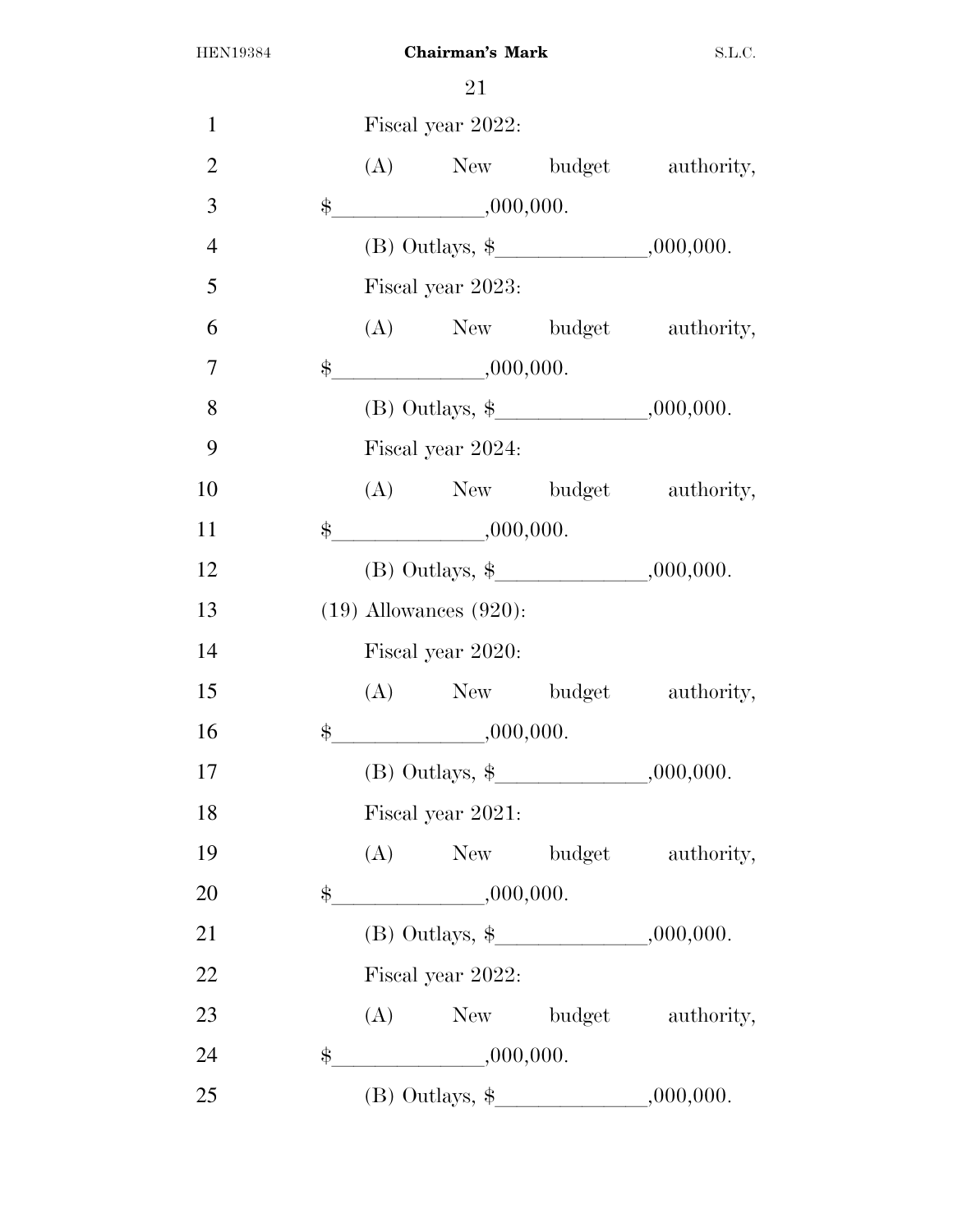Fiscal year 2022:

(A) New budget authority, $______________,000,000.

(B) Outlays, $______________,000,000.

Fiscal year 2023:

(A) New budget authority, $______________,000,000.

(B) Outlays, $______________,000,000.

Fiscal year 2024:

(A) New budget authority, $______________,000,000.

(B) Outlays, $______________,000,000.

(19) Allowances (920):

Fiscal year 2020:

(A) New budget authority, $______________,000,000.

(B) Outlays, $______________,000,000.

Fiscal year 2021:

(A) New budget authority, $______________,000,000.

(B) Outlays, $______________,000,000.

Fiscal year 2022:

(A) New budget authority, $______________,000,000.

(B) Outlays, $______________,000,000.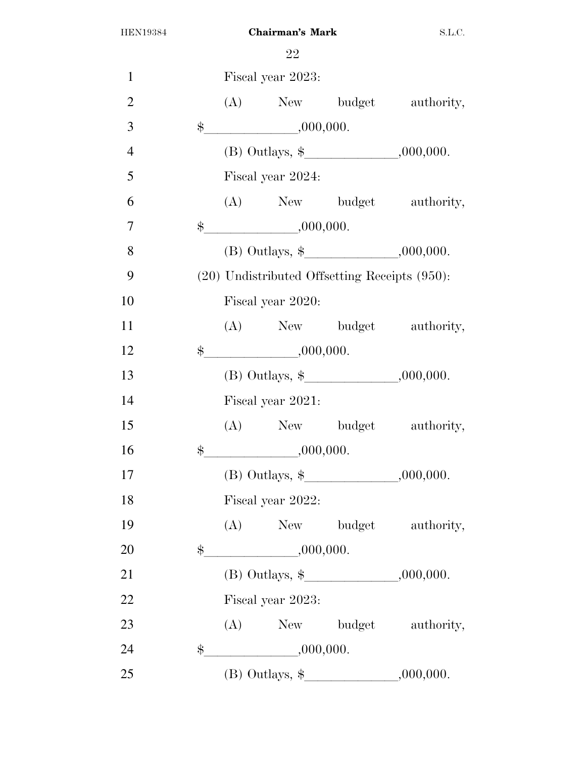Fiscal year 2023:

(A) New budget authority, $______________,000,000.

(B) Outlays, $______________,000,000.

Fiscal year 2024:

(A) New budget authority, $______________,000,000.

(B) Outlays, $______________,000,000.

(20) Undistributed Offsetting Receipts (950):

Fiscal year 2020:

(A) New budget authority, $______________,000,000.

(B) Outlays, $______________,000,000.

Fiscal year 2021:

(A) New budget authority, $______________,000,000.

(B) Outlays, $______________,000,000.

Fiscal year 2022:

(A) New budget authority, $______________,000,000.

(B) Outlays, $______________,000,000.

Fiscal year 2023:

(A) New budget authority, $______________,000,000.

(B) Outlays, $______________,000,000.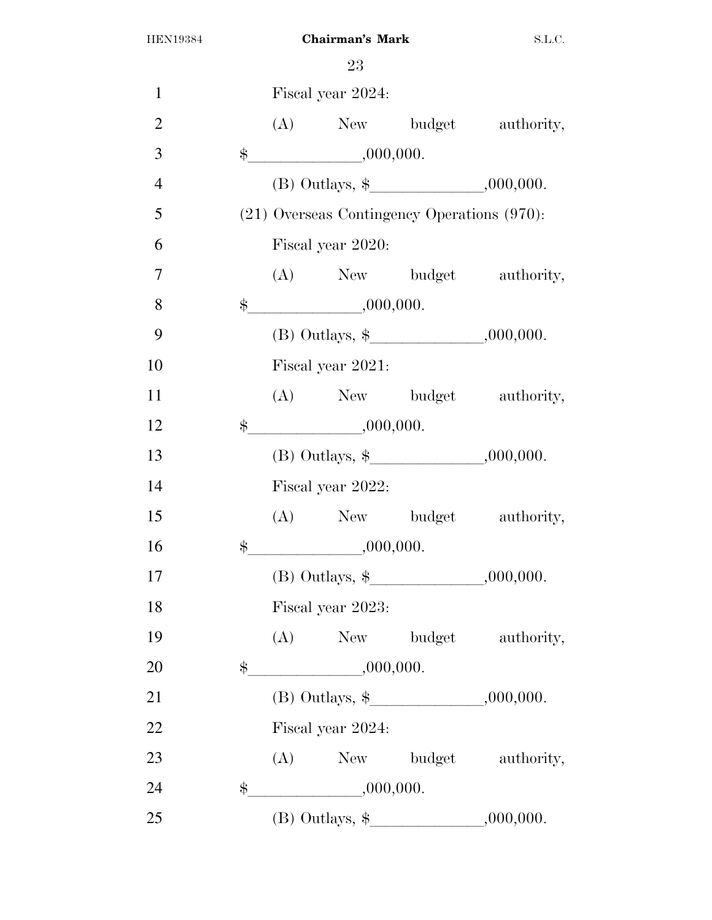Fiscal year 2024:

(A) New budget authority, $______________,000,000.

(B) Outlays, $______________,000,000.

(21) Overseas Contingency Operations (970):

Fiscal year 2020:

(A) New budget authority, $______________,000,000.

(B) Outlays, $______________,000,000.

Fiscal year 2021:

(A) New budget authority, $______________,000,000.

(B) Outlays, $______________,000,000.

Fiscal year 2022:

(A) New budget authority, $______________,000,000.

(B) Outlays, $______________,000,000.

Fiscal year 2023:

(A) New budget authority, $______________,000,000.

(B) Outlays, $______________,000,000.

Fiscal year 2024:

(A) New budget authority, $______________,000,000.

(B) Outlays, $______________,000,000.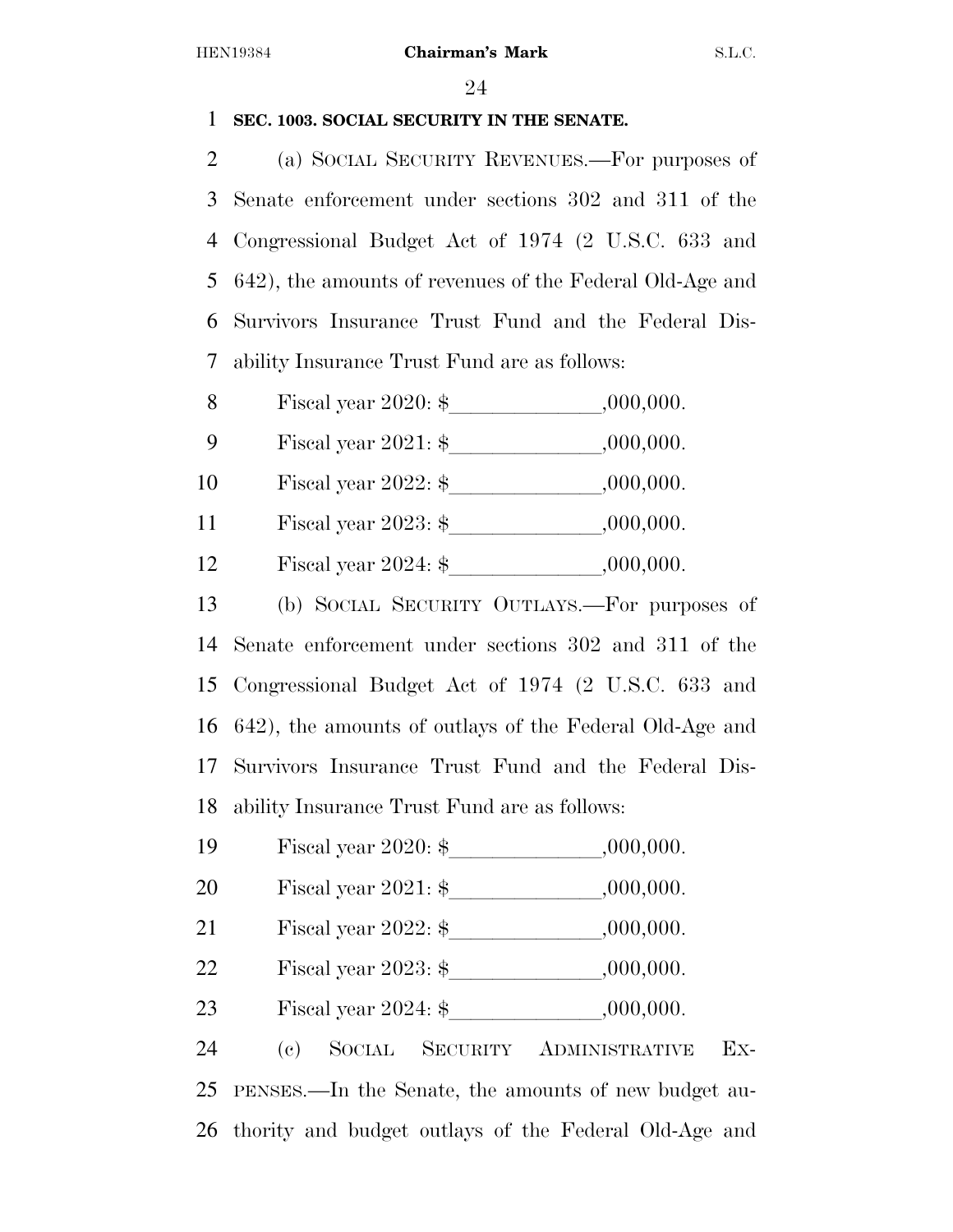**SEC. 1003. SOCIAL SECURITY IN THE SENATE.**

(a) SOCIAL SECURITY REVENUES.—For purposes of Senate enforcement under sections 302 and 311 of the Congressional Budget Act of 1974 (2 U.S.C. 633 and 642), the amounts of revenues of the Federal Old-Age and Survivors Insurance Trust Fund and the Federal Disability Insurance Trust Fund are as follows:

Fiscal year 2020: $______________,000,000.

Fiscal year 2021: $______________,000,000.

Fiscal year 2022: $______________,000,000.

Fiscal year 2023: $______________,000,000.

Fiscal year 2024: $______________,000,000.

(b) SOCIAL SECURITY OUTLAYS.—For purposes of Senate enforcement under sections 302 and 311 of the Congressional Budget Act of 1974 (2 U.S.C. 633 and 642), the amounts of outlays of the Federal Old-Age and Survivors Insurance Trust Fund and the Federal Disability Insurance Trust Fund are as follows:

Fiscal year 2020: $______________,000,000.

Fiscal year 2021: $______________,000,000.

Fiscal year 2022: $______________,000,000.

Fiscal year 2023: $______________,000,000.

Fiscal year 2024: $______________,000,000.

(c) SOCIAL SECURITY ADMINISTRATIVE EXPENSES.—In the Senate, the amounts of new budget authority and budget outlays of the Federal Old-Age and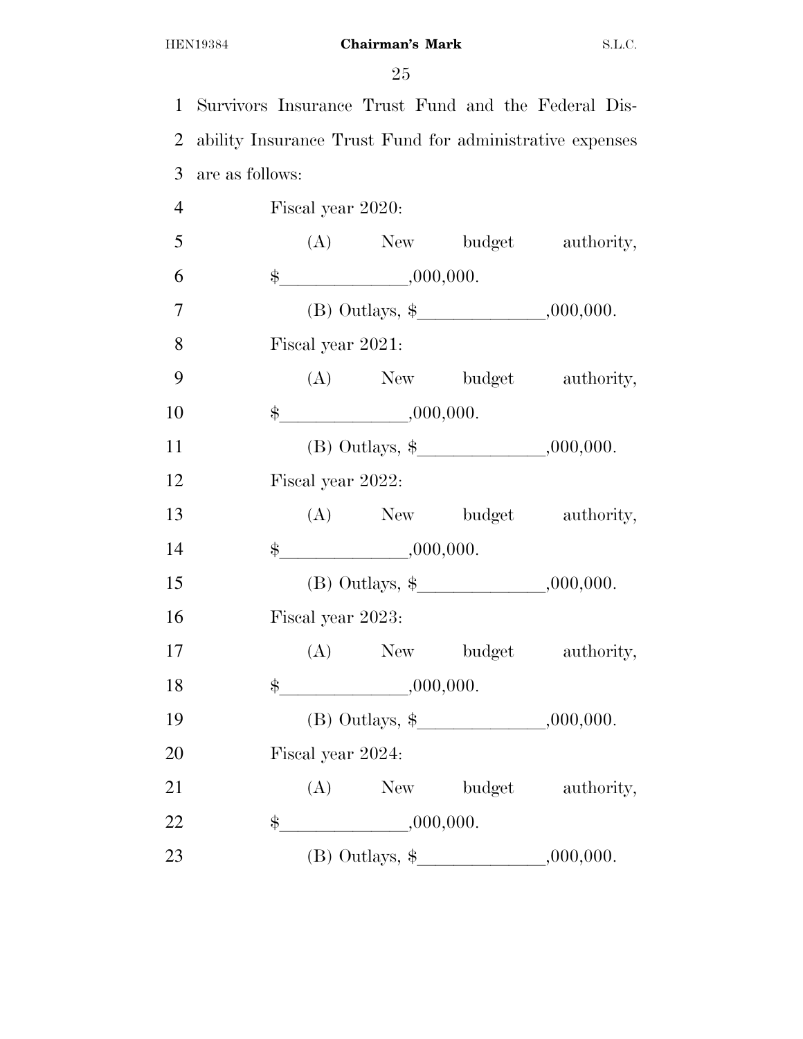Survivors Insurance Trust Fund and the Federal Disability Insurance Trust Fund for administrative expenses are as follows:

Fiscal year 2020:

(A) New budget authority, $______________,000,000.

(B) Outlays, $______________,000,000.

Fiscal year 2021:

(A) New budget authority, $______________,000,000.

(B) Outlays, $______________,000,000.

Fiscal year 2022:

(A) New budget authority, $______________,000,000.

(B) Outlays, $______________,000,000.

Fiscal year 2023:

(A) New budget authority, $______________,000,000.

(B) Outlays, $______________,000,000.

Fiscal year 2024:

(A) New budget authority, $______________,000,000.

(B) Outlays, $______________,000,000.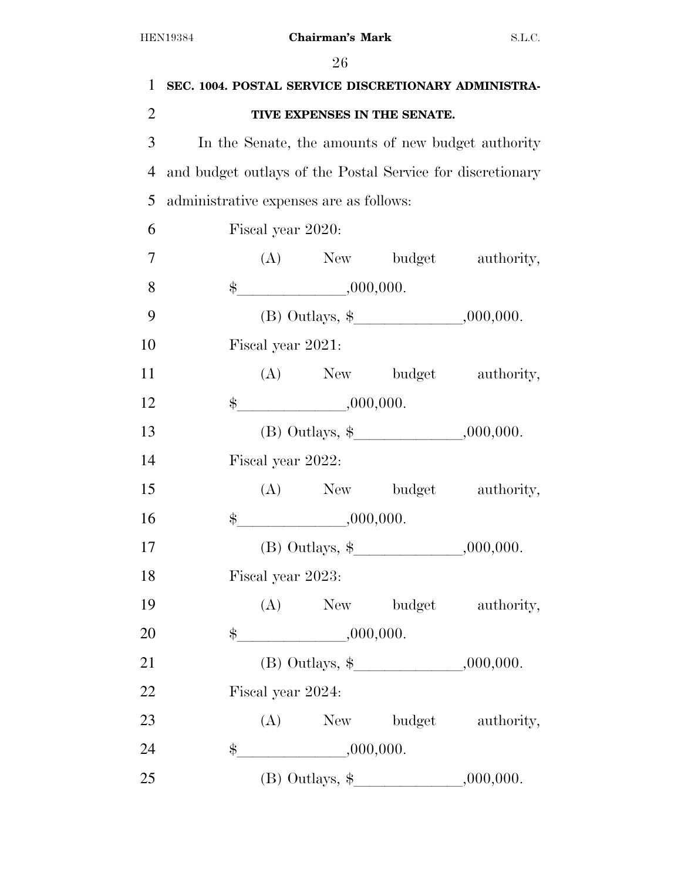**SEC. 1004. POSTAL SERVICE DISCRETIONARY ADMINISTRATIVE EXPENSES IN THE SENATE.**

In the Senate, the amounts of new budget authority and budget outlays of the Postal Service for discretionary administrative expenses are as follows:

Fiscal year 2020:

(A) New budget authority, $\_\_\_\_\_\_\_\_\_\_\_\_\_\_,000,000.

(B) Outlays, $\_\_\_\_\_\_\_\_\_\_\_\_\_\_,000,000.

Fiscal year 2021:

(A) New budget authority, $\_\_\_\_\_\_\_\_\_\_\_\_\_\_,000,000.

(B) Outlays, $\_\_\_\_\_\_\_\_\_\_\_\_\_\_,000,000.

Fiscal year 2022:

(A) New budget authority, $\_\_\_\_\_\_\_\_\_\_\_\_\_\_,000,000.

(B) Outlays, $\_\_\_\_\_\_\_\_\_\_\_\_\_\_,000,000.

Fiscal year 2023:

(A) New budget authority, $\_\_\_\_\_\_\_\_\_\_\_\_\_\_,000,000.

(B) Outlays, $\_\_\_\_\_\_\_\_\_\_\_\_\_\_,000,000.

Fiscal year 2024:

(A) New budget authority, $\_\_\_\_\_\_\_\_\_\_\_\_\_\_,000,000.

(B) Outlays, $\_\_\_\_\_\_\_\_\_\_\_\_\_\_,000,000.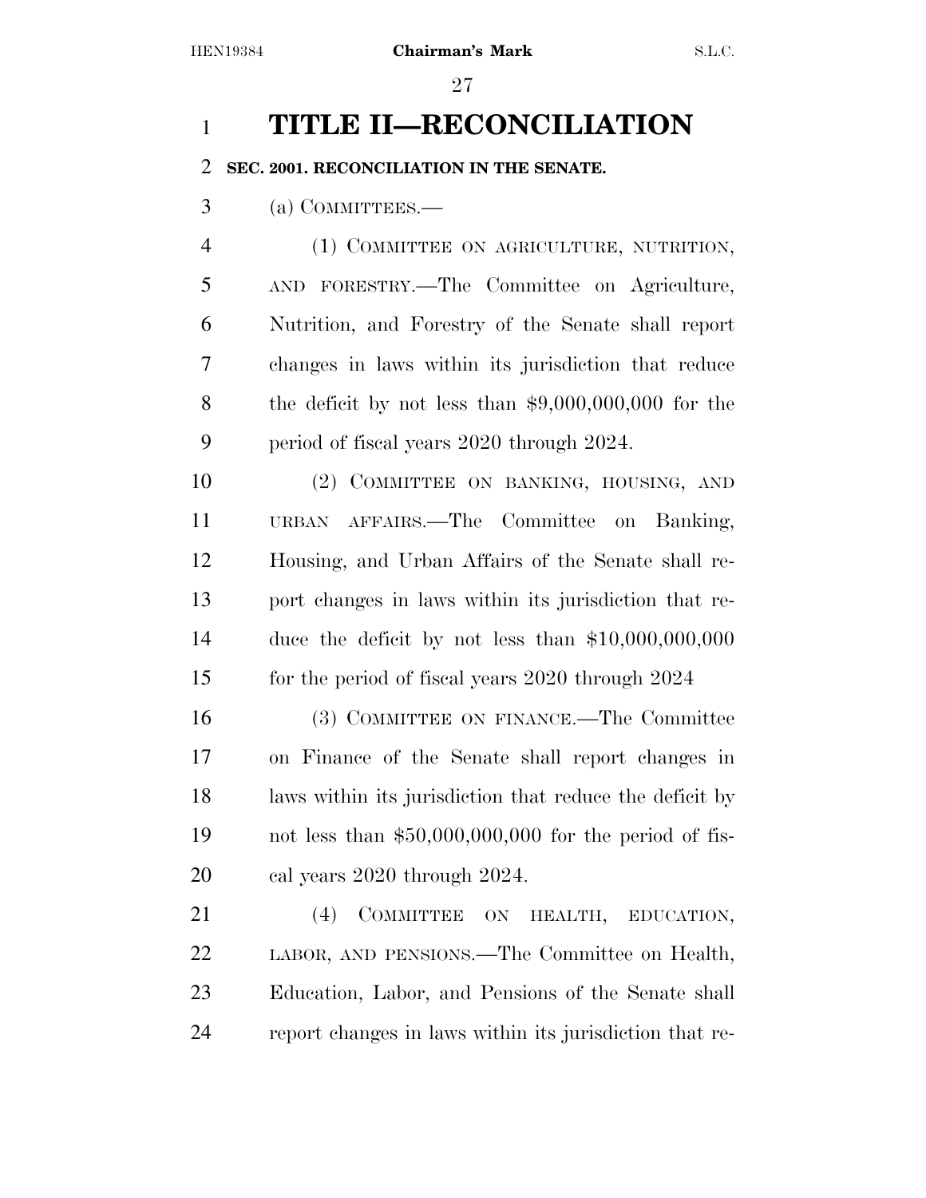# TITLE II—RECONCILIATION

## SEC. 2001. RECONCILIATION IN THE SENATE.

(a) COMMITTEES.—

(1) COMMITTEE ON AGRICULTURE, NUTRITION, AND FORESTRY.—The Committee on Agriculture, Nutrition, and Forestry of the Senate shall report changes in laws within its jurisdiction that reduce the deficit by not less than $9,000,000,000 for the period of fiscal years 2020 through 2024.

(2) COMMITTEE ON BANKING, HOUSING, AND URBAN AFFAIRS.—The Committee on Banking, Housing, and Urban Affairs of the Senate shall report changes in laws within its jurisdiction that reduce the deficit by not less than $10,000,000,000 for the period of fiscal years 2020 through 2024

(3) COMMITTEE ON FINANCE.—The Committee on Finance of the Senate shall report changes in laws within its jurisdiction that reduce the deficit by not less than $50,000,000,000 for the period of fiscal years 2020 through 2024.

(4) COMMITTEE ON HEALTH, EDUCATION, LABOR, AND PENSIONS.—The Committee on Health, Education, Labor, and Pensions of the Senate shall report changes in laws within its jurisdiction that re-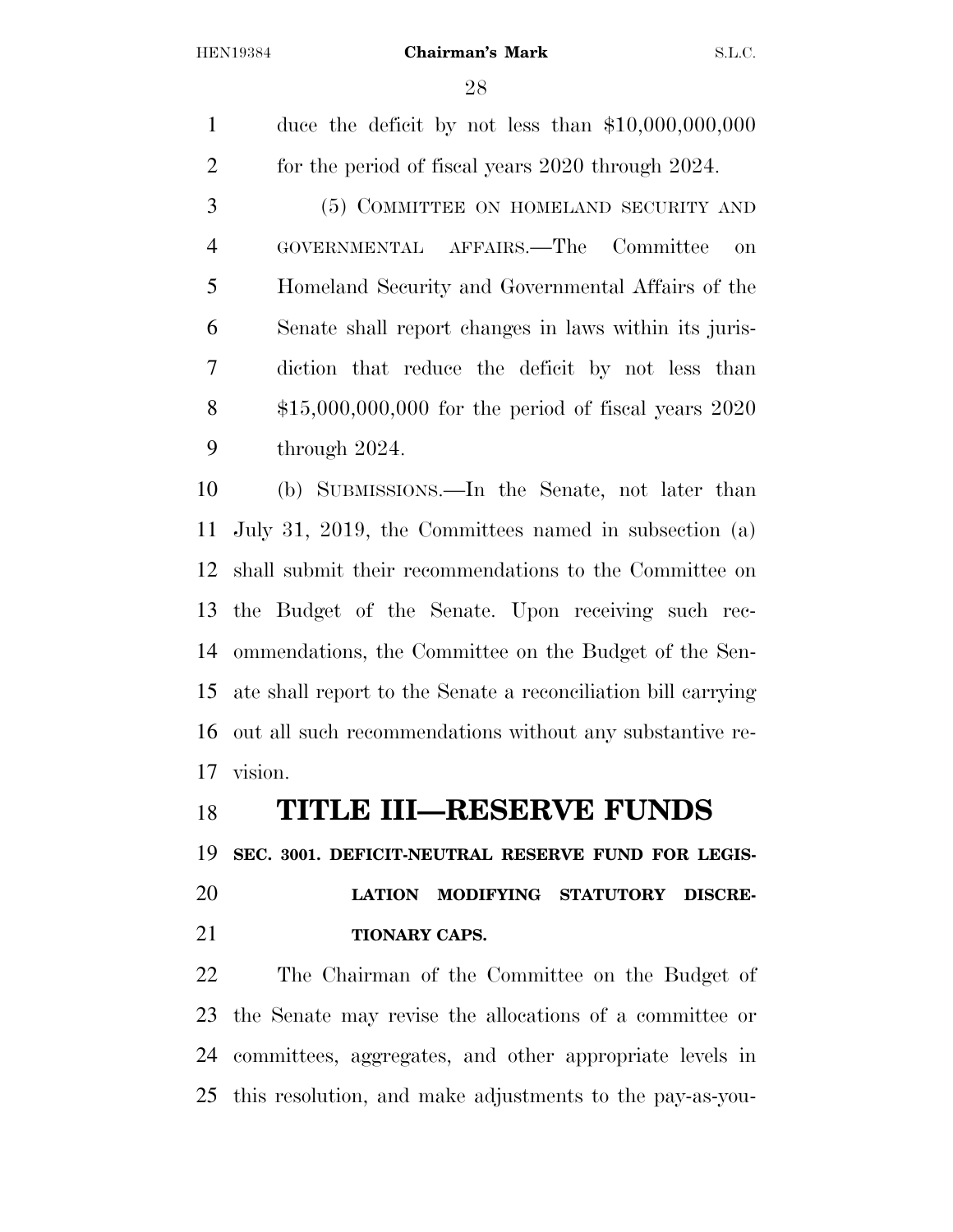duce the deficit by not less than $10,000,000,000 for the period of fiscal years 2020 through 2024.

(5) COMMITTEE ON HOMELAND SECURITY AND GOVERNMENTAL AFFAIRS.—The Committee on Homeland Security and Governmental Affairs of the Senate shall report changes in laws within its jurisdiction that reduce the deficit by not less than $15,000,000,000 for the period of fiscal years 2020 through 2024.

(b) SUBMISSIONS.—In the Senate, not later than July 31, 2019, the Committees named in subsection (a) shall submit their recommendations to the Committee on the Budget of the Senate. Upon receiving such recommendations, the Committee on the Budget of the Senate shall report to the Senate a reconciliation bill carrying out all such recommendations without any substantive revision.

# TITLE III—RESERVE FUNDS

### SEC. 3001. DEFICIT-NEUTRAL RESERVE FUND FOR LEGISLATION MODIFYING STATUTORY DISCRETIONARY CAPS.

The Chairman of the Committee on the Budget of the Senate may revise the allocations of a committee or committees, aggregates, and other appropriate levels in this resolution, and make adjustments to the pay-as-you-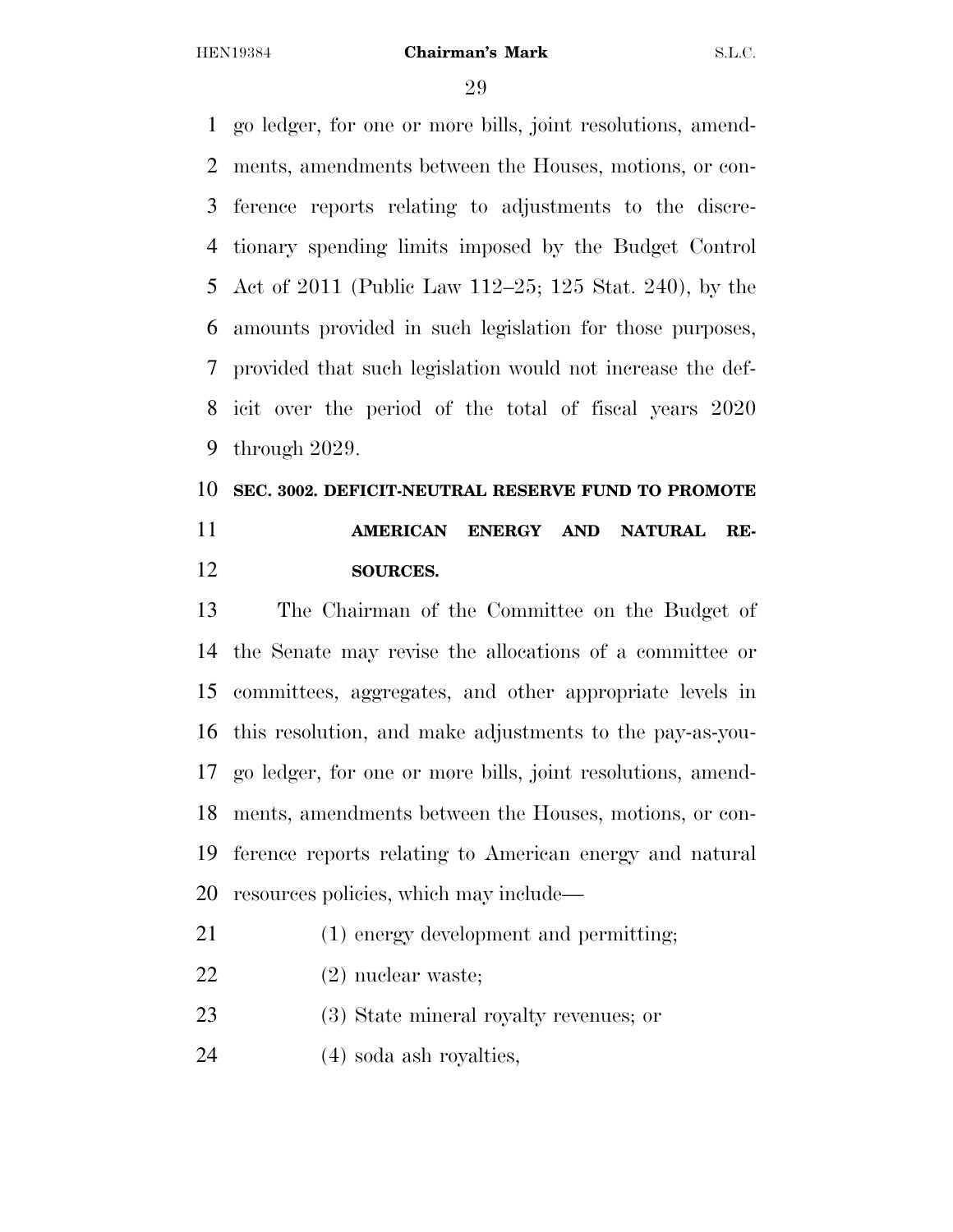go ledger, for one or more bills, joint resolutions, amendments, amendments between the Houses, motions, or conference reports relating to adjustments to the discretionary spending limits imposed by the Budget Control Act of 2011 (Public Law 112–25; 125 Stat. 240), by the amounts provided in such legislation for those purposes, provided that such legislation would not increase the deficit over the period of the total of fiscal years 2020 through 2029.

### SEC. 3002. DEFICIT-NEUTRAL RESERVE FUND TO PROMOTE AMERICAN ENERGY AND NATURAL RESOURCES.

The Chairman of the Committee on the Budget of the Senate may revise the allocations of a committee or committees, aggregates, and other appropriate levels in this resolution, and make adjustments to the pay-as-you-go ledger, for one or more bills, joint resolutions, amendments, amendments between the Houses, motions, or conference reports relating to American energy and natural resources policies, which may include—

(1) energy development and permitting;

(2) nuclear waste;

(3) State mineral royalty revenues; or

(4) soda ash royalties,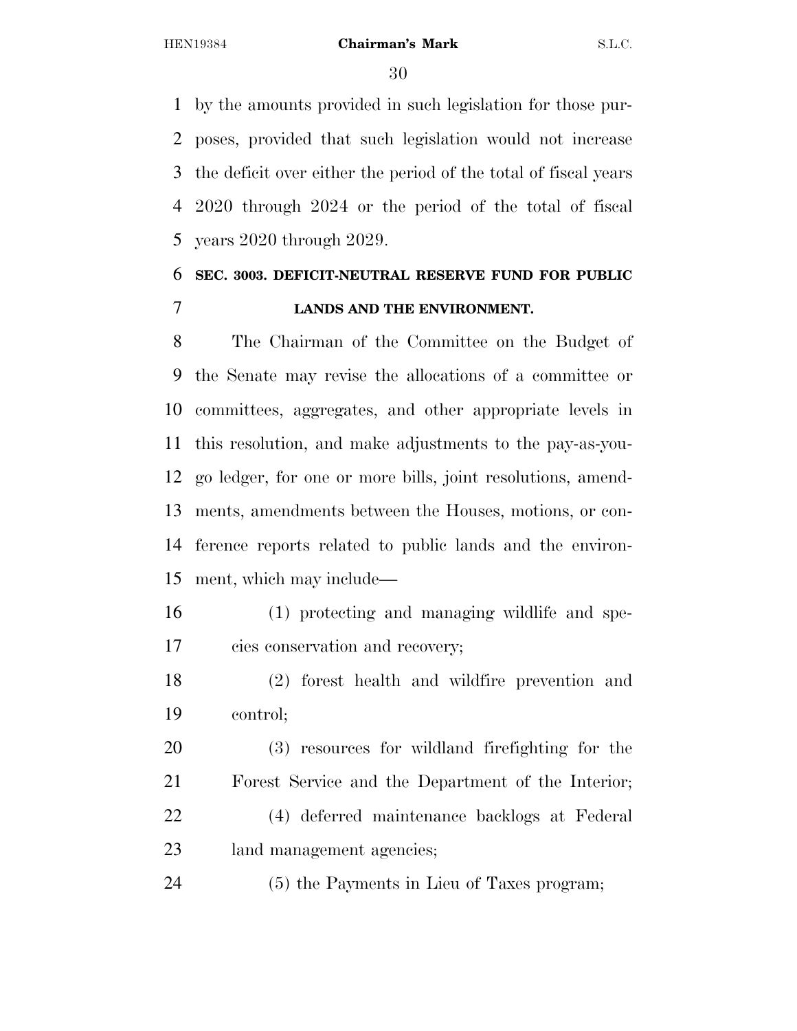by the amounts provided in such legislation for those purposes, provided that such legislation would not increase the deficit over either the period of the total of fiscal years 2020 through 2024 or the period of the total of fiscal years 2020 through 2029.

### SEC. 3003. DEFICIT-NEUTRAL RESERVE FUND FOR PUBLIC LANDS AND THE ENVIRONMENT.

The Chairman of the Committee on the Budget of the Senate may revise the allocations of a committee or committees, aggregates, and other appropriate levels in this resolution, and make adjustments to the pay-as-you-go ledger, for one or more bills, joint resolutions, amendments, amendments between the Houses, motions, or conference reports related to public lands and the environment, which may include—

(1) protecting and managing wildlife and species conservation and recovery;

(2) forest health and wildfire prevention and control;

(3) resources for wildland firefighting for the Forest Service and the Department of the Interior;

(4) deferred maintenance backlogs at Federal land management agencies;

(5) the Payments in Lieu of Taxes program;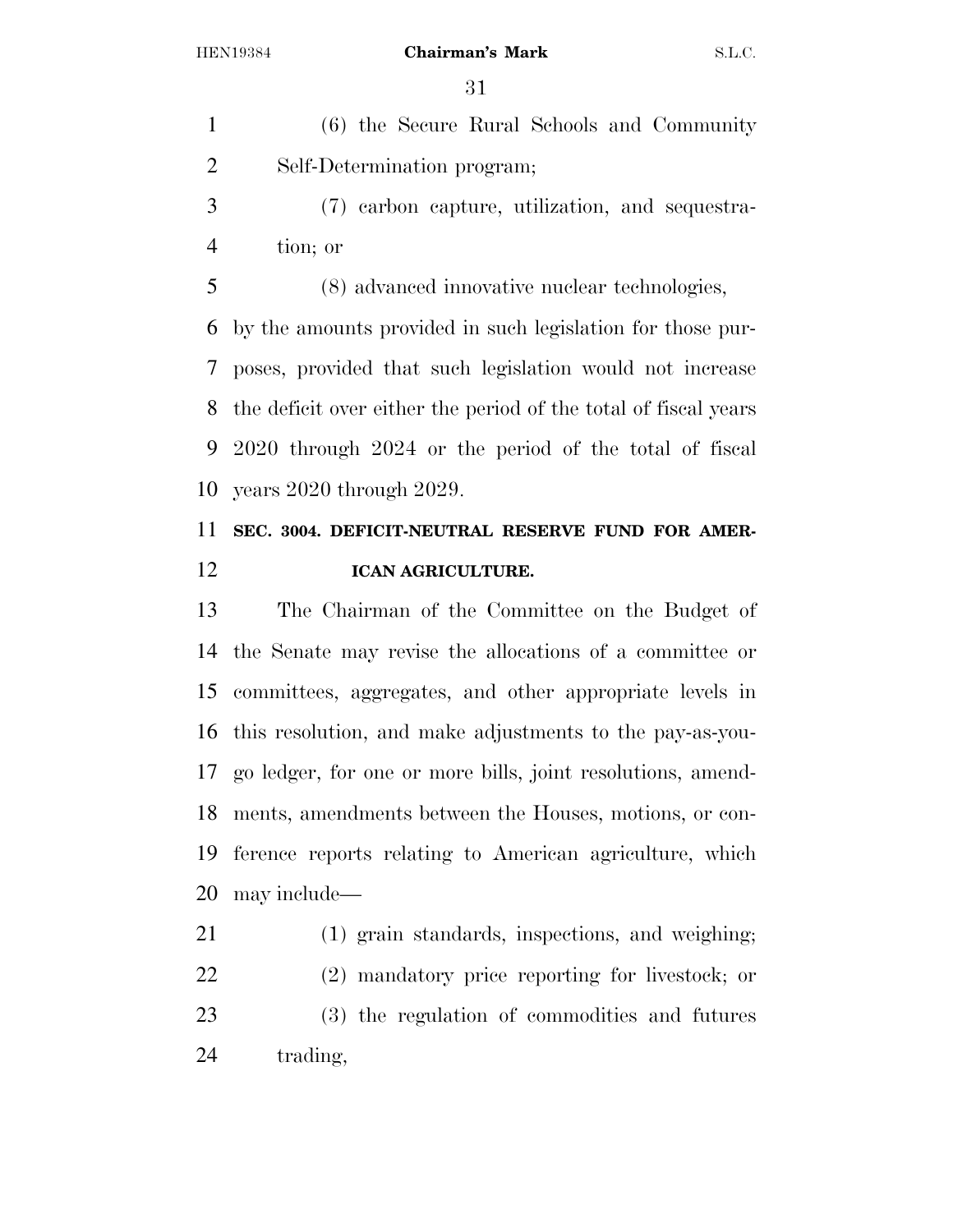(6) the Secure Rural Schools and Community Self-Determination program;

(7) carbon capture, utilization, and sequestration; or

(8) advanced innovative nuclear technologies,

by the amounts provided in such legislation for those purposes, provided that such legislation would not increase the deficit over either the period of the total of fiscal years 2020 through 2024 or the period of the total of fiscal years 2020 through 2029.

**SEC. 3004. DEFICIT-NEUTRAL RESERVE FUND FOR AMERICAN AGRICULTURE.**

The Chairman of the Committee on the Budget of the Senate may revise the allocations of a committee or committees, aggregates, and other appropriate levels in this resolution, and make adjustments to the pay-as-you-go ledger, for one or more bills, joint resolutions, amendments, amendments between the Houses, motions, or conference reports relating to American agriculture, which may include—

(1) grain standards, inspections, and weighing;

(2) mandatory price reporting for livestock; or

(3) the regulation of commodities and futures trading,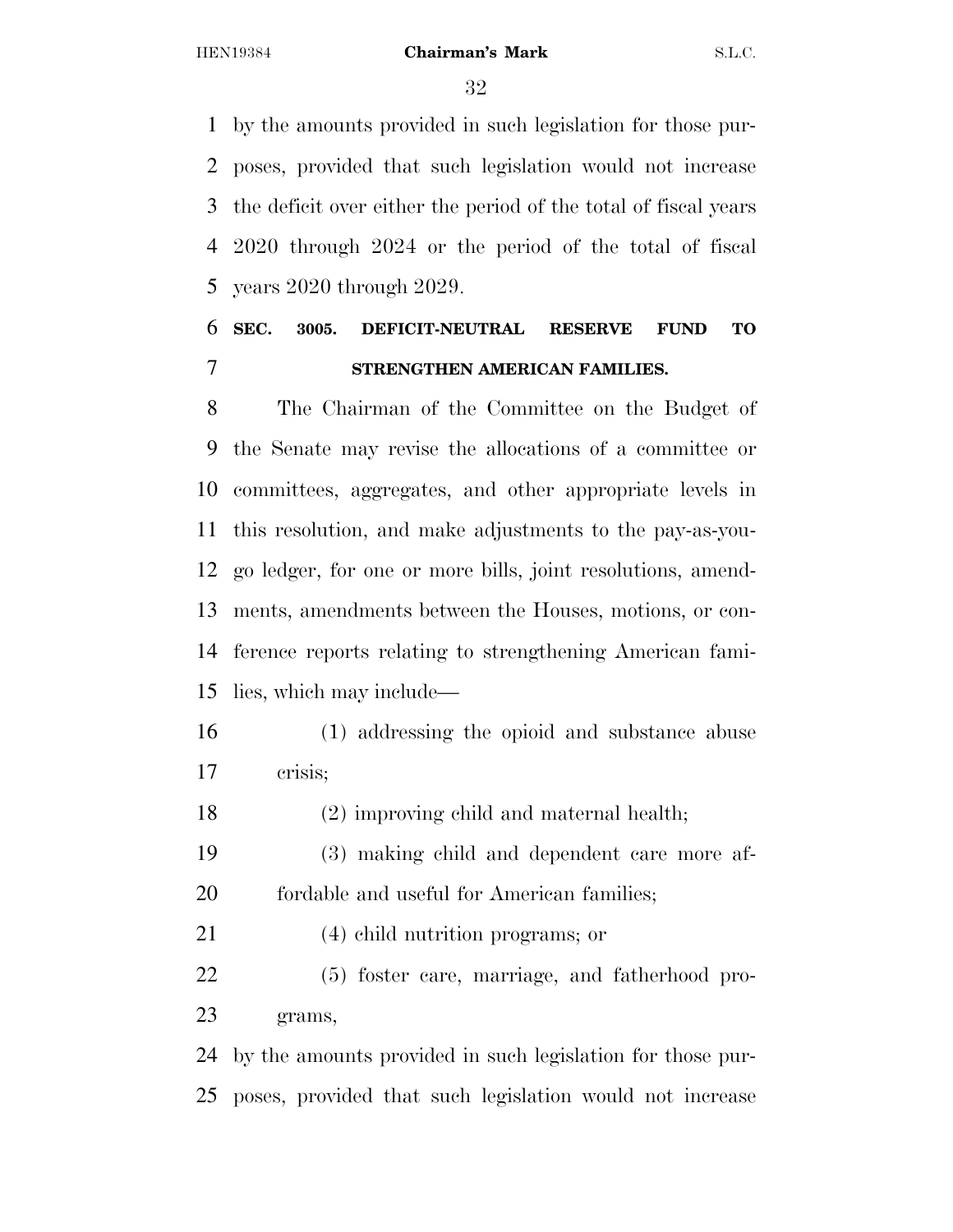by the amounts provided in such legislation for those purposes, provided that such legislation would not increase the deficit over either the period of the total of fiscal years 2020 through 2024 or the period of the total of fiscal years 2020 through 2029.

### SEC. 3005. DEFICIT-NEUTRAL RESERVE FUND TO STRENGTHEN AMERICAN FAMILIES.

The Chairman of the Committee on the Budget of the Senate may revise the allocations of a committee or committees, aggregates, and other appropriate levels in this resolution, and make adjustments to the pay-as-you-go ledger, for one or more bills, joint resolutions, amendments, amendments between the Houses, motions, or conference reports relating to strengthening American families, which may include—

(1) addressing the opioid and substance abuse crisis;

(2) improving child and maternal health;

(3) making child and dependent care more affordable and useful for American families;

(4) child nutrition programs; or

(5) foster care, marriage, and fatherhood programs,

by the amounts provided in such legislation for those purposes, provided that such legislation would not increase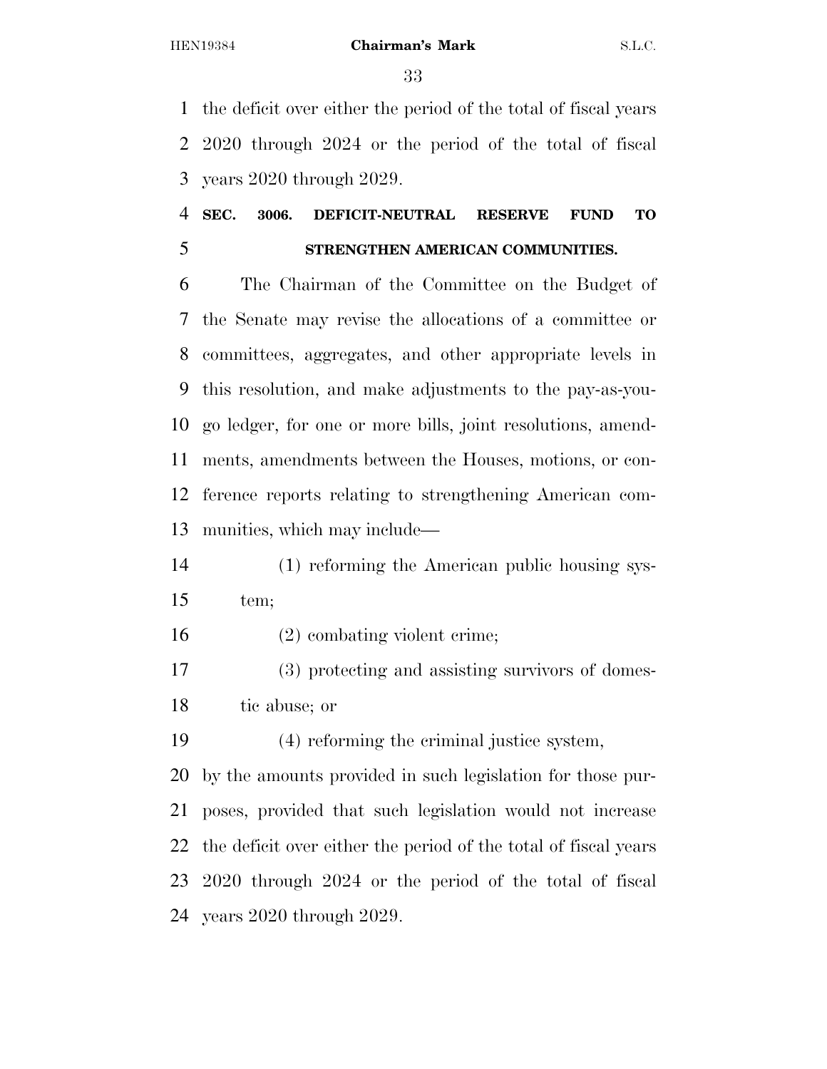the deficit over either the period of the total of fiscal years 2020 through 2024 or the period of the total of fiscal years 2020 through 2029.

**SEC. 3006. DEFICIT-NEUTRAL RESERVE FUND TO STRENGTHEN AMERICAN COMMUNITIES.**

The Chairman of the Committee on the Budget of the Senate may revise the allocations of a committee or committees, aggregates, and other appropriate levels in this resolution, and make adjustments to the pay-as-you-go ledger, for one or more bills, joint resolutions, amendments, amendments between the Houses, motions, or conference reports relating to strengthening American communities, which may include—

(1) reforming the American public housing system;

(2) combating violent crime;

(3) protecting and assisting survivors of domestic abuse; or

(4) reforming the criminal justice system,

by the amounts provided in such legislation for those purposes, provided that such legislation would not increase the deficit over either the period of the total of fiscal years 2020 through 2024 or the period of the total of fiscal years 2020 through 2029.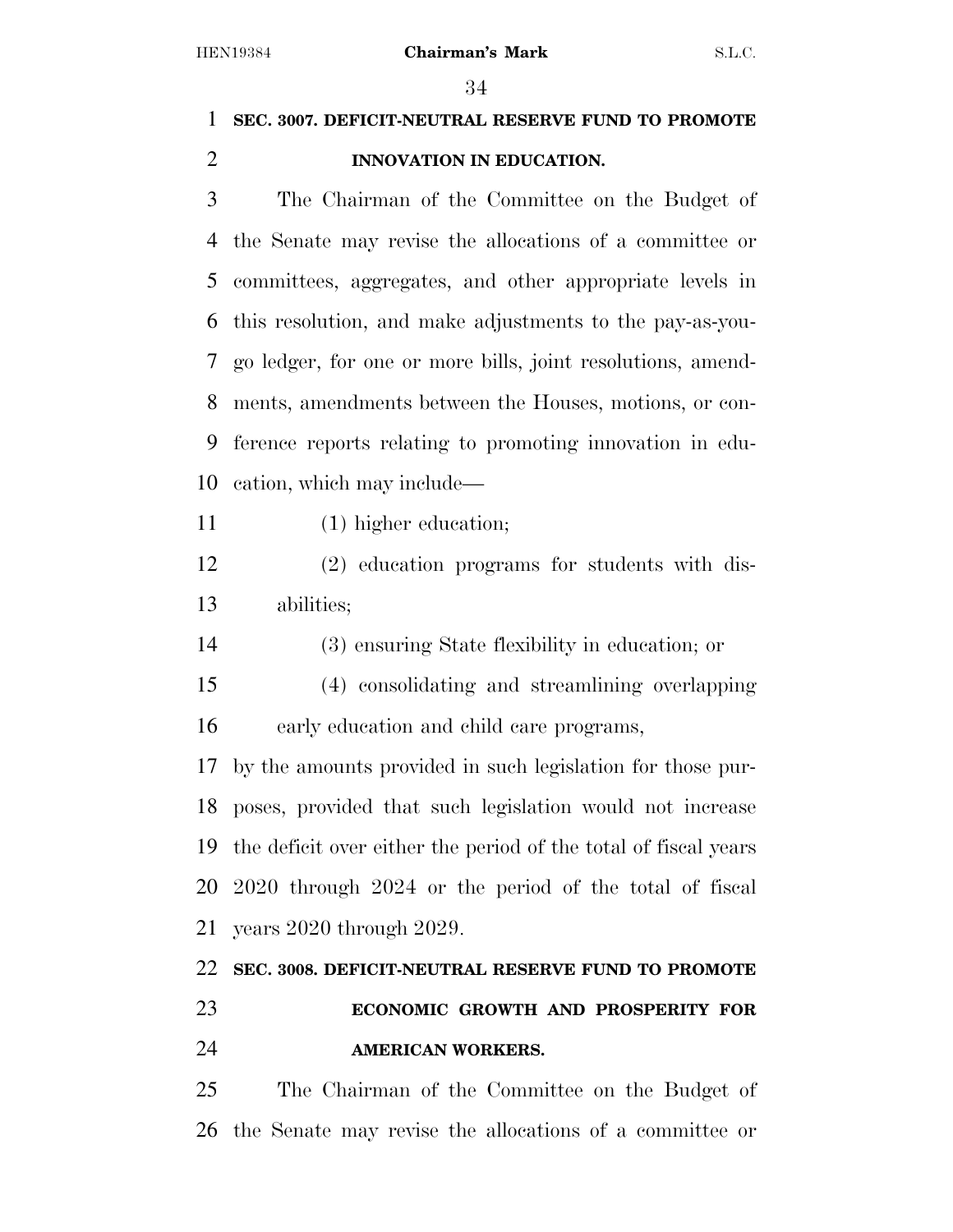**SEC. 3007. DEFICIT-NEUTRAL RESERVE FUND TO PROMOTE INNOVATION IN EDUCATION.**

The Chairman of the Committee on the Budget of the Senate may revise the allocations of a committee or committees, aggregates, and other appropriate levels in this resolution, and make adjustments to the pay-as-you-go ledger, for one or more bills, joint resolutions, amendments, amendments between the Houses, motions, or conference reports relating to promoting innovation in education, which may include—

(1) higher education;

(2) education programs for students with disabilities;

(3) ensuring State flexibility in education; or

(4) consolidating and streamlining overlapping early education and child care programs,

by the amounts provided in such legislation for those purposes, provided that such legislation would not increase the deficit over either the period of the total of fiscal years 2020 through 2024 or the period of the total of fiscal years 2020 through 2029.

**SEC. 3008. DEFICIT-NEUTRAL RESERVE FUND TO PROMOTE ECONOMIC GROWTH AND PROSPERITY FOR AMERICAN WORKERS.**

The Chairman of the Committee on the Budget of the Senate may revise the allocations of a committee or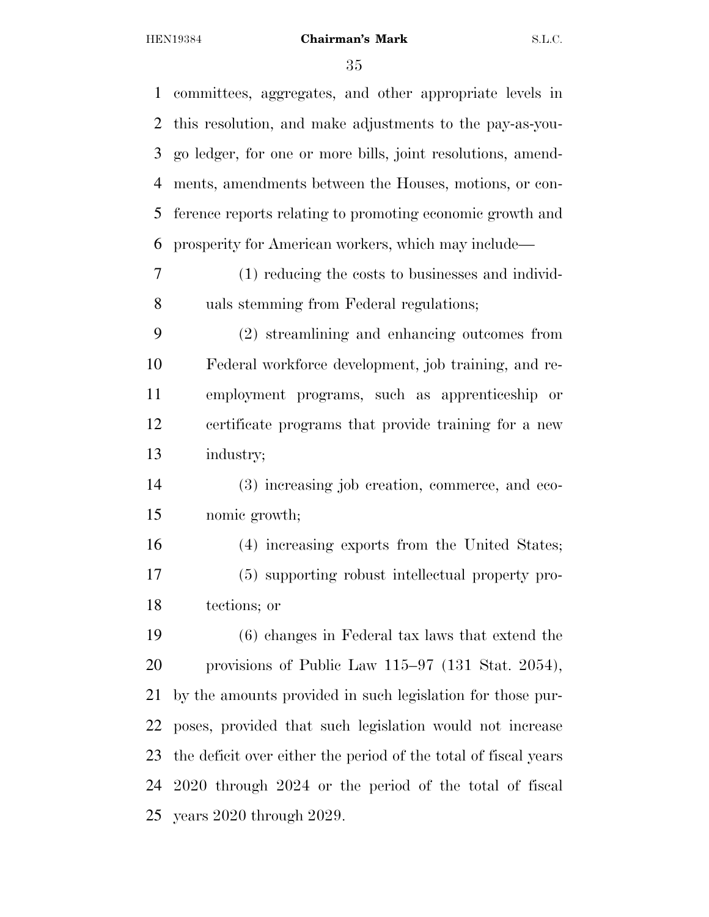committees, aggregates, and other appropriate levels in this resolution, and make adjustments to the pay-as-you-go ledger, for one or more bills, joint resolutions, amendments, amendments between the Houses, motions, or conference reports relating to promoting economic growth and prosperity for American workers, which may include—

(1) reducing the costs to businesses and individuals stemming from Federal regulations;

(2) streamlining and enhancing outcomes from Federal workforce development, job training, and reemployment programs, such as apprenticeship or certificate programs that provide training for a new industry;

(3) increasing job creation, commerce, and economic growth;

(4) increasing exports from the United States;

(5) supporting robust intellectual property protections; or

(6) changes in Federal tax laws that extend the provisions of Public Law 115–97 (131 Stat. 2054),

by the amounts provided in such legislation for those purposes, provided that such legislation would not increase the deficit over either the period of the total of fiscal years 2020 through 2024 or the period of the total of fiscal years 2020 through 2029.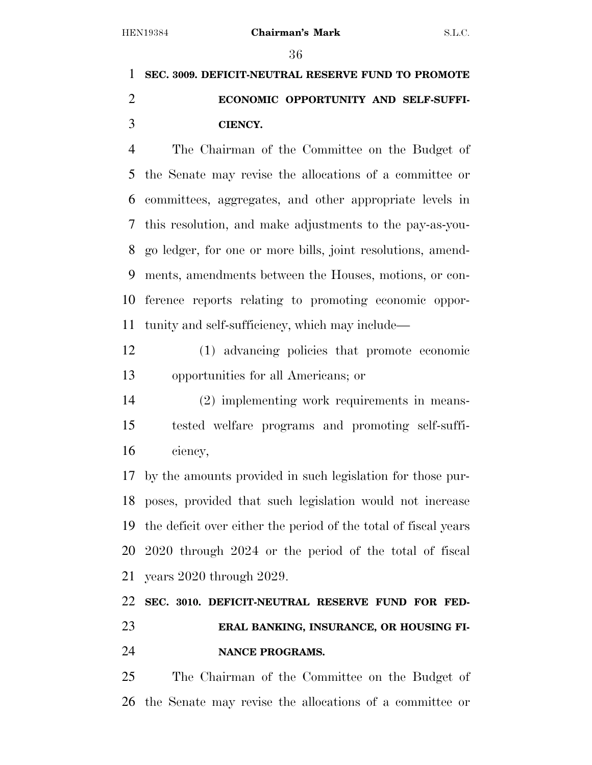**SEC. 3009. DEFICIT-NEUTRAL RESERVE FUND TO PROMOTE ECONOMIC OPPORTUNITY AND SELF-SUFFICIENCY.**

The Chairman of the Committee on the Budget of the Senate may revise the allocations of a committee or committees, aggregates, and other appropriate levels in this resolution, and make adjustments to the pay-as-you-go ledger, for one or more bills, joint resolutions, amendments, amendments between the Houses, motions, or conference reports relating to promoting economic opportunity and self-sufficiency, which may include—

(1) advancing policies that promote economic opportunities for all Americans; or

(2) implementing work requirements in means-tested welfare programs and promoting self-sufficiency,

by the amounts provided in such legislation for those purposes, provided that such legislation would not increase the deficit over either the period of the total of fiscal years 2020 through 2024 or the period of the total of fiscal years 2020 through 2029.

**SEC. 3010. DEFICIT-NEUTRAL RESERVE FUND FOR FEDERAL BANKING, INSURANCE, OR HOUSING FINANCE PROGRAMS.**

The Chairman of the Committee on the Budget of the Senate may revise the allocations of a committee or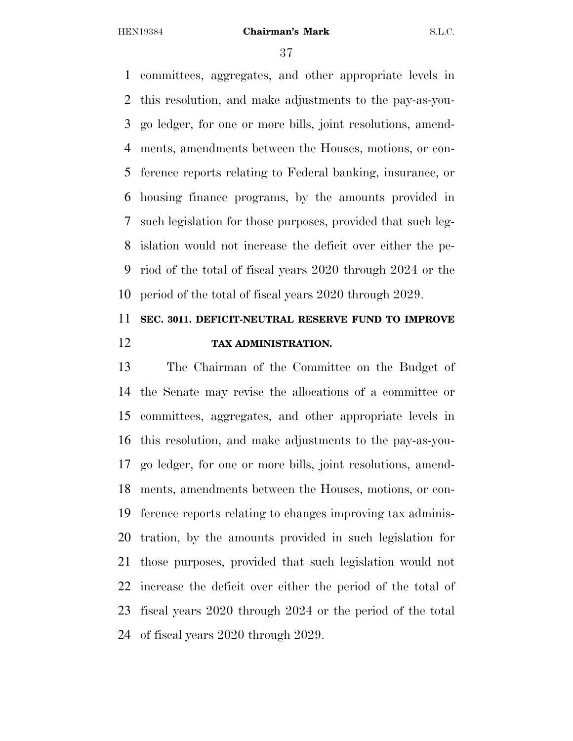committees, aggregates, and other appropriate levels in this resolution, and make adjustments to the pay-as-you-go ledger, for one or more bills, joint resolutions, amendments, amendments between the Houses, motions, or conference reports relating to Federal banking, insurance, or housing finance programs, by the amounts provided in such legislation for those purposes, provided that such legislation would not increase the deficit over either the period of the total of fiscal years 2020 through 2024 or the period of the total of fiscal years 2020 through 2029.

### SEC. 3011. DEFICIT-NEUTRAL RESERVE FUND TO IMPROVE TAX ADMINISTRATION.

The Chairman of the Committee on the Budget of the Senate may revise the allocations of a committee or committees, aggregates, and other appropriate levels in this resolution, and make adjustments to the pay-as-you-go ledger, for one or more bills, joint resolutions, amendments, amendments between the Houses, motions, or conference reports relating to changes improving tax administration, by the amounts provided in such legislation for those purposes, provided that such legislation would not increase the deficit over either the period of the total of fiscal years 2020 through 2024 or the period of the total of fiscal years 2020 through 2029.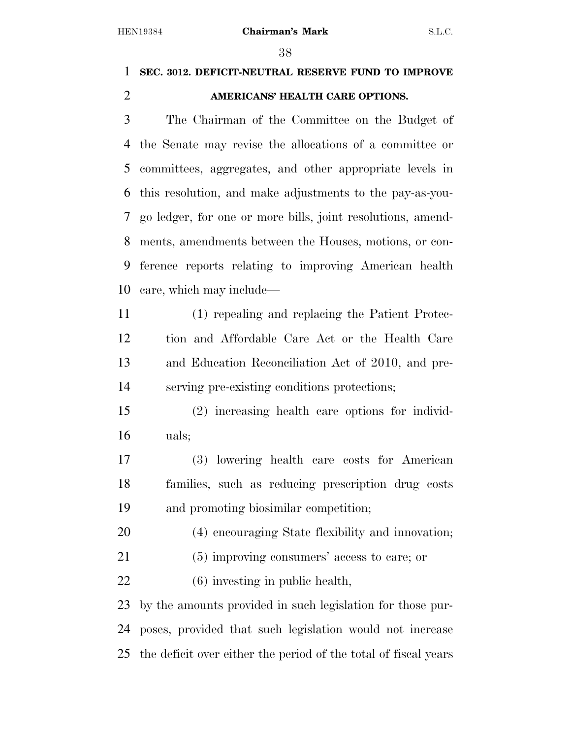**SEC. 3012. DEFICIT-NEUTRAL RESERVE FUND TO IMPROVE AMERICANS' HEALTH CARE OPTIONS.**

The Chairman of the Committee on the Budget of the Senate may revise the allocations of a committee or committees, aggregates, and other appropriate levels in this resolution, and make adjustments to the pay-as-you-go ledger, for one or more bills, joint resolutions, amendments, amendments between the Houses, motions, or conference reports relating to improving American health care, which may include—

(1) repealing and replacing the Patient Protection and Affordable Care Act or the Health Care and Education Reconciliation Act of 2010, and preserving pre-existing conditions protections;

(2) increasing health care options for individuals;

(3) lowering health care costs for American families, such as reducing prescription drug costs and promoting biosimilar competition;

(4) encouraging State flexibility and innovation;

(5) improving consumers' access to care; or

(6) investing in public health,

by the amounts provided in such legislation for those purposes, provided that such legislation would not increase the deficit over either the period of the total of fiscal years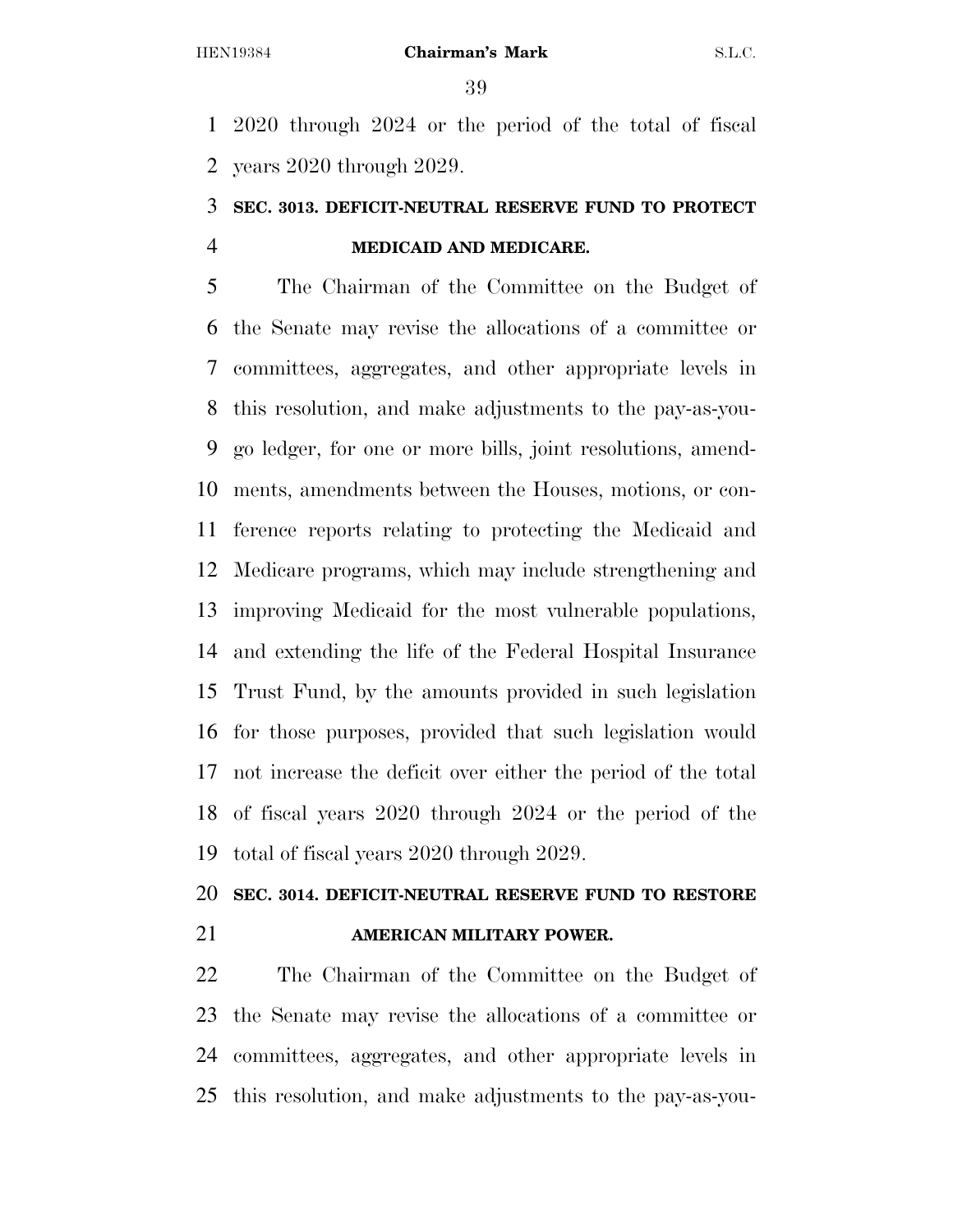2020 through 2024 or the period of the total of fiscal years 2020 through 2029.

### SEC. 3013. DEFICIT-NEUTRAL RESERVE FUND TO PROTECT MEDICAID AND MEDICARE.

The Chairman of the Committee on the Budget of the Senate may revise the allocations of a committee or committees, aggregates, and other appropriate levels in this resolution, and make adjustments to the pay-as-you-go ledger, for one or more bills, joint resolutions, amendments, amendments between the Houses, motions, or conference reports relating to protecting the Medicaid and Medicare programs, which may include strengthening and improving Medicaid for the most vulnerable populations, and extending the life of the Federal Hospital Insurance Trust Fund, by the amounts provided in such legislation for those purposes, provided that such legislation would not increase the deficit over either the period of the total of fiscal years 2020 through 2024 or the period of the total of fiscal years 2020 through 2029.

### SEC. 3014. DEFICIT-NEUTRAL RESERVE FUND TO RESTORE AMERICAN MILITARY POWER.

The Chairman of the Committee on the Budget of the Senate may revise the allocations of a committee or committees, aggregates, and other appropriate levels in this resolution, and make adjustments to the pay-as-you-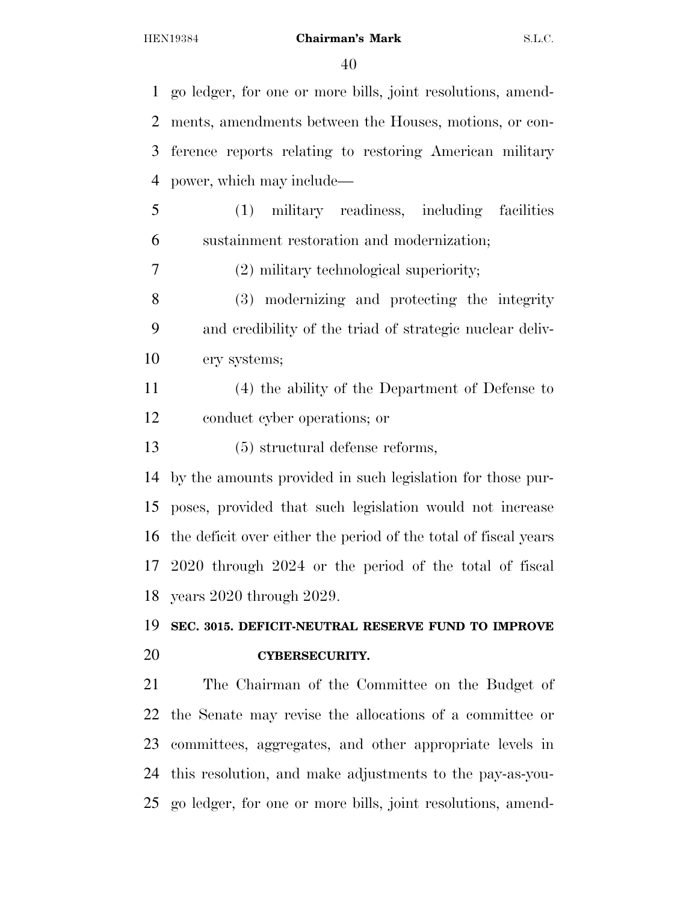go ledger, for one or more bills, joint resolutions, amendments, amendments between the Houses, motions, or conference reports relating to restoring American military power, which may include—

(1) military readiness, including facilities sustainment restoration and modernization;

(2) military technological superiority;

(3) modernizing and protecting the integrity and credibility of the triad of strategic nuclear delivery systems;

(4) the ability of the Department of Defense to conduct cyber operations; or

(5) structural defense reforms,

by the amounts provided in such legislation for those purposes, provided that such legislation would not increase the deficit over either the period of the total of fiscal years 2020 through 2024 or the period of the total of fiscal years 2020 through 2029.

**SEC. 3015. DEFICIT-NEUTRAL RESERVE FUND TO IMPROVE CYBERSECURITY.**

The Chairman of the Committee on the Budget of the Senate may revise the allocations of a committee or committees, aggregates, and other appropriate levels in this resolution, and make adjustments to the pay-as-you-go ledger, for one or more bills, joint resolutions, amend-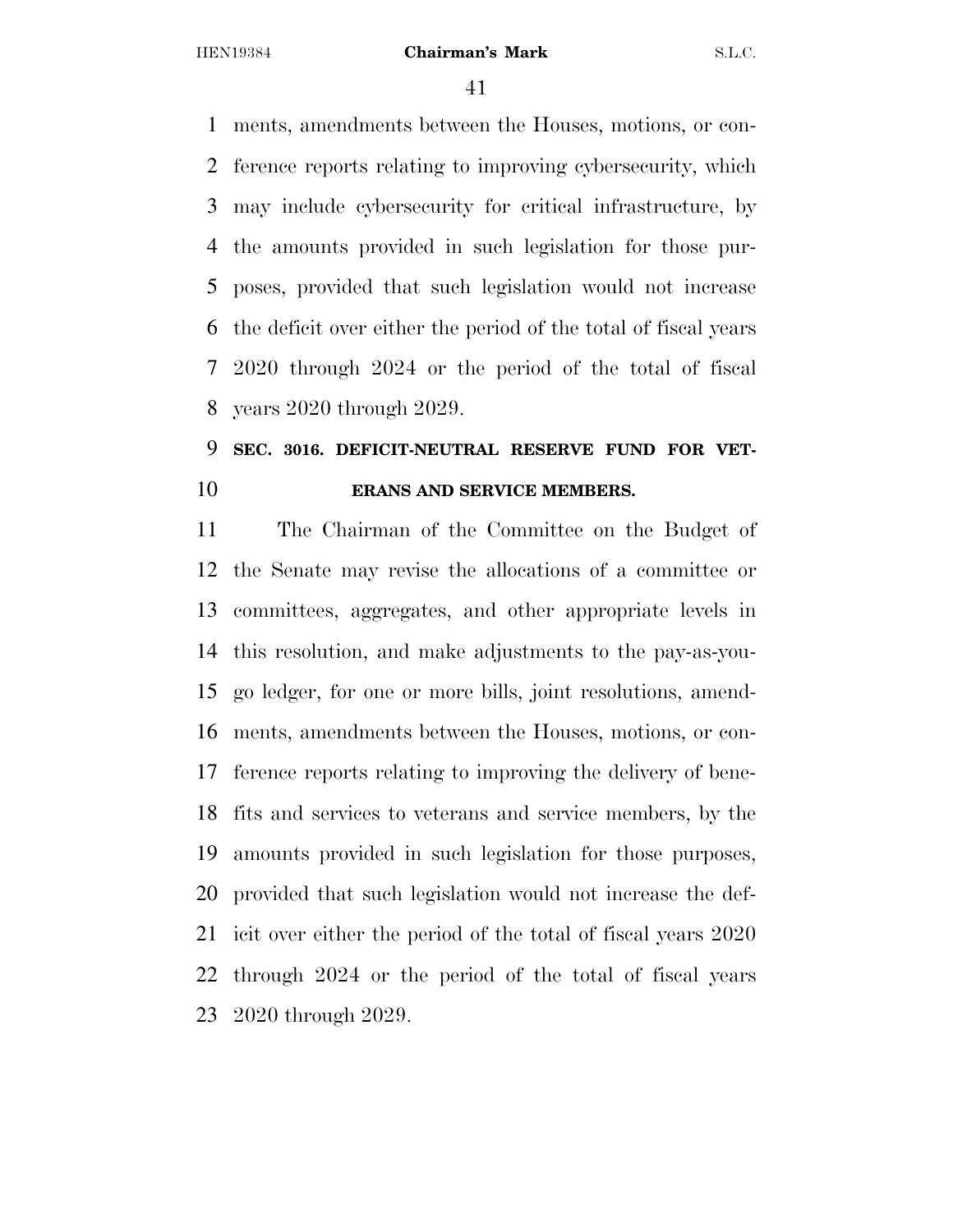ments, amendments between the Houses, motions, or conference reports relating to improving cybersecurity, which may include cybersecurity for critical infrastructure, by the amounts provided in such legislation for those purposes, provided that such legislation would not increase the deficit over either the period of the total of fiscal years 2020 through 2024 or the period of the total of fiscal years 2020 through 2029.

### SEC. 3016. DEFICIT-NEUTRAL RESERVE FUND FOR VETERANS AND SERVICE MEMBERS.

The Chairman of the Committee on the Budget of the Senate may revise the allocations of a committee or committees, aggregates, and other appropriate levels in this resolution, and make adjustments to the pay-as-you-go ledger, for one or more bills, joint resolutions, amendments, amendments between the Houses, motions, or conference reports relating to improving the delivery of benefits and services to veterans and service members, by the amounts provided in such legislation for those purposes, provided that such legislation would not increase the deficit over either the period of the total of fiscal years 2020 through 2024 or the period of the total of fiscal years 2020 through 2029.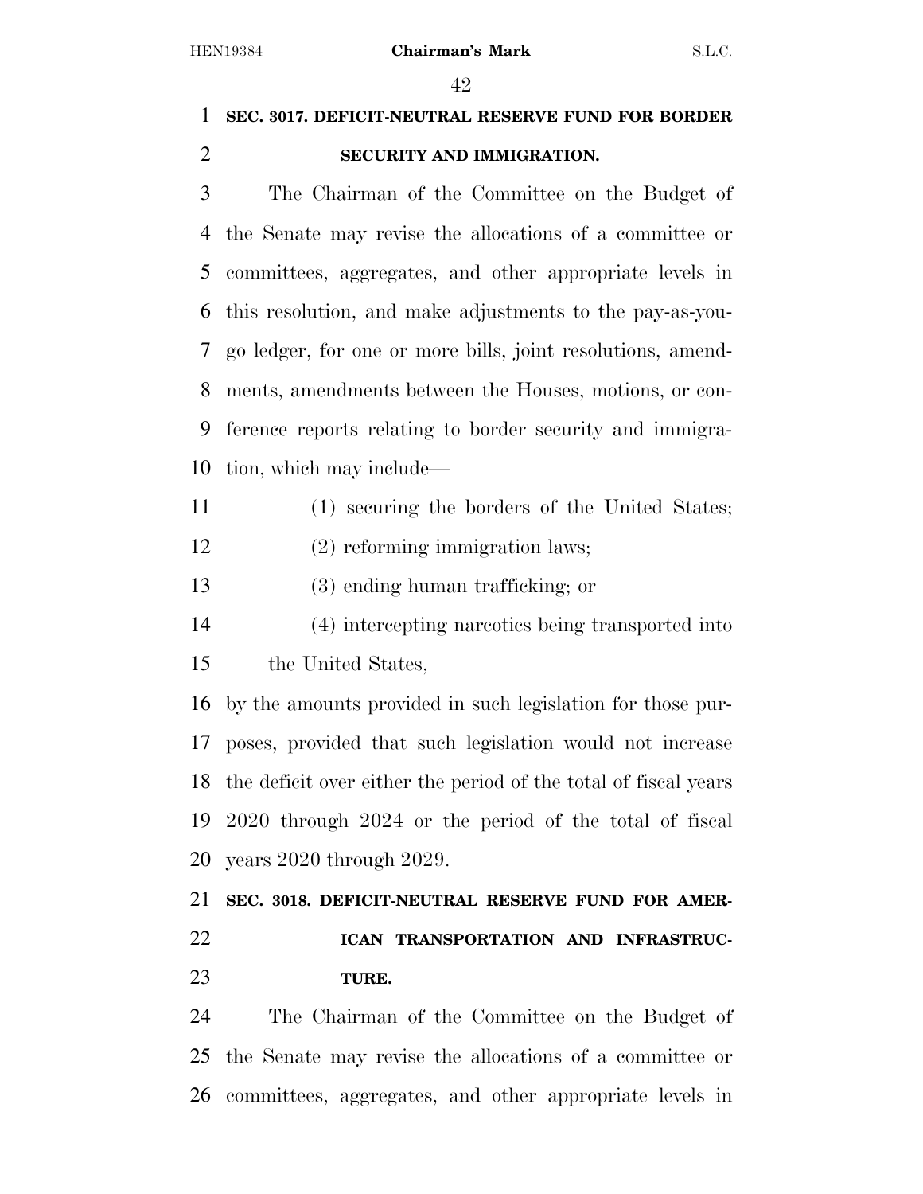**SEC. 3017. DEFICIT-NEUTRAL RESERVE FUND FOR BORDER SECURITY AND IMMIGRATION.**

The Chairman of the Committee on the Budget of the Senate may revise the allocations of a committee or committees, aggregates, and other appropriate levels in this resolution, and make adjustments to the pay-as-you-go ledger, for one or more bills, joint resolutions, amendments, amendments between the Houses, motions, or conference reports relating to border security and immigration, which may include—

(1) securing the borders of the United States;

(2) reforming immigration laws;

(3) ending human trafficking; or

(4) intercepting narcotics being transported into the United States,

by the amounts provided in such legislation for those purposes, provided that such legislation would not increase the deficit over either the period of the total of fiscal years 2020 through 2024 or the period of the total of fiscal years 2020 through 2029.

**SEC. 3018. DEFICIT-NEUTRAL RESERVE FUND FOR AMERICAN TRANSPORTATION AND INFRASTRUCTURE.**

The Chairman of the Committee on the Budget of the Senate may revise the allocations of a committee or committees, aggregates, and other appropriate levels in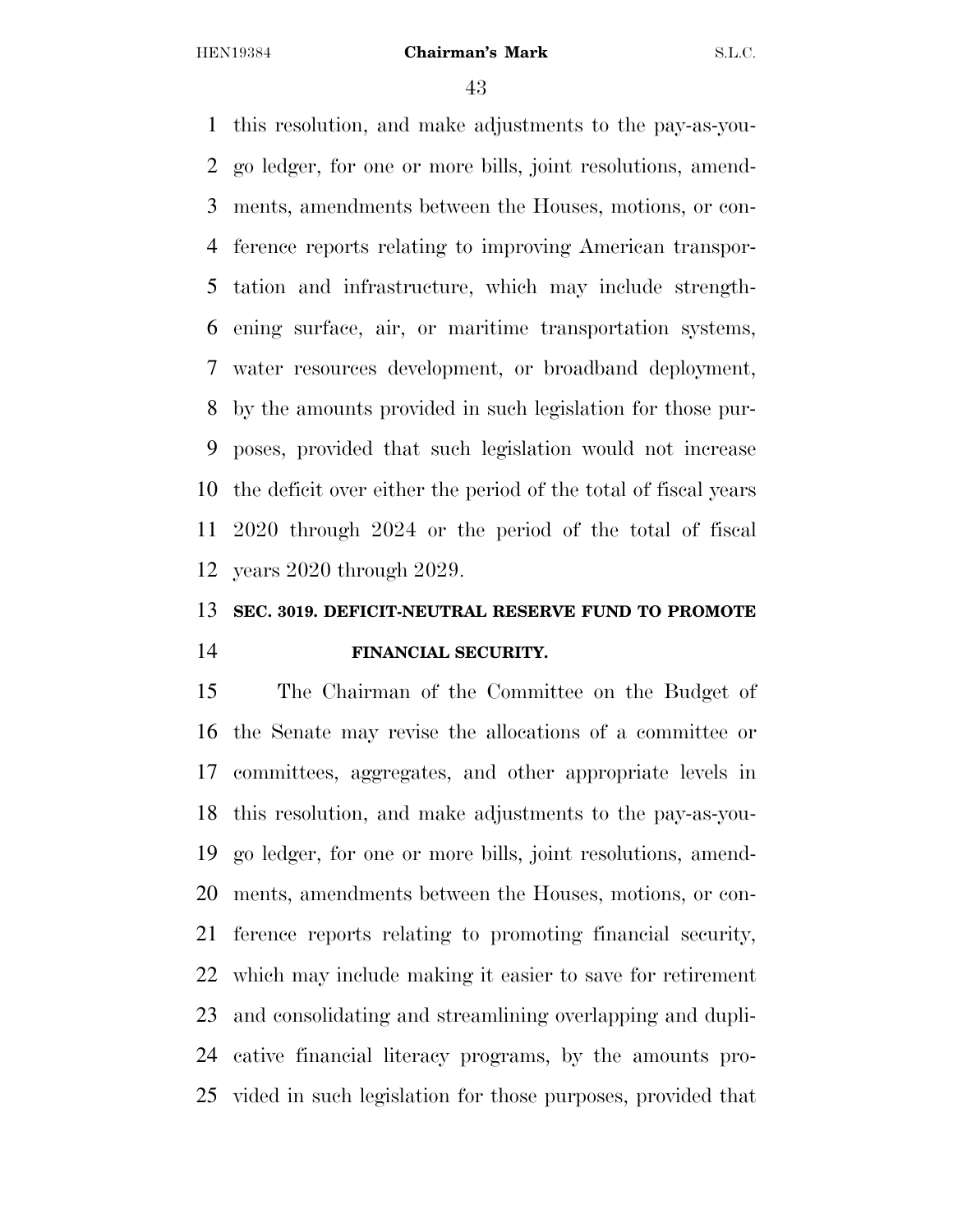this resolution, and make adjustments to the pay-as-you-go ledger, for one or more bills, joint resolutions, amendments, amendments between the Houses, motions, or conference reports relating to improving American transportation and infrastructure, which may include strengthening surface, air, or maritime transportation systems, water resources development, or broadband deployment, by the amounts provided in such legislation for those purposes, provided that such legislation would not increase the deficit over either the period of the total of fiscal years 2020 through 2024 or the period of the total of fiscal years 2020 through 2029.

### SEC. 3019. DEFICIT-NEUTRAL RESERVE FUND TO PROMOTE FINANCIAL SECURITY.

The Chairman of the Committee on the Budget of the Senate may revise the allocations of a committee or committees, aggregates, and other appropriate levels in this resolution, and make adjustments to the pay-as-you-go ledger, for one or more bills, joint resolutions, amendments, amendments between the Houses, motions, or conference reports relating to promoting financial security, which may include making it easier to save for retirement and consolidating and streamlining overlapping and duplicative financial literacy programs, by the amounts provided in such legislation for those purposes, provided that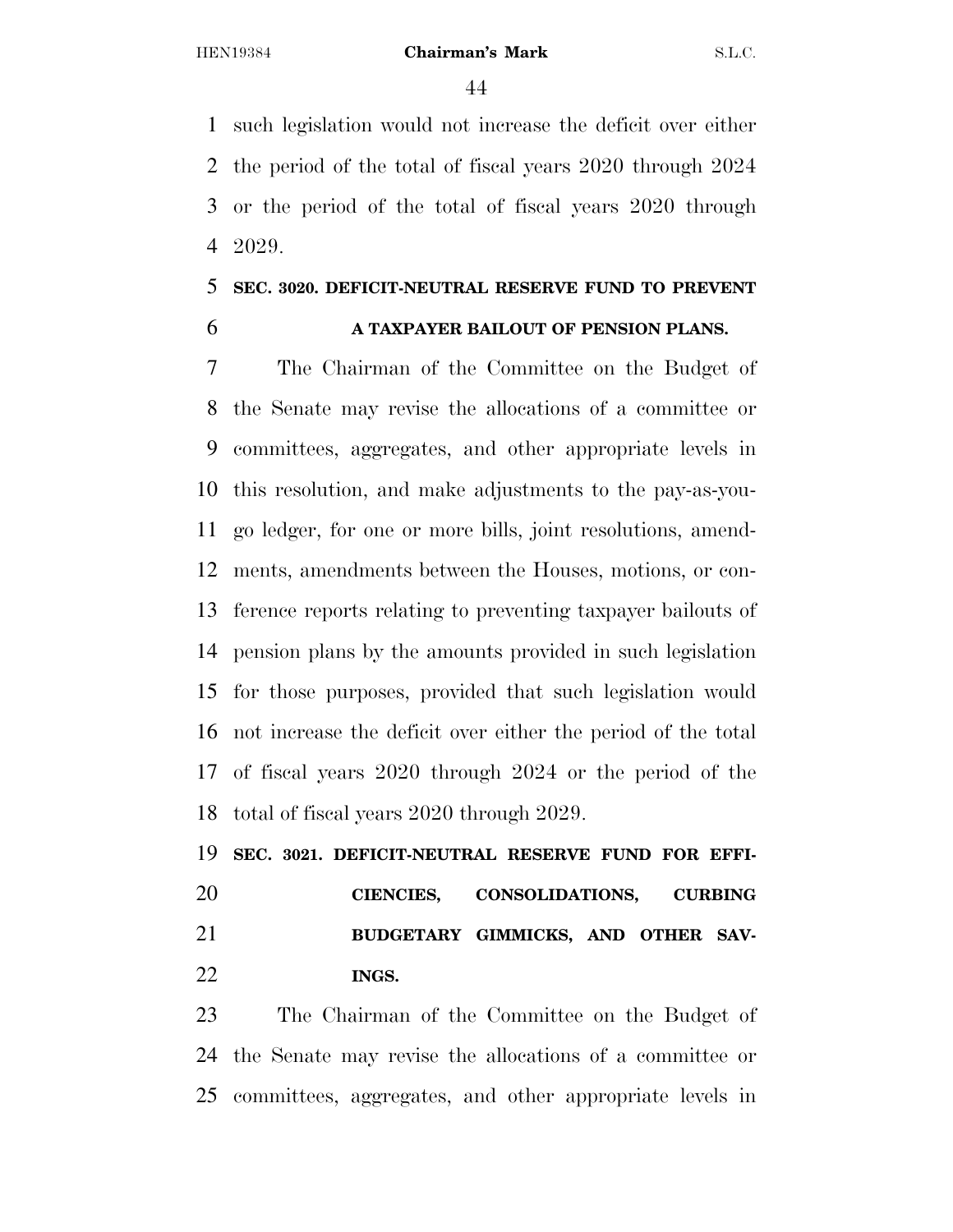such legislation would not increase the deficit over either the period of the total of fiscal years 2020 through 2024 or the period of the total of fiscal years 2020 through 2029.

**SEC. 3020. DEFICIT-NEUTRAL RESERVE FUND TO PREVENT A TAXPAYER BAILOUT OF PENSION PLANS.**

The Chairman of the Committee on the Budget of the Senate may revise the allocations of a committee or committees, aggregates, and other appropriate levels in this resolution, and make adjustments to the pay-as-you-go ledger, for one or more bills, joint resolutions, amendments, amendments between the Houses, motions, or conference reports relating to preventing taxpayer bailouts of pension plans by the amounts provided in such legislation for those purposes, provided that such legislation would not increase the deficit over either the period of the total of fiscal years 2020 through 2024 or the period of the total of fiscal years 2020 through 2029.

**SEC. 3021. DEFICIT-NEUTRAL RESERVE FUND FOR EFFICIENCIES, CONSOLIDATIONS, CURBING BUDGETARY GIMMICKS, AND OTHER SAVINGS.**

The Chairman of the Committee on the Budget of the Senate may revise the allocations of a committee or committees, aggregates, and other appropriate levels in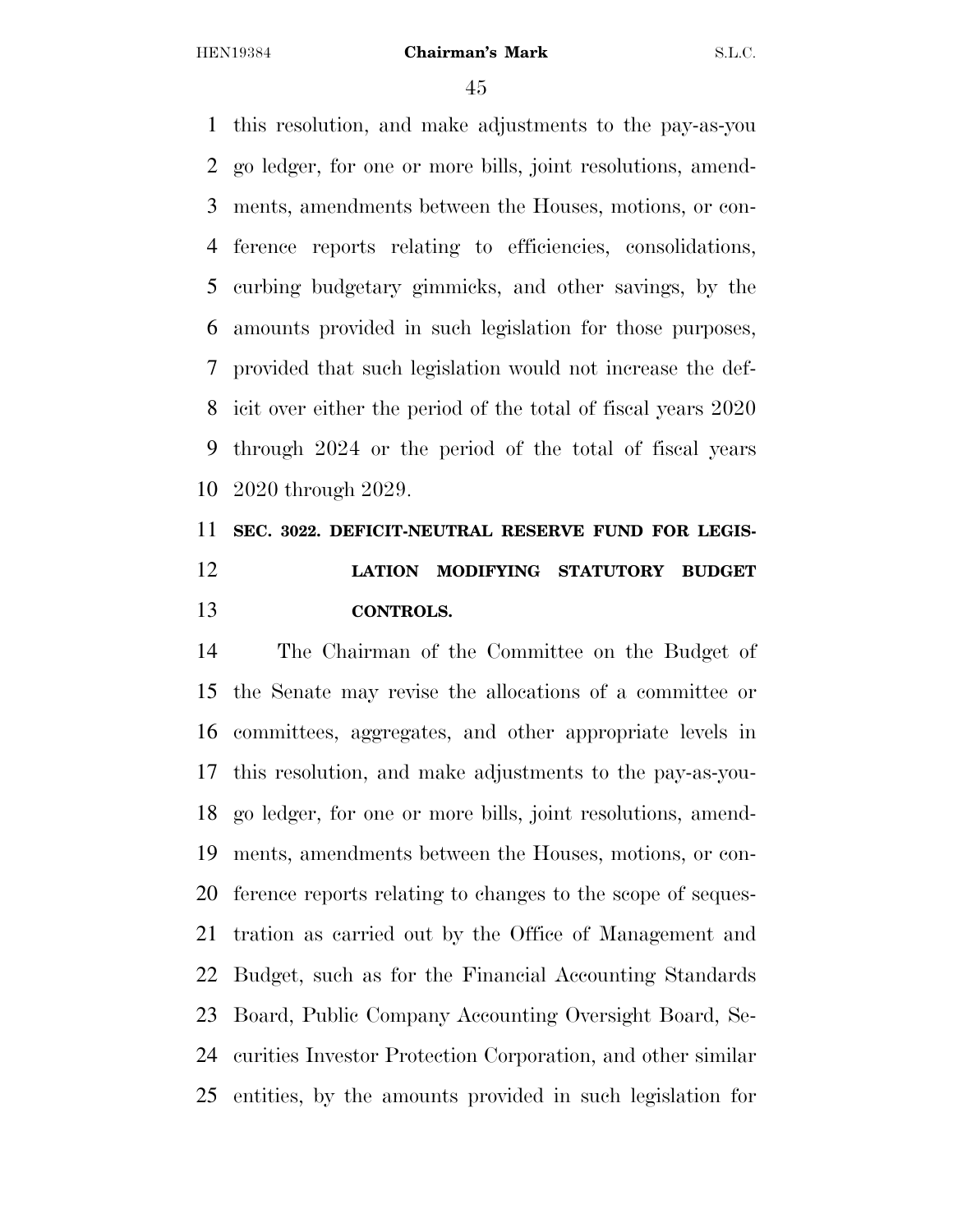this resolution, and make adjustments to the pay-as-you go ledger, for one or more bills, joint resolutions, amendments, amendments between the Houses, motions, or conference reports relating to efficiencies, consolidations, curbing budgetary gimmicks, and other savings, by the amounts provided in such legislation for those purposes, provided that such legislation would not increase the deficit over either the period of the total of fiscal years 2020 through 2024 or the period of the total of fiscal years 2020 through 2029.

## SEC. 3022. DEFICIT-NEUTRAL RESERVE FUND FOR LEGISLATION MODIFYING STATUTORY BUDGET CONTROLS.

The Chairman of the Committee on the Budget of the Senate may revise the allocations of a committee or committees, aggregates, and other appropriate levels in this resolution, and make adjustments to the pay-as-you-go ledger, for one or more bills, joint resolutions, amendments, amendments between the Houses, motions, or conference reports relating to changes to the scope of sequestration as carried out by the Office of Management and Budget, such as for the Financial Accounting Standards Board, Public Company Accounting Oversight Board, Securities Investor Protection Corporation, and other similar entities, by the amounts provided in such legislation for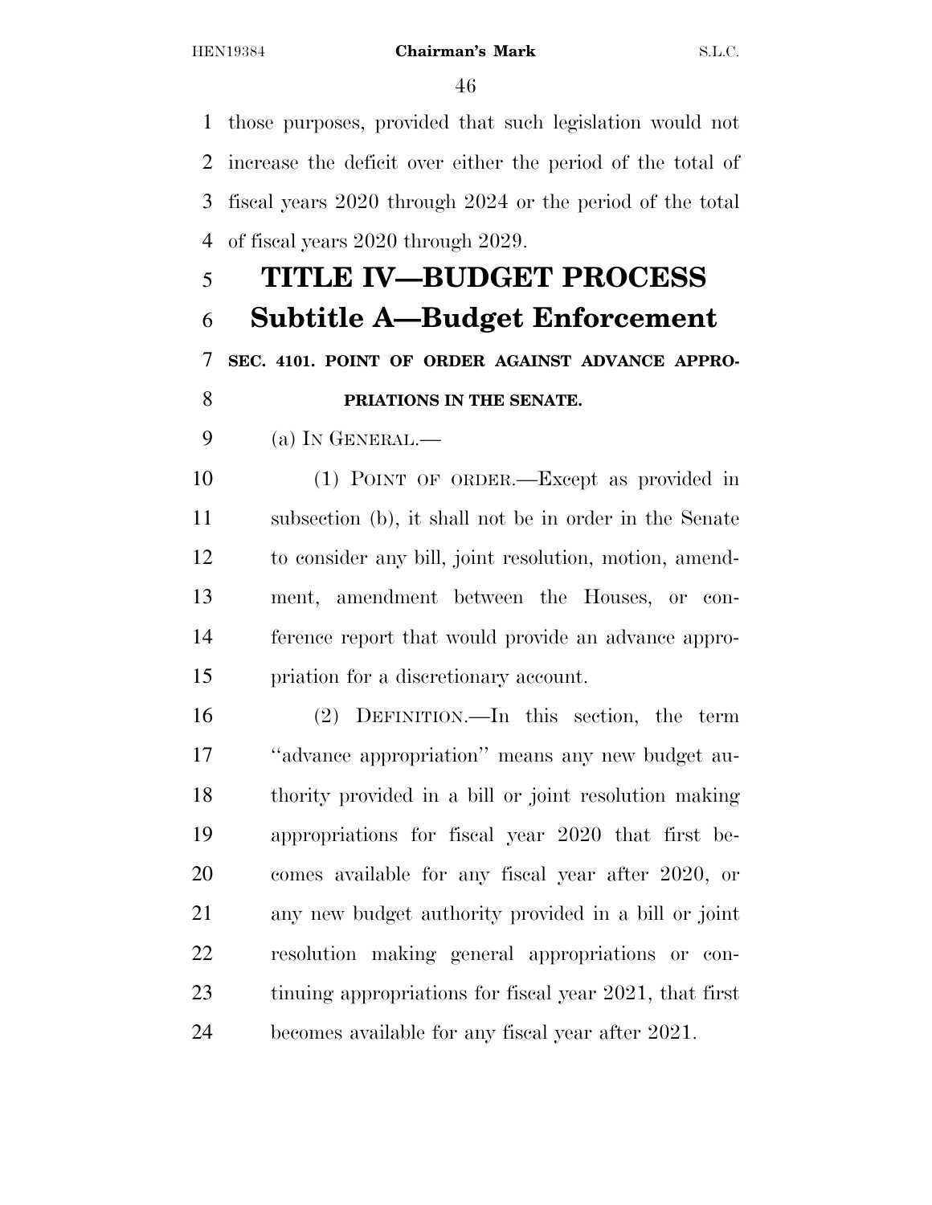those purposes, provided that such legislation would not increase the deficit over either the period of the total of fiscal years 2020 through 2024 or the period of the total of fiscal years 2020 through 2029.

# TITLE IV—BUDGET PROCESS

## Subtitle A—Budget Enforcement

### SEC. 4101. POINT OF ORDER AGAINST ADVANCE APPROPRIATIONS IN THE SENATE.

(a) IN GENERAL.—

(1) POINT OF ORDER.—Except as provided in subsection (b), it shall not be in order in the Senate to consider any bill, joint resolution, motion, amendment, amendment between the Houses, or conference report that would provide an advance appropriation for a discretionary account.

(2) DEFINITION.—In this section, the term ''advance appropriation'' means any new budget authority provided in a bill or joint resolution making appropriations for fiscal year 2020 that first becomes available for any fiscal year after 2020, or any new budget authority provided in a bill or joint resolution making general appropriations or continuing appropriations for fiscal year 2021, that first becomes available for any fiscal year after 2021.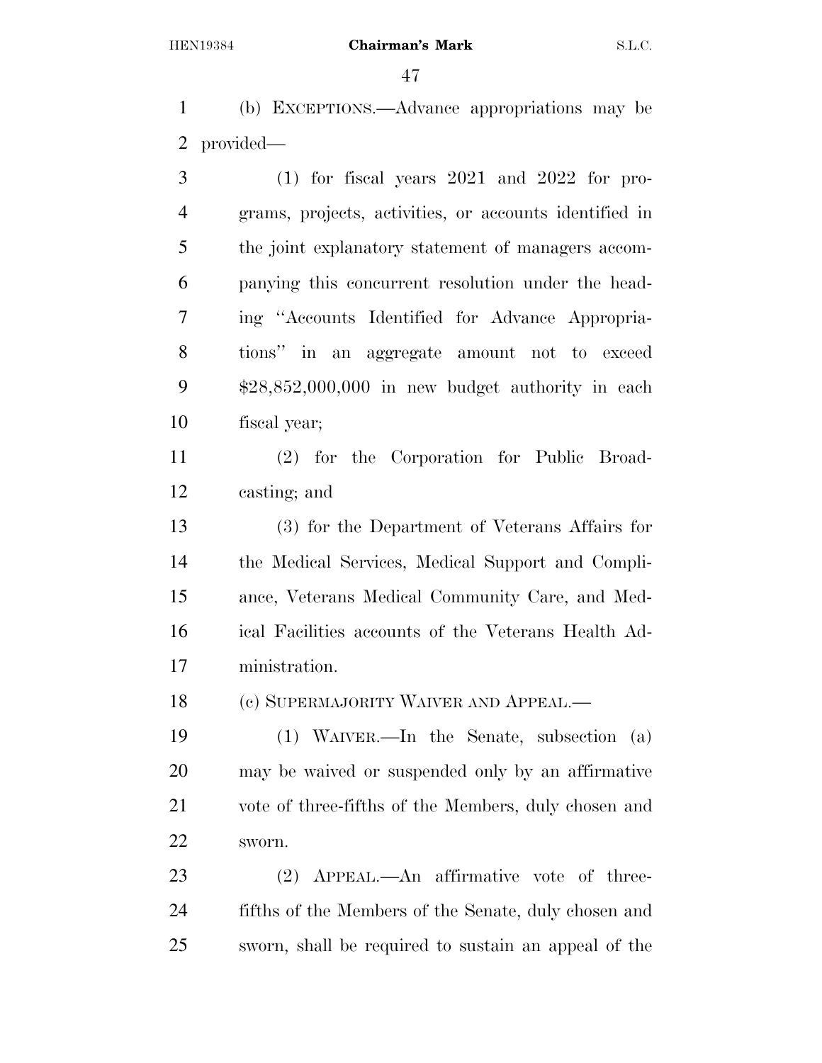(b) EXCEPTIONS.—Advance appropriations may be provided—

(1) for fiscal years 2021 and 2022 for programs, projects, activities, or accounts identified in the joint explanatory statement of managers accompanying this concurrent resolution under the heading "Accounts Identified for Advance Appropriations" in an aggregate amount not to exceed $28,852,000,000 in new budget authority in each fiscal year;

(2) for the Corporation for Public Broadcasting; and

(3) for the Department of Veterans Affairs for the Medical Services, Medical Support and Compliance, Veterans Medical Community Care, and Medical Facilities accounts of the Veterans Health Administration.

(c) SUPERMAJORITY WAIVER AND APPEAL.—

(1) WAIVER.—In the Senate, subsection (a) may be waived or suspended only by an affirmative vote of three-fifths of the Members, duly chosen and sworn.

(2) APPEAL.—An affirmative vote of three-fifths of the Members of the Senate, duly chosen and sworn, shall be required to sustain an appeal of the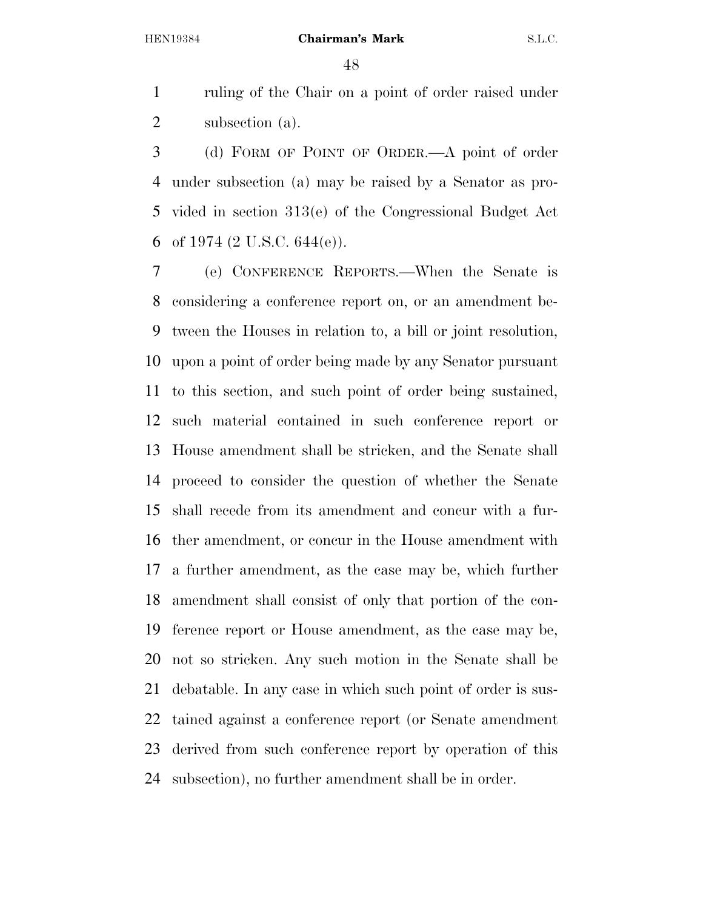ruling of the Chair on a point of order raised under subsection (a).

(d) FORM OF POINT OF ORDER.—A point of order under subsection (a) may be raised by a Senator as provided in section 313(e) of the Congressional Budget Act of 1974 (2 U.S.C. 644(e)).

(e) CONFERENCE REPORTS.—When the Senate is considering a conference report on, or an amendment between the Houses in relation to, a bill or joint resolution, upon a point of order being made by any Senator pursuant to this section, and such point of order being sustained, such material contained in such conference report or House amendment shall be stricken, and the Senate shall proceed to consider the question of whether the Senate shall recede from its amendment and concur with a further amendment, or concur in the House amendment with a further amendment, as the case may be, which further amendment shall consist of only that portion of the conference report or House amendment, as the case may be, not so stricken. Any such motion in the Senate shall be debatable. In any case in which such point of order is sustained against a conference report (or Senate amendment derived from such conference report by operation of this subsection), no further amendment shall be in order.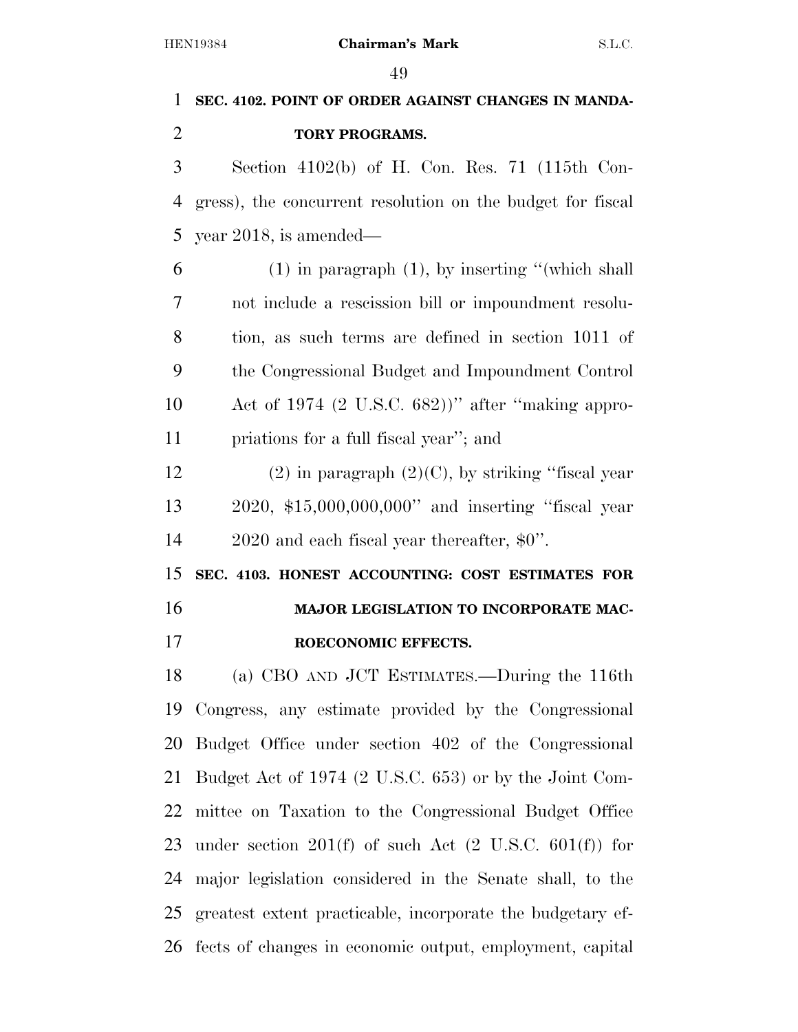**SEC. 4102. POINT OF ORDER AGAINST CHANGES IN MANDATORY PROGRAMS.**

Section 4102(b) of H. Con. Res. 71 (115th Congress), the concurrent resolution on the budget for fiscal year 2018, is amended—

(1) in paragraph (1), by inserting "(which shall not include a rescission bill or impoundment resolution, as such terms are defined in section 1011 of the Congressional Budget and Impoundment Control Act of 1974 (2 U.S.C. 682))" after "making appropriations for a full fiscal year"; and

(2) in paragraph (2)(C), by striking "fiscal year 2020, $15,000,000,000" and inserting "fiscal year 2020 and each fiscal year thereafter, $0".

**SEC. 4103. HONEST ACCOUNTING: COST ESTIMATES FOR MAJOR LEGISLATION TO INCORPORATE MACROECONOMIC EFFECTS.**

(a) CBO AND JCT ESTIMATES.—During the 116th Congress, any estimate provided by the Congressional Budget Office under section 402 of the Congressional Budget Act of 1974 (2 U.S.C. 653) or by the Joint Committee on Taxation to the Congressional Budget Office under section 201(f) of such Act (2 U.S.C. 601(f)) for major legislation considered in the Senate shall, to the greatest extent practicable, incorporate the budgetary effects of changes in economic output, employment, capital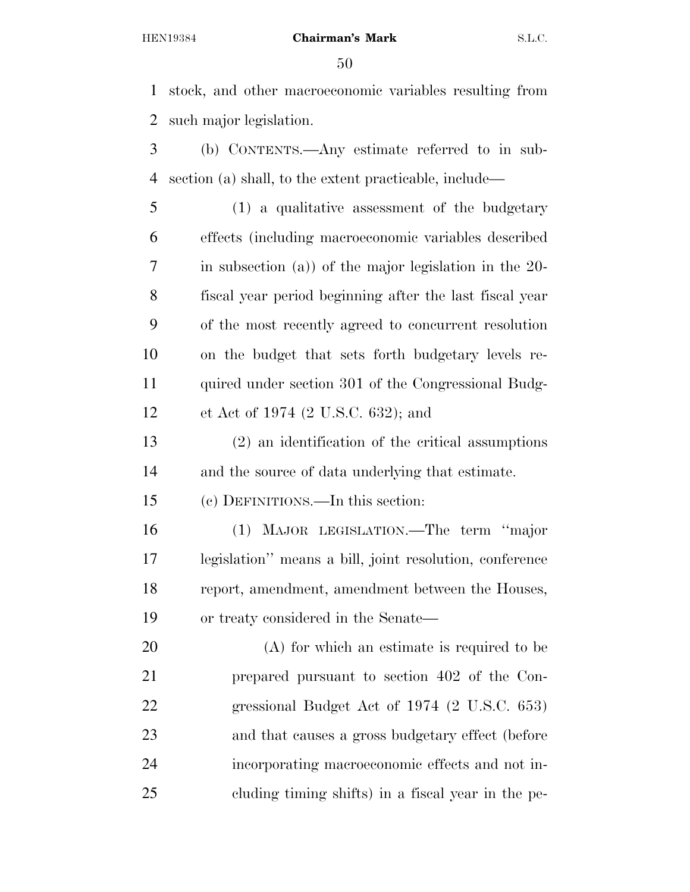stock, and other macroeconomic variables resulting from such major legislation.

(b) CONTENTS.—Any estimate referred to in subsection (a) shall, to the extent practicable, include—

(1) a qualitative assessment of the budgetary effects (including macroeconomic variables described in subsection (a)) of the major legislation in the 20-fiscal year period beginning after the last fiscal year of the most recently agreed to concurrent resolution on the budget that sets forth budgetary levels required under section 301 of the Congressional Budget Act of 1974 (2 U.S.C. 632); and

(2) an identification of the critical assumptions and the source of data underlying that estimate.

(c) DEFINITIONS.—In this section:

(1) MAJOR LEGISLATION.—The term ''major legislation'' means a bill, joint resolution, conference report, amendment, amendment between the Houses, or treaty considered in the Senate—

(A) for which an estimate is required to be prepared pursuant to section 402 of the Congressional Budget Act of 1974 (2 U.S.C. 653) and that causes a gross budgetary effect (before incorporating macroeconomic effects and not including timing shifts) in a fiscal year in the pe-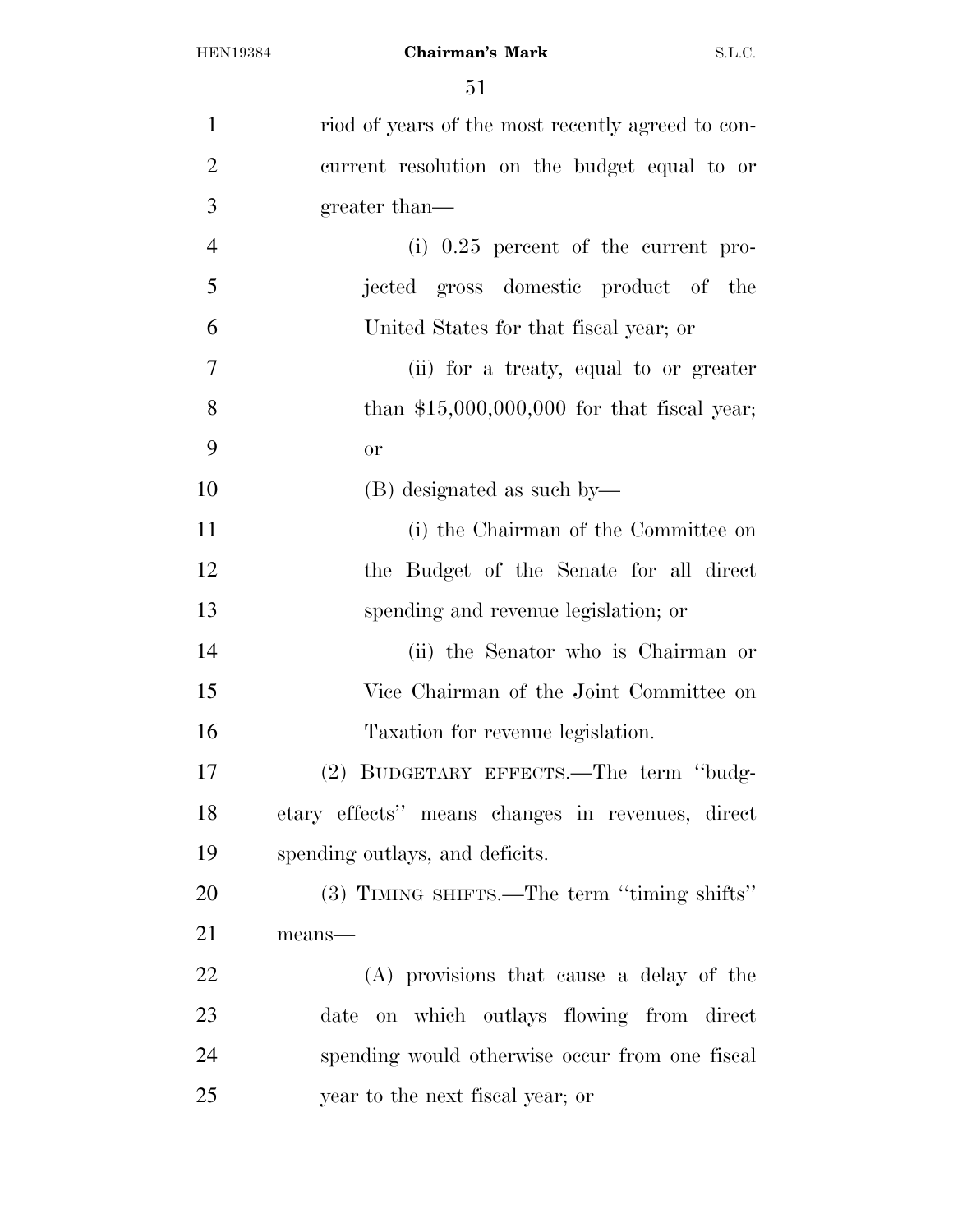riod of years of the most recently agreed to concurrent resolution on the budget equal to or greater than—

(i) 0.25 percent of the current projected gross domestic product of the United States for that fiscal year; or

(ii) for a treaty, equal to or greater than $15,000,000,000 for that fiscal year; or

(B) designated as such by—

(i) the Chairman of the Committee on the Budget of the Senate for all direct spending and revenue legislation; or

(ii) the Senator who is Chairman or Vice Chairman of the Joint Committee on Taxation for revenue legislation.

(2) BUDGETARY EFFECTS.—The term ''budgetary effects'' means changes in revenues, direct spending outlays, and deficits.

(3) TIMING SHIFTS.—The term ''timing shifts'' means—

(A) provisions that cause a delay of the date on which outlays flowing from direct spending would otherwise occur from one fiscal year to the next fiscal year; or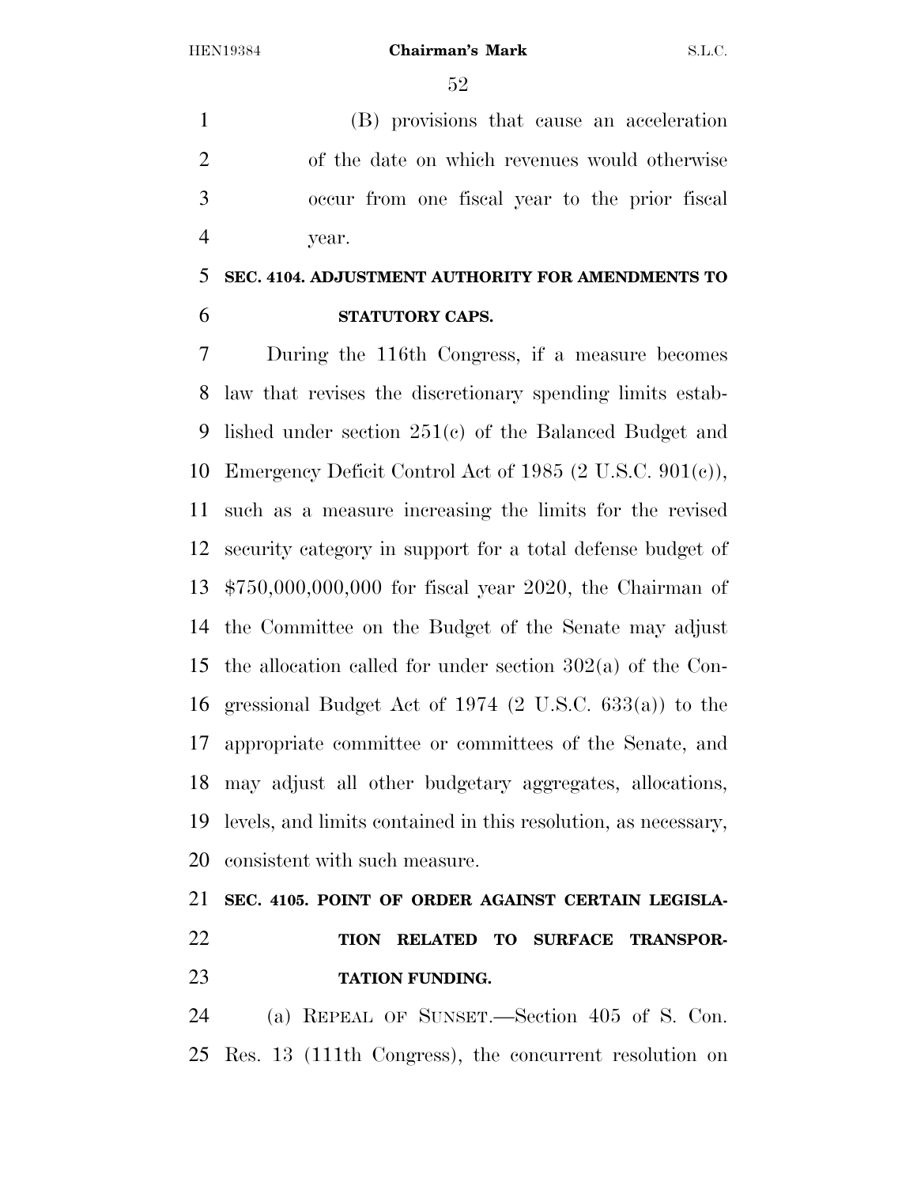(B) provisions that cause an acceleration of the date on which revenues would otherwise occur from one fiscal year to the prior fiscal year.

**SEC. 4104. ADJUSTMENT AUTHORITY FOR AMENDMENTS TO STATUTORY CAPS.**

During the 116th Congress, if a measure becomes law that revises the discretionary spending limits established under section 251(c) of the Balanced Budget and Emergency Deficit Control Act of 1985 (2 U.S.C. 901(c)), such as a measure increasing the limits for the revised security category in support for a total defense budget of $750,000,000,000 for fiscal year 2020, the Chairman of the Committee on the Budget of the Senate may adjust the allocation called for under section 302(a) of the Congressional Budget Act of 1974 (2 U.S.C. 633(a)) to the appropriate committee or committees of the Senate, and may adjust all other budgetary aggregates, allocations, levels, and limits contained in this resolution, as necessary, consistent with such measure.

**SEC. 4105. POINT OF ORDER AGAINST CERTAIN LEGISLATION RELATED TO SURFACE TRANSPORTATION FUNDING.**

(a) REPEAL OF SUNSET.—Section 405 of S. Con. Res. 13 (111th Congress), the concurrent resolution on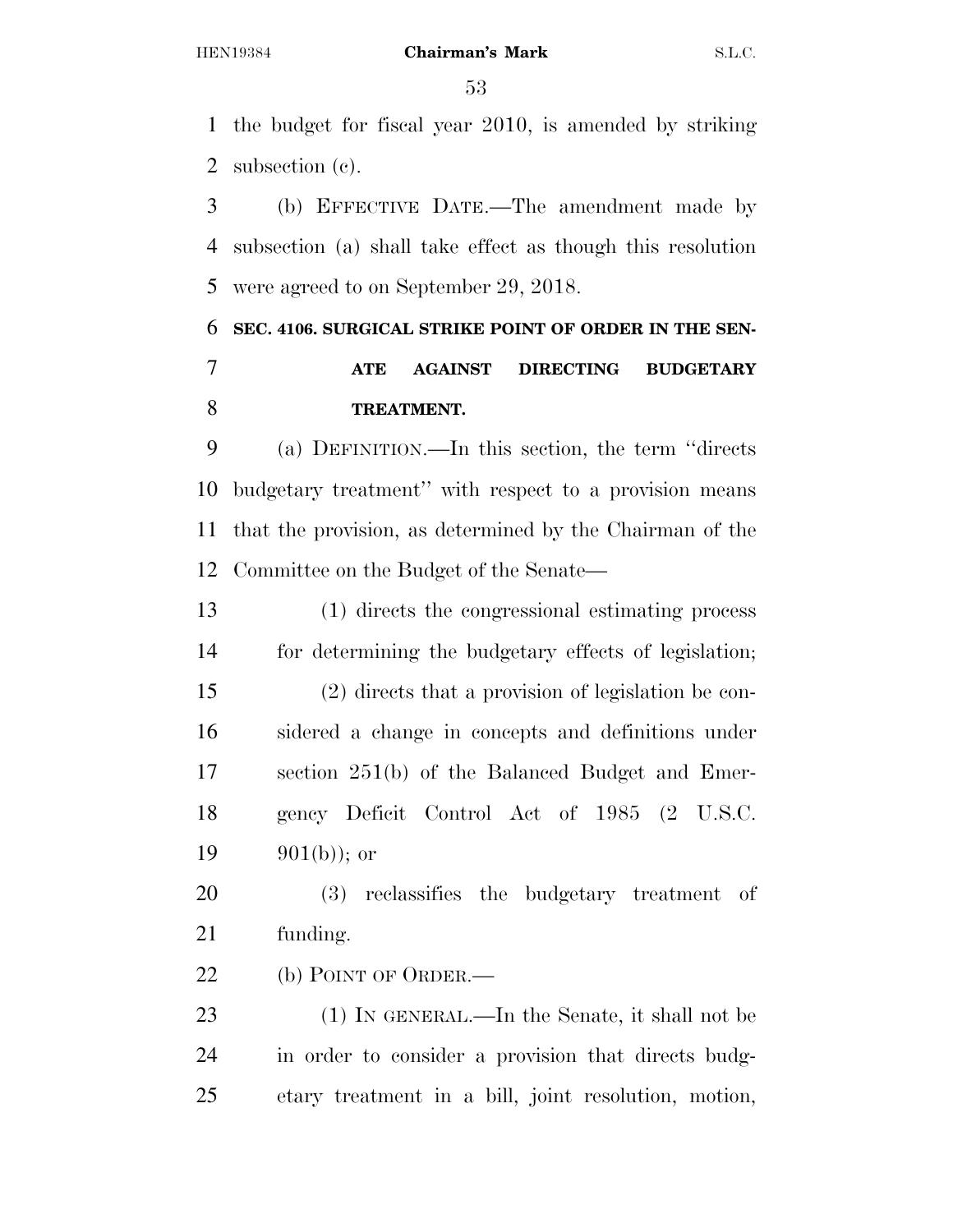the budget for fiscal year 2010, is amended by striking subsection (c).

(b) EFFECTIVE DATE.—The amendment made by subsection (a) shall take effect as though this resolution were agreed to on September 29, 2018.

### SEC. 4106. SURGICAL STRIKE POINT OF ORDER IN THE SENATE AGAINST DIRECTING BUDGETARY TREATMENT.

(a) DEFINITION.—In this section, the term "directs budgetary treatment" with respect to a provision means that the provision, as determined by the Chairman of the Committee on the Budget of the Senate—

(1) directs the congressional estimating process for determining the budgetary effects of legislation;

(2) directs that a provision of legislation be considered a change in concepts and definitions under section 251(b) of the Balanced Budget and Emergency Deficit Control Act of 1985 (2 U.S.C. 901(b)); or

(3) reclassifies the budgetary treatment of funding.

(b) POINT OF ORDER.—

(1) IN GENERAL.—In the Senate, it shall not be in order to consider a provision that directs budgetary treatment in a bill, joint resolution, motion,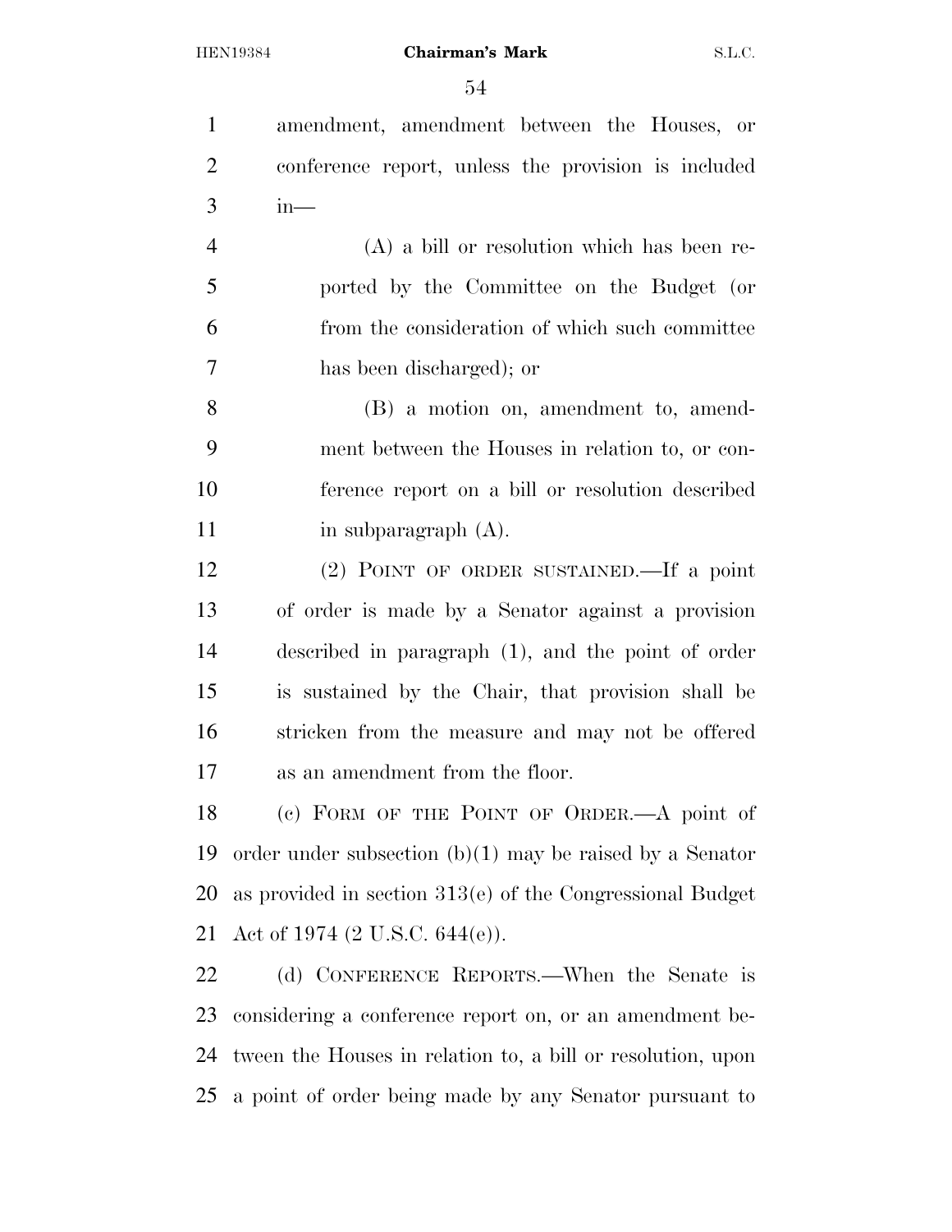amendment, amendment between the Houses, or conference report, unless the provision is included in—

(A) a bill or resolution which has been reported by the Committee on the Budget (or from the consideration of which such committee has been discharged); or

(B) a motion on, amendment to, amendment between the Houses in relation to, or conference report on a bill or resolution described in subparagraph (A).

(2) POINT OF ORDER SUSTAINED.—If a point of order is made by a Senator against a provision described in paragraph (1), and the point of order is sustained by the Chair, that provision shall be stricken from the measure and may not be offered as an amendment from the floor.

(c) FORM OF THE POINT OF ORDER.—A point of order under subsection (b)(1) may be raised by a Senator as provided in section 313(e) of the Congressional Budget Act of 1974 (2 U.S.C. 644(e)).

(d) CONFERENCE REPORTS.—When the Senate is considering a conference report on, or an amendment between the Houses in relation to, a bill or resolution, upon a point of order being made by any Senator pursuant to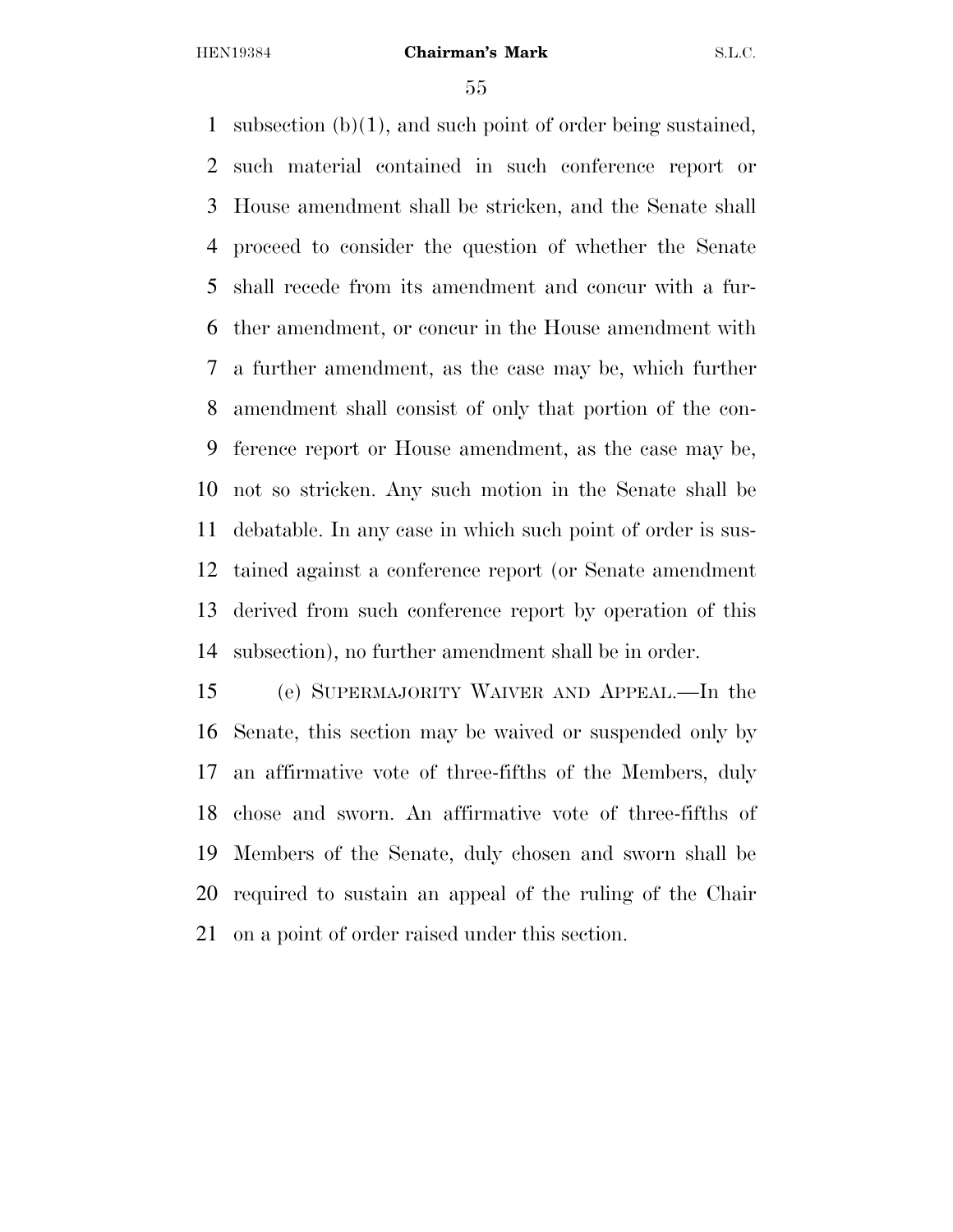subsection (b)(1), and such point of order being sustained, such material contained in such conference report or House amendment shall be stricken, and the Senate shall proceed to consider the question of whether the Senate shall recede from its amendment and concur with a further amendment, or concur in the House amendment with a further amendment, as the case may be, which further amendment shall consist of only that portion of the conference report or House amendment, as the case may be, not so stricken. Any such motion in the Senate shall be debatable. In any case in which such point of order is sustained against a conference report (or Senate amendment derived from such conference report by operation of this subsection), no further amendment shall be in order.

(e) SUPERMAJORITY WAIVER AND APPEAL.—In the Senate, this section may be waived or suspended only by an affirmative vote of three-fifths of the Members, duly chose and sworn. An affirmative vote of three-fifths of Members of the Senate, duly chosen and sworn shall be required to sustain an appeal of the ruling of the Chair on a point of order raised under this section.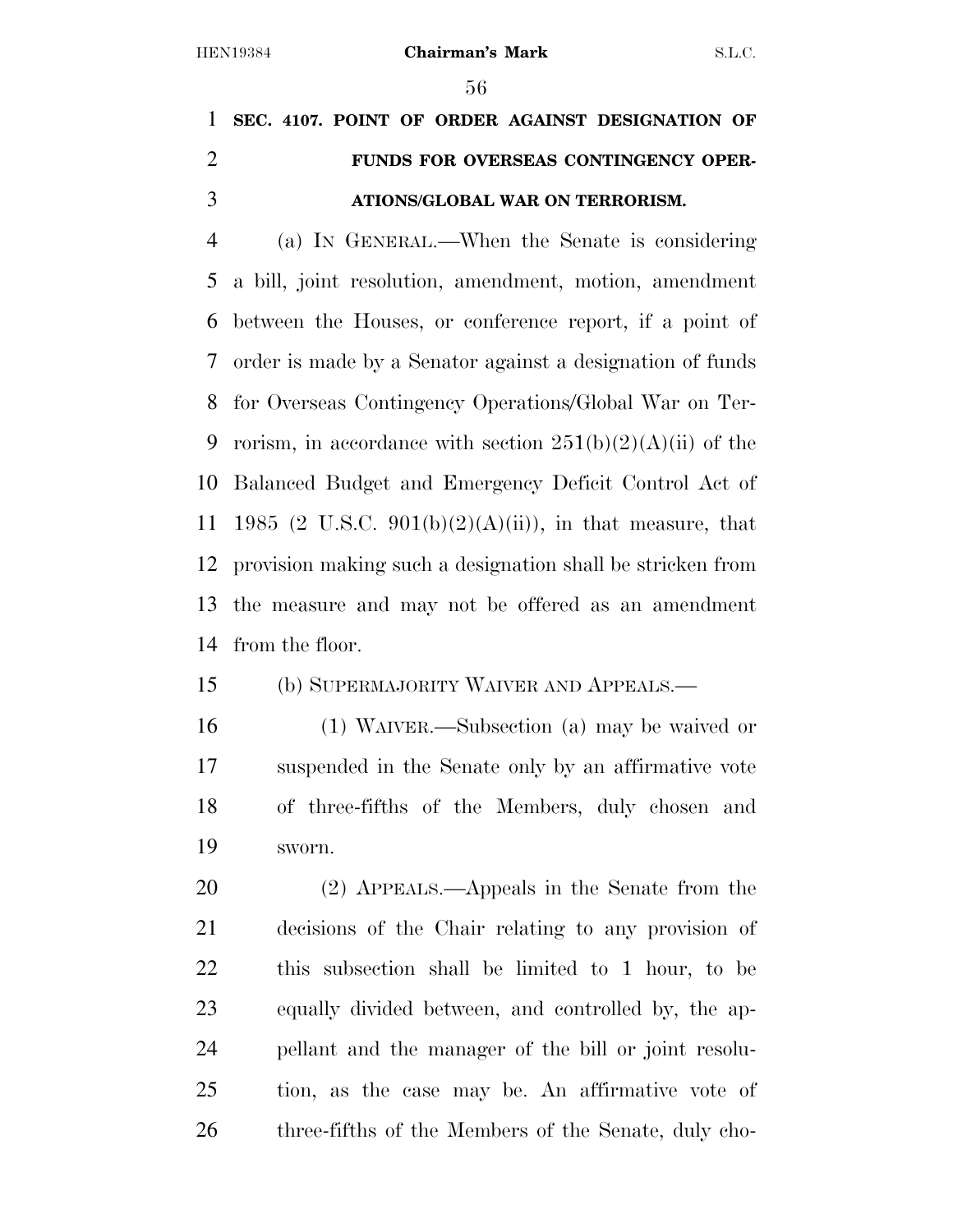**SEC. 4107. POINT OF ORDER AGAINST DESIGNATION OF FUNDS FOR OVERSEAS CONTINGENCY OPERATIONS/GLOBAL WAR ON TERRORISM.**

(a) IN GENERAL.—When the Senate is considering a bill, joint resolution, amendment, motion, amendment between the Houses, or conference report, if a point of order is made by a Senator against a designation of funds for Overseas Contingency Operations/Global War on Terrorism, in accordance with section 251(b)(2)(A)(ii) of the Balanced Budget and Emergency Deficit Control Act of 1985 (2 U.S.C. 901(b)(2)(A)(ii)), in that measure, that provision making such a designation shall be stricken from the measure and may not be offered as an amendment from the floor.

(b) SUPERMAJORITY WAIVER AND APPEALS.—

(1) WAIVER.—Subsection (a) may be waived or suspended in the Senate only by an affirmative vote of three-fifths of the Members, duly chosen and sworn.

(2) APPEALS.—Appeals in the Senate from the decisions of the Chair relating to any provision of this subsection shall be limited to 1 hour, to be equally divided between, and controlled by, the appellant and the manager of the bill or joint resolution, as the case may be. An affirmative vote of three-fifths of the Members of the Senate, duly cho-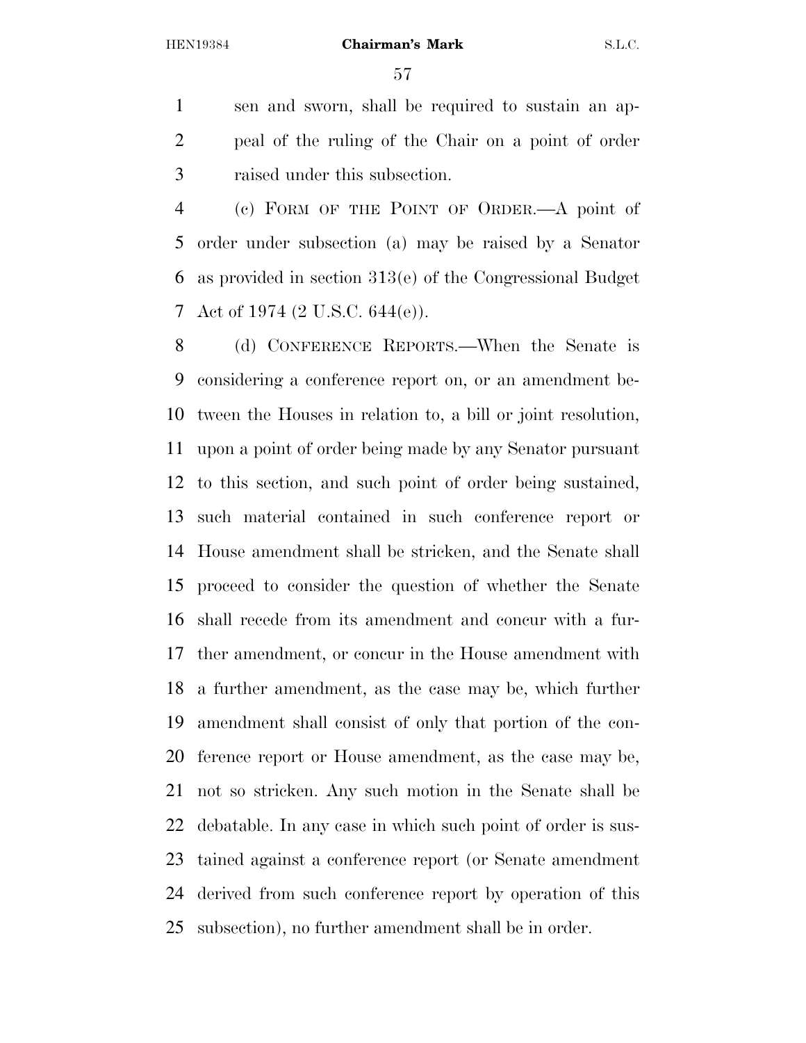sen and sworn, shall be required to sustain an appeal of the ruling of the Chair on a point of order raised under this subsection.

(c) FORM OF THE POINT OF ORDER.—A point of order under subsection (a) may be raised by a Senator as provided in section 313(e) of the Congressional Budget Act of 1974 (2 U.S.C. 644(e)).

(d) CONFERENCE REPORTS.—When the Senate is considering a conference report on, or an amendment between the Houses in relation to, a bill or joint resolution, upon a point of order being made by any Senator pursuant to this section, and such point of order being sustained, such material contained in such conference report or House amendment shall be stricken, and the Senate shall proceed to consider the question of whether the Senate shall recede from its amendment and concur with a further amendment, or concur in the House amendment with a further amendment, as the case may be, which further amendment shall consist of only that portion of the conference report or House amendment, as the case may be, not so stricken. Any such motion in the Senate shall be debatable. In any case in which such point of order is sustained against a conference report (or Senate amendment derived from such conference report by operation of this subsection), no further amendment shall be in order.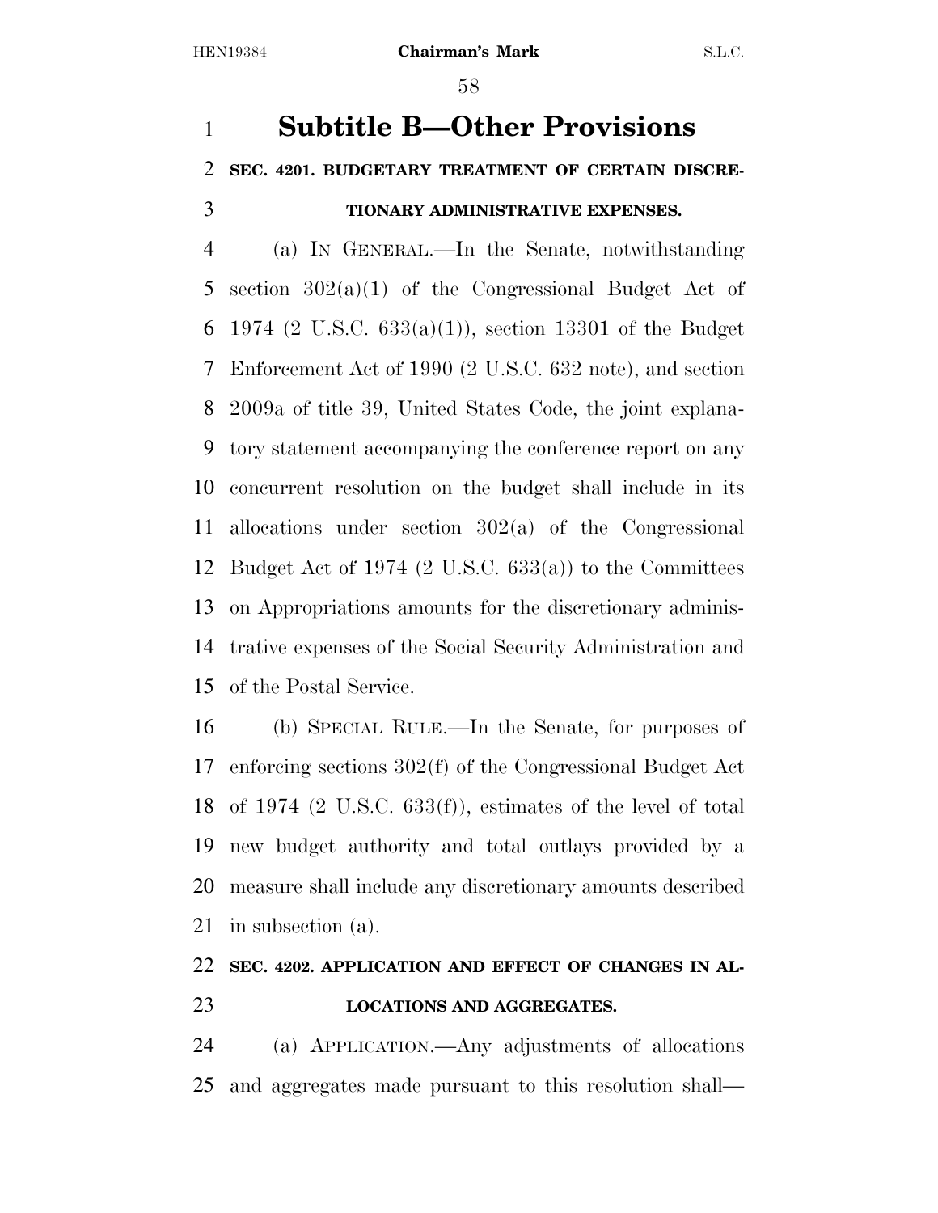## Subtitle B—Other Provisions

### SEC. 4201. BUDGETARY TREATMENT OF CERTAIN DISCRETIONARY ADMINISTRATIVE EXPENSES.

(a) IN GENERAL.—In the Senate, notwithstanding section 302(a)(1) of the Congressional Budget Act of 1974 (2 U.S.C. 633(a)(1)), section 13301 of the Budget Enforcement Act of 1990 (2 U.S.C. 632 note), and section 2009a of title 39, United States Code, the joint explanatory statement accompanying the conference report on any concurrent resolution on the budget shall include in its allocations under section 302(a) of the Congressional Budget Act of 1974 (2 U.S.C. 633(a)) to the Committees on Appropriations amounts for the discretionary administrative expenses of the Social Security Administration and of the Postal Service.

(b) SPECIAL RULE.—In the Senate, for purposes of enforcing sections 302(f) of the Congressional Budget Act of 1974 (2 U.S.C. 633(f)), estimates of the level of total new budget authority and total outlays provided by a measure shall include any discretionary amounts described in subsection (a).

### SEC. 4202. APPLICATION AND EFFECT OF CHANGES IN ALLOCATIONS AND AGGREGATES.

(a) APPLICATION.—Any adjustments of allocations and aggregates made pursuant to this resolution shall—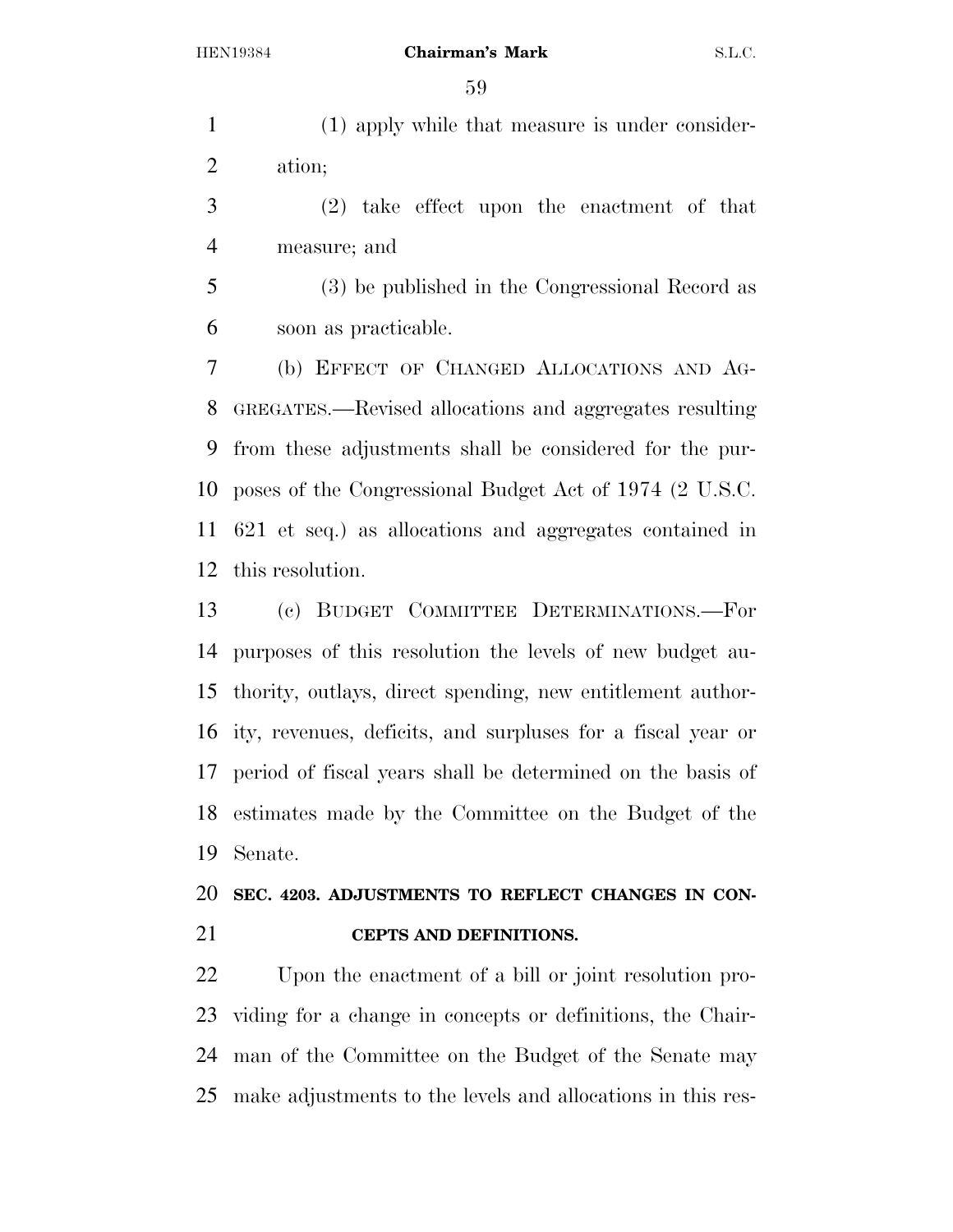(1) apply while that measure is under consideration;

(2) take effect upon the enactment of that measure; and

(3) be published in the Congressional Record as soon as practicable.

(b) EFFECT OF CHANGED ALLOCATIONS AND AGGREGATES.—Revised allocations and aggregates resulting from these adjustments shall be considered for the purposes of the Congressional Budget Act of 1974 (2 U.S.C. 621 et seq.) as allocations and aggregates contained in this resolution.

(c) BUDGET COMMITTEE DETERMINATIONS.—For purposes of this resolution the levels of new budget authority, outlays, direct spending, new entitlement authority, revenues, deficits, and surpluses for a fiscal year or period of fiscal years shall be determined on the basis of estimates made by the Committee on the Budget of the Senate.

**SEC. 4203. ADJUSTMENTS TO REFLECT CHANGES IN CONCEPTS AND DEFINITIONS.**

Upon the enactment of a bill or joint resolution providing for a change in concepts or definitions, the Chairman of the Committee on the Budget of the Senate may make adjustments to the levels and allocations in this res-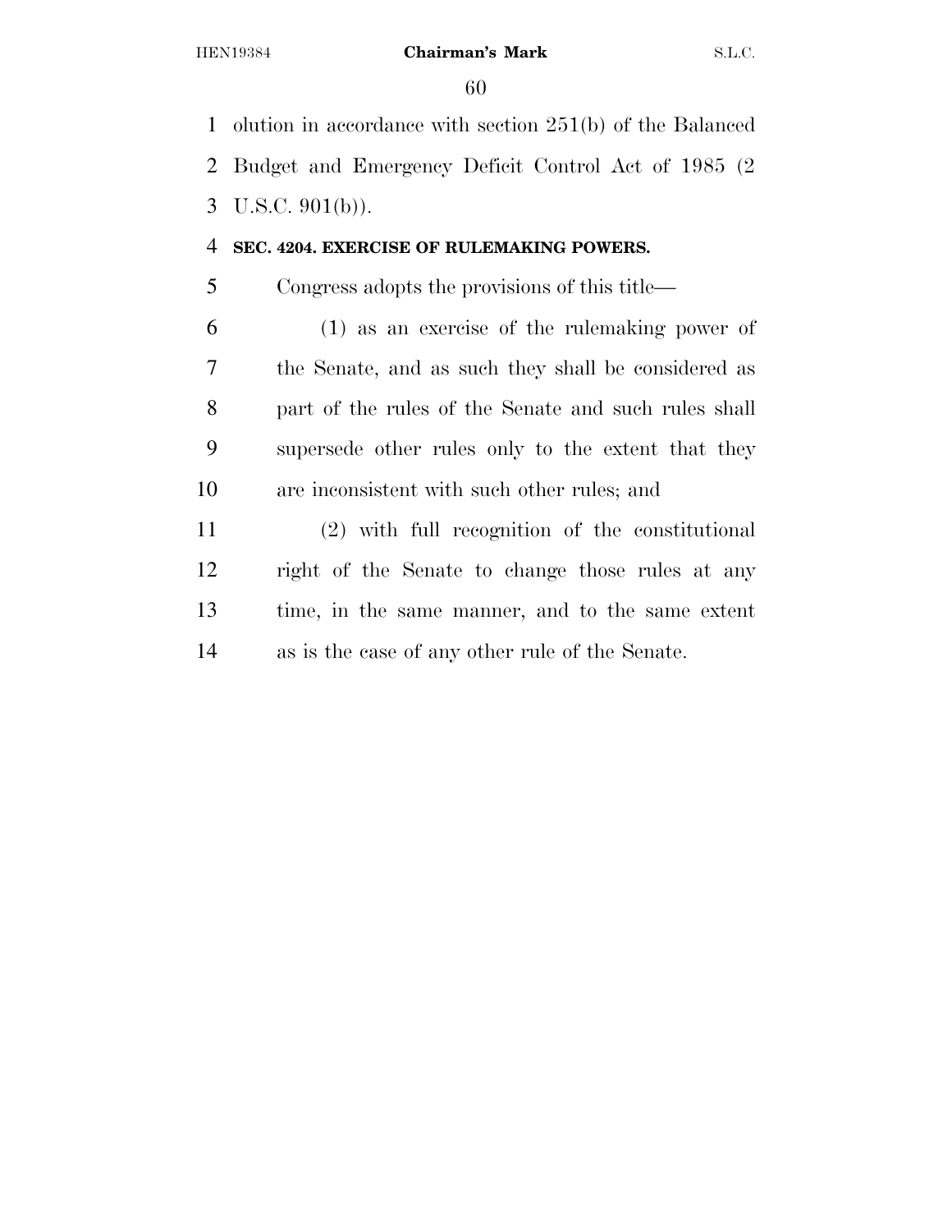olution in accordance with section 251(b) of the Balanced Budget and Emergency Deficit Control Act of 1985 (2 U.S.C. 901(b)).

**SEC. 4204. EXERCISE OF RULEMAKING POWERS.**

Congress adopts the provisions of this title—

(1) as an exercise of the rulemaking power of the Senate, and as such they shall be considered as part of the rules of the Senate and such rules shall supersede other rules only to the extent that they are inconsistent with such other rules; and

(2) with full recognition of the constitutional right of the Senate to change those rules at any time, in the same manner, and to the same extent as is the case of any other rule of the Senate.